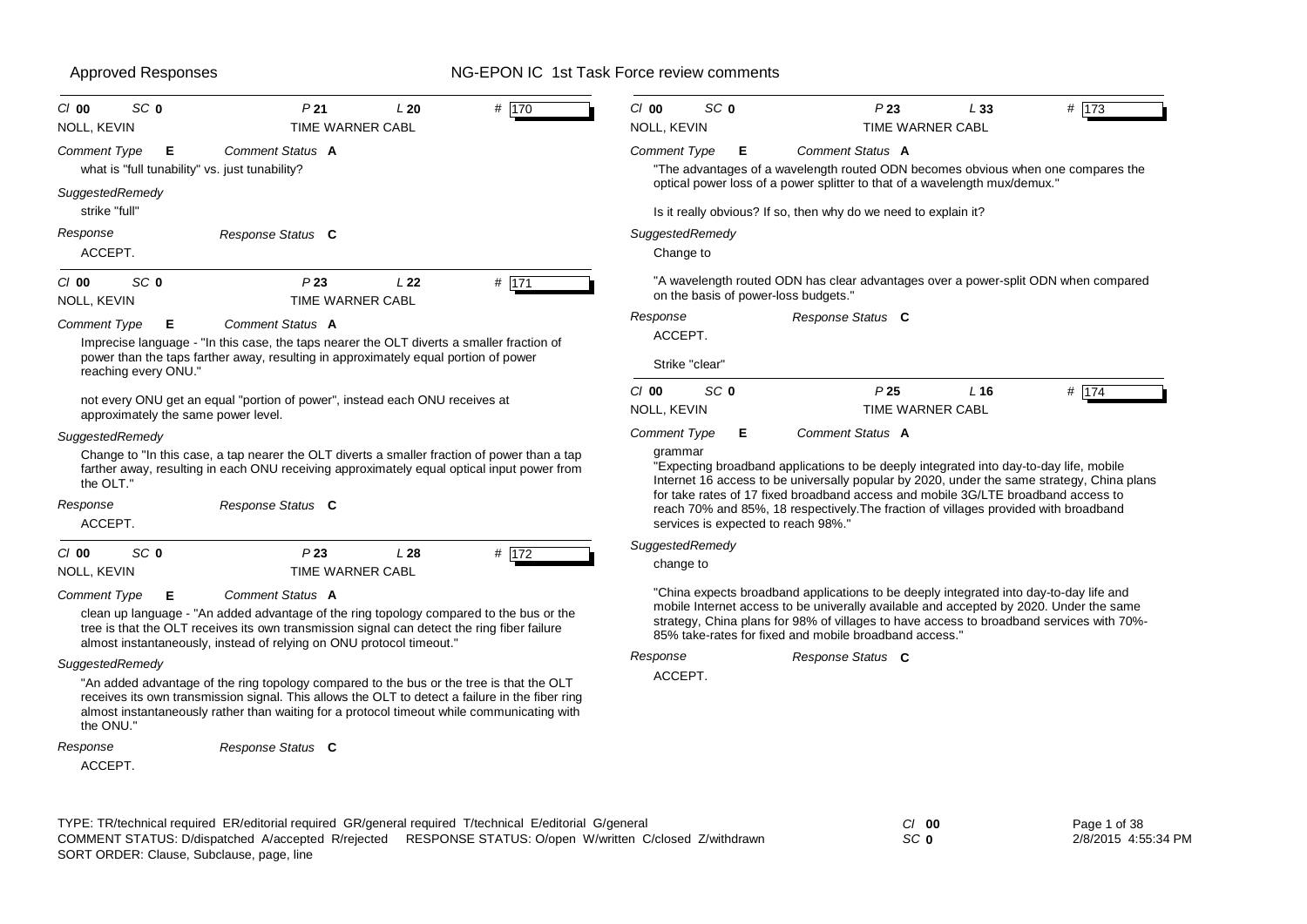## Approved Responses

## NG-EPON IC 1st Task Force review comments

---

*Cl* **00** *SC* **0** *P* **21** *L* **20** # 170

NOLL, KEVIN — TIME WARNER CABL

*Comment Type* **E** *Comment Status* **A**

what is "full tunability" vs. just tunability?

*SuggestedRemedy*

strike "full"

*Response* *Response Status* **C**

ACCEPT.

---

*Cl* **00** *SC* **0** *P* **23** *L* **22** # 171

NOLL, KEVIN — TIME WARNER CABL

*Comment Type* **E** *Comment Status* **A**

Imprecise language - "In this case, the taps nearer the OLT diverts a smaller fraction of power than the taps farther away, resulting in approximately equal portion of power reaching every ONU."

not every ONU get an equal "portion of power", instead each ONU receives at approximately the same power level.

*SuggestedRemedy*

Change to "In this case, a tap nearer the OLT diverts a smaller fraction of power than a tap farther away, resulting in each ONU receiving approximately equal optical input power from the OLT."

*Response* *Response Status* **C**

ACCEPT.

---

*Cl* **00** *SC* **0** *P* **23** *L* **28** # 172

NOLL, KEVIN — TIME WARNER CABL

*Comment Type* **E** *Comment Status* **A**

clean up language - "An added advantage of the ring topology compared to the bus or the tree is that the OLT receives its own transmission signal can detect the ring fiber failure almost instantaneously, instead of relying on ONU protocol timeout."

*SuggestedRemedy*

"An added advantage of the ring topology compared to the bus or the tree is that the OLT receives its own transmission signal. This allows the OLT to detect a failure in the fiber ring almost instantaneously rather than waiting for a protocol timeout while communicating with the ONU."

*Response* *Response Status* **C**

ACCEPT.

---

*Cl* **00** *SC* **0** *P* **23** *L* **33** # 173

NOLL, KEVIN — TIME WARNER CABL

*Comment Type* **E** *Comment Status* **A**

"The advantages of a wavelength routed ODN becomes obvious when one compares the optical power loss of a power splitter to that of a wavelength mux/demux."

Is it really obvious? If so, then why do we need to explain it?

*SuggestedRemedy*

Change to

"A wavelength routed ODN has clear advantages over a power-split ODN when compared on the basis of power-loss budgets."

*Response* *Response Status* **C**

ACCEPT.

Strike "clear"

---

*Cl* **00** *SC* **0** *P* **25** *L* **16** # 174

NOLL, KEVIN — TIME WARNER CABL

*Comment Type* **E** *Comment Status* **A**

grammar

"Expecting broadband applications to be deeply integrated into day-to-day life, mobile Internet 16 access to be universally popular by 2020, under the same strategy, China plans for take rates of 17 fixed broadband access and mobile 3G/LTE broadband access to reach 70% and 85%, 18 respectively.The fraction of villages provided with broadband services is expected to reach 98%."

*SuggestedRemedy*

change to

"China expects broadband applications to be deeply integrated into day-to-day life and mobile Internet access to be univerally available and accepted by 2020. Under the same strategy, China plans for 98% of villages to have access to broadband services with 70%-85% take-rates for fixed and mobile broadband access."

*Response* *Response Status* **C**

ACCEPT.

---

TYPE: TR/technical required ER/editorial required GR/general required T/technical E/editorial G/general
COMMENT STATUS: D/dispatched A/accepted R/rejected RESPONSE STATUS: O/open W/written C/closed Z/withdrawn
SORT ORDER: Clause, Subclause, page, line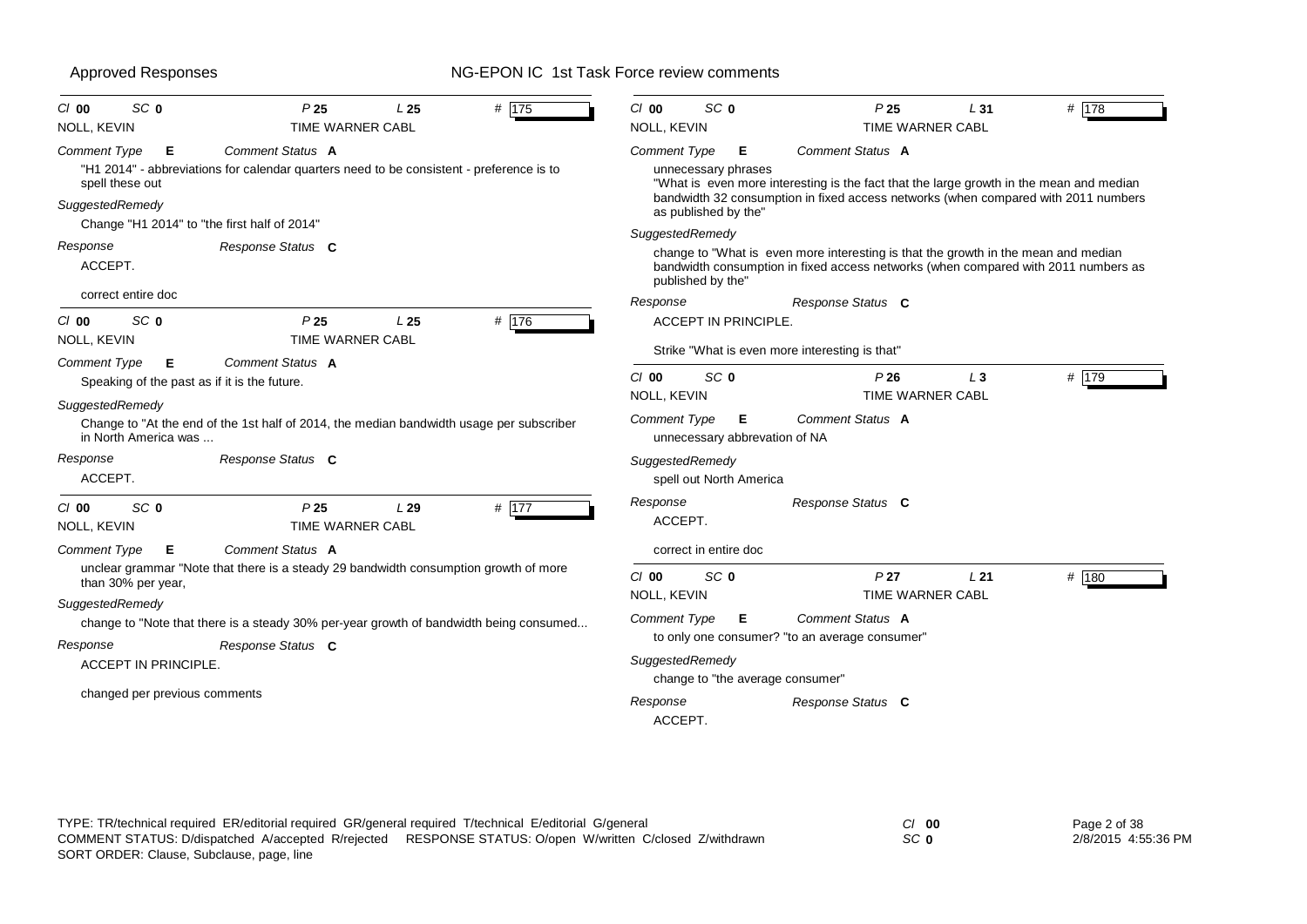**Cl 00 SC 0 P 25 L 25 # 175**

NOLL, KEVIN — TIME WARNER CABL

*Comment Type* **E** *Comment Status* **A**

"H1 2014" - abbreviations for calendar quarters need to be consistent - preference is to spell these out

*SuggestedRemedy*

Change "H1 2014" to "the first half of 2014"

*Response* *Response Status* **C**

ACCEPT.

correct entire doc

---

**Cl 00 SC 0 P 25 L 25 # 176**

NOLL, KEVIN — TIME WARNER CABL

*Comment Type* **E** *Comment Status* **A**

Speaking of the past as if it is the future.

*SuggestedRemedy*

Change to "At the end of the 1st half of 2014, the median bandwidth usage per subscriber in North America was ...

*Response* *Response Status* **C**

ACCEPT.

---

**Cl 00 SC 0 P 25 L 29 # 177**

NOLL, KEVIN — TIME WARNER CABL

*Comment Type* **E** *Comment Status* **A**

unclear grammar "Note that there is a steady 29 bandwidth consumption growth of more than 30% per year,

*SuggestedRemedy*

change to "Note that there is a steady 30% per-year growth of bandwidth being consumed...

*Response* *Response Status* **C**

ACCEPT IN PRINCIPLE.

changed per previous comments

---

**Cl 00 SC 0 P 25 L 31 # 178**

NOLL, KEVIN — TIME WARNER CABL

*Comment Type* **E** *Comment Status* **A**

unnecessary phrases
"What is even more interesting is the fact that the large growth in the mean and median bandwidth 32 consumption in fixed access networks (when compared with 2011 numbers as published by the"

*SuggestedRemedy*

change to "What is even more interesting is that the growth in the mean and median bandwidth consumption in fixed access networks (when compared with 2011 numbers as published by the"

*Response* *Response Status* **C**

ACCEPT IN PRINCIPLE.

Strike "What is even more interesting is that"

---

**Cl 00 SC 0 P 26 L 3 # 179**

NOLL, KEVIN — TIME WARNER CABL

*Comment Type* **E** *Comment Status* **A**

unnecessary abbrevation of NA

*SuggestedRemedy*

spell out North America

*Response* *Response Status* **C**

ACCEPT.

correct in entire doc

---

**Cl 00 SC 0 P 27 L 21 # 180**

NOLL, KEVIN — TIME WARNER CABL

*Comment Type* **E** *Comment Status* **A**

to only one consumer? "to an average consumer"

*SuggestedRemedy*

change to "the average consumer"

*Response* *Response Status* **C**

ACCEPT.

---

TYPE: TR/technical required ER/editorial required GR/general required T/technical E/editorial G/general
COMMENT STATUS: D/dispatched A/accepted R/rejected RESPONSE STATUS: O/open W/written C/closed Z/withdrawn
SORT ORDER: Clause, Subclause, page, line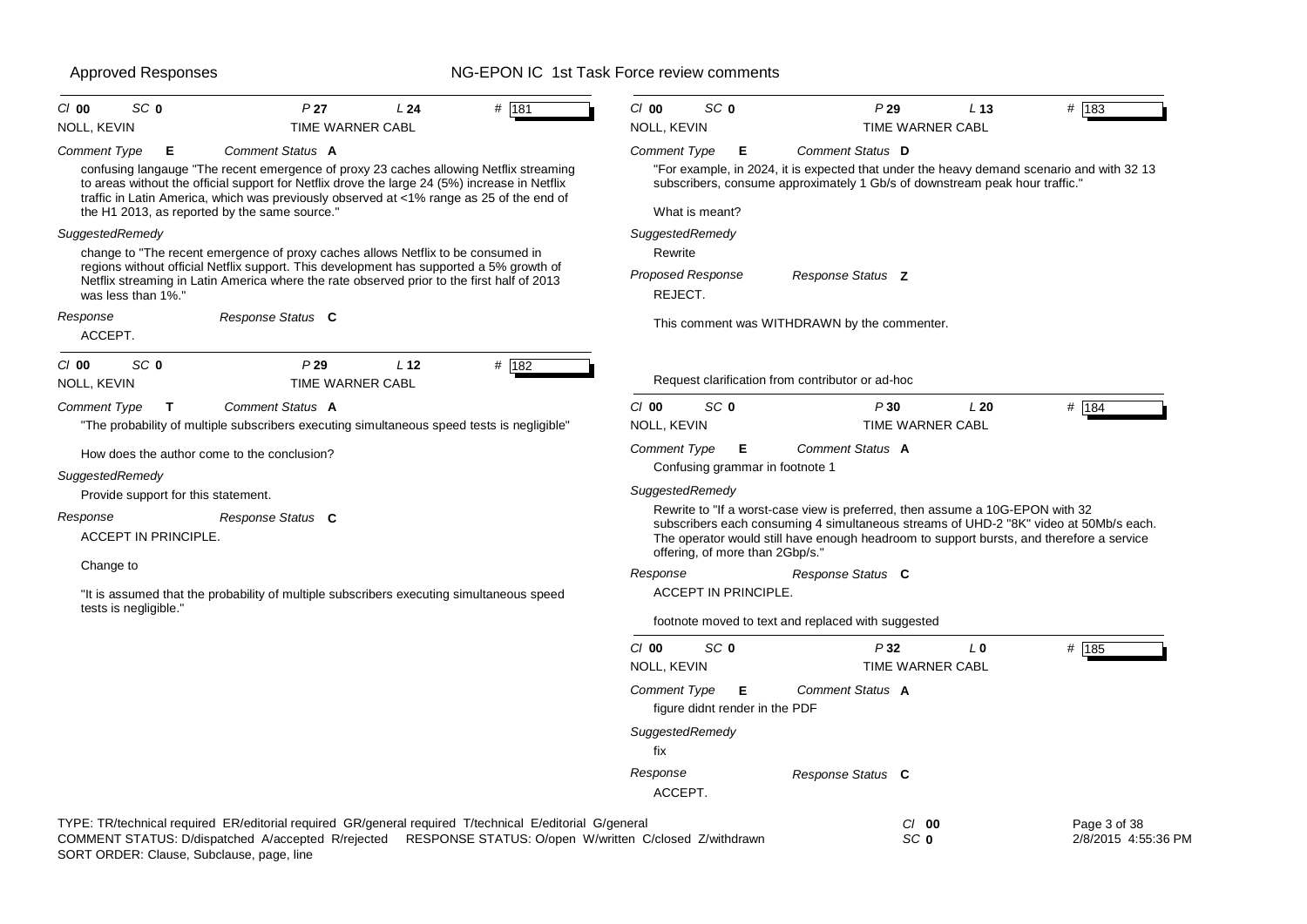## Comment #181

Cl **00** SC **0** P **27** L **24** # 181

NOLL, KEVIN — TIME WARNER CABL

*Comment Type* **E** *Comment Status* **A**

confusing langauge "The recent emergence of proxy 23 caches allowing Netflix streaming to areas without the official support for Netflix drove the large 24 (5%) increase in Netflix traffic in Latin America, which was previously observed at <1% range as 25 of the end of the H1 2013, as reported by the same source."

*SuggestedRemedy*

change to "The recent emergence of proxy caches allows Netflix to be consumed in regions without official Netflix support. This development has supported a 5% growth of Netflix streaming in Latin America where the rate observed prior to the first half of 2013 was less than 1%."

*Response* *Response Status* **C**

ACCEPT.

## Comment #182

Cl **00** SC **0** P **29** L **12** # 182

NOLL, KEVIN — TIME WARNER CABL

*Comment Type* **T** *Comment Status* **A**

"The probability of multiple subscribers executing simultaneous speed tests is negligible"

How does the author come to the conclusion?

*SuggestedRemedy*

Provide support for this statement.

*Response* *Response Status* **C**

ACCEPT IN PRINCIPLE.

Change to

"It is assumed that the probability of multiple subscribers executing simultaneous speed tests is negligible."

## Comment #183

Cl **00** SC **0** P **29** L **13** # 183

NOLL, KEVIN — TIME WARNER CABL

*Comment Type* **E** *Comment Status* **D**

"For example, in 2024, it is expected that under the heavy demand scenario and with 32 13 subscribers, consume approximately 1 Gb/s of downstream peak hour traffic."

What is meant?

*SuggestedRemedy*

Rewrite

*Proposed Response* *Response Status* **Z**

REJECT.

This comment was WITHDRAWN by the commenter.

Request clarification from contributor or ad-hoc

## Comment #184

Cl **00** SC **0** P **30** L **20** # 184

NOLL, KEVIN — TIME WARNER CABL

*Comment Type* **E** *Comment Status* **A**

Confusing grammar in footnote 1

*SuggestedRemedy*

Rewrite to "If a worst-case view is preferred, then assume a 10G-EPON with 32 subscribers each consuming 4 simultaneous streams of UHD-2 "8K" video at 50Mb/s each. The operator would still have enough headroom to support bursts, and therefore a service offering, of more than 2Gbp/s."

*Response* *Response Status* **C**

ACCEPT IN PRINCIPLE.

footnote moved to text and replaced with suggested

## Comment #185

Cl **00** SC **0** P **32** L **0** # 185

NOLL, KEVIN — TIME WARNER CABL

*Comment Type* **E** *Comment Status* **A**

figure didnt render in the PDF

*SuggestedRemedy*

fix

*Response* *Response Status* **C**

ACCEPT.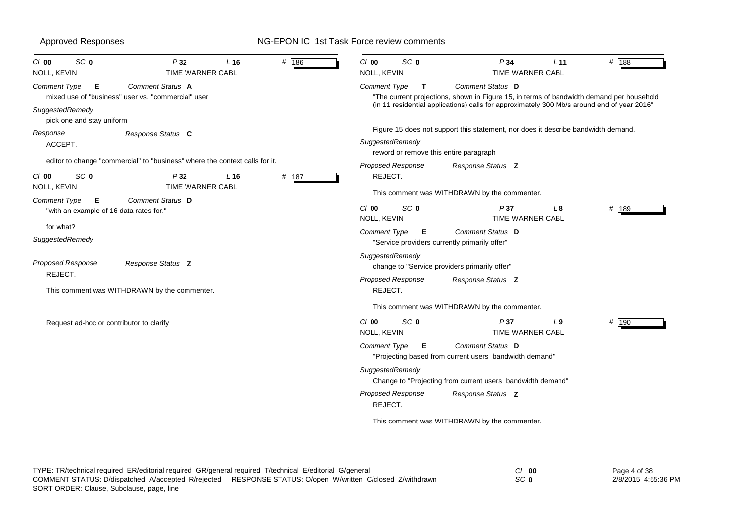Cl **00** SC **0** P **32** L **16** # 186
NOLL, KEVIN TIME WARNER CABL

*Comment Type* **E** *Comment Status* **A**

mixed use of "business" user vs. "commercial" user

*SuggestedRemedy*

pick one and stay uniform

*Response* *Response Status* **C**

ACCEPT.

editor to change "commercial" to "business" where the context calls for it.

---

Cl **00** SC **0** P **32** L **16** # 187
NOLL, KEVIN TIME WARNER CABL

*Comment Type* **E** *Comment Status* **D**

"with an example of 16 data rates for."

for what?

*SuggestedRemedy*

*Proposed Response* *Response Status* **Z**

REJECT.

This comment was WITHDRAWN by the commenter.

Request ad-hoc or contributor to clarify

---

Cl **00** SC **0** P **34** L **11** # 188
NOLL, KEVIN TIME WARNER CABL

*Comment Type* **T** *Comment Status* **D**

"The current projections, shown in Figure 15, in terms of bandwidth demand per household (in 11 residential applications) calls for approximately 300 Mb/s around end of year 2016"

Figure 15 does not support this statement, nor does it describe bandwidth demand.

*SuggestedRemedy*

reword or remove this entire paragraph

*Proposed Response* *Response Status* **Z**

REJECT.

This comment was WITHDRAWN by the commenter.

---

Cl **00** SC **0** P **37** L **8** # 189
NOLL, KEVIN TIME WARNER CABL

*Comment Type* **E** *Comment Status* **D**

"Service providers currently primarily offer"

*SuggestedRemedy*

change to "Service providers primarily offer"

*Proposed Response* *Response Status* **Z**

REJECT.

This comment was WITHDRAWN by the commenter.

---

Cl **00** SC **0** P **37** L **9** # 190
NOLL, KEVIN TIME WARNER CABL

*Comment Type* **E** *Comment Status* **D**

"Projecting based from current users bandwidth demand"

*SuggestedRemedy*

Change to "Projecting from current users bandwidth demand"

*Proposed Response* *Response Status* **Z**

REJECT.

This comment was WITHDRAWN by the commenter.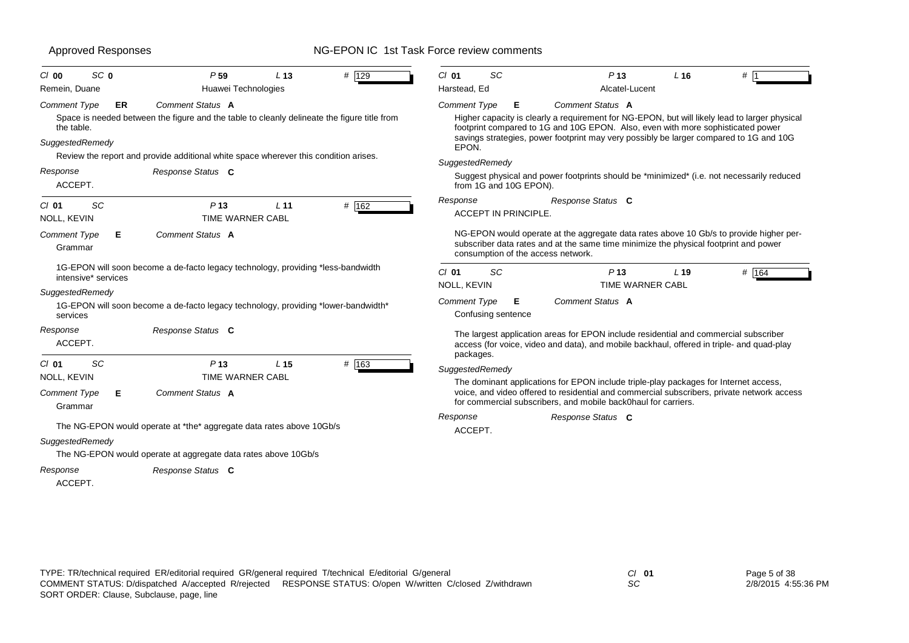Approved Responses — NG-EPON IC 1st Task Force review comments

---

**Cl** 00 **SC** 0 **P** 59 **L** 13 **#** 129

Remein, Duane — Huawei Technologies

*Comment Type* **ER** *Comment Status* **A**

Space is needed between the figure and the table to cleanly delineate the figure title from the table.

*SuggestedRemedy*

Review the report and provide additional white space wherever this condition arises.

*Response* *Response Status* **C**

ACCEPT.

---

**Cl** 01 **SC** **P** 13 **L** 11 **#** 162

NOLL, KEVIN — TIME WARNER CABL

*Comment Type* **E** *Comment Status* **A**

Grammar

1G-EPON will soon become a de-facto legacy technology, providing *less-bandwidth intensive* services

*SuggestedRemedy*

1G-EPON will soon become a de-facto legacy technology, providing *lower-bandwidth* services

*Response* *Response Status* **C**

ACCEPT.

---

**Cl** 01 **SC** **P** 13 **L** 15 **#** 163

NOLL, KEVIN — TIME WARNER CABL

*Comment Type* **E** *Comment Status* **A**

Grammar

The NG-EPON would operate at *the* aggregate data rates above 10Gb/s

*SuggestedRemedy*

The NG-EPON would operate at aggregate data rates above 10Gb/s

*Response* *Response Status* **C**

ACCEPT.

---

**Cl** 01 **SC** **P** 13 **L** 16 **#** 1

Harstead, Ed — Alcatel-Lucent

*Comment Type* **E** *Comment Status* **A**

Higher capacity is clearly a requirement for NG-EPON, but will likely lead to larger physical footprint compared to 1G and 10G EPON. Also, even with more sophisticated power savings strategies, power footprint may very possibly be larger compared to 1G and 10G EPON.

*SuggestedRemedy*

Suggest physical and power footprints should be *minimized* (i.e. not necessarily reduced from 1G and 10G EPON).

*Response* *Response Status* **C**

ACCEPT IN PRINCIPLE.

NG-EPON would operate at the aggregate data rates above 10 Gb/s to provide higher per-subscriber data rates and at the same time minimize the physical footprint and power consumption of the access network.

---

**Cl** 01 **SC** **P** 13 **L** 19 **#** 164

NOLL, KEVIN — TIME WARNER CABL

*Comment Type* **E** *Comment Status* **A**

Confusing sentence

The largest application areas for EPON include residential and commercial subscriber access (for voice, video and data), and mobile backhaul, offered in triple- and quad-play packages.

*SuggestedRemedy*

The dominant applications for EPON include triple-play packages for Internet access, voice, and video offered to residential and commercial subscribers, private network access for commercial subscribers, and mobile back0haul for carriers.

*Response* *Response Status* **C**

ACCEPT.

---

TYPE: TR/technical required ER/editorial required GR/general required T/technical E/editorial G/general
COMMENT STATUS: D/dispatched A/accepted R/rejected RESPONSE STATUS: O/open W/written C/closed Z/withdrawn
SORT ORDER: Clause, Subclause, page, line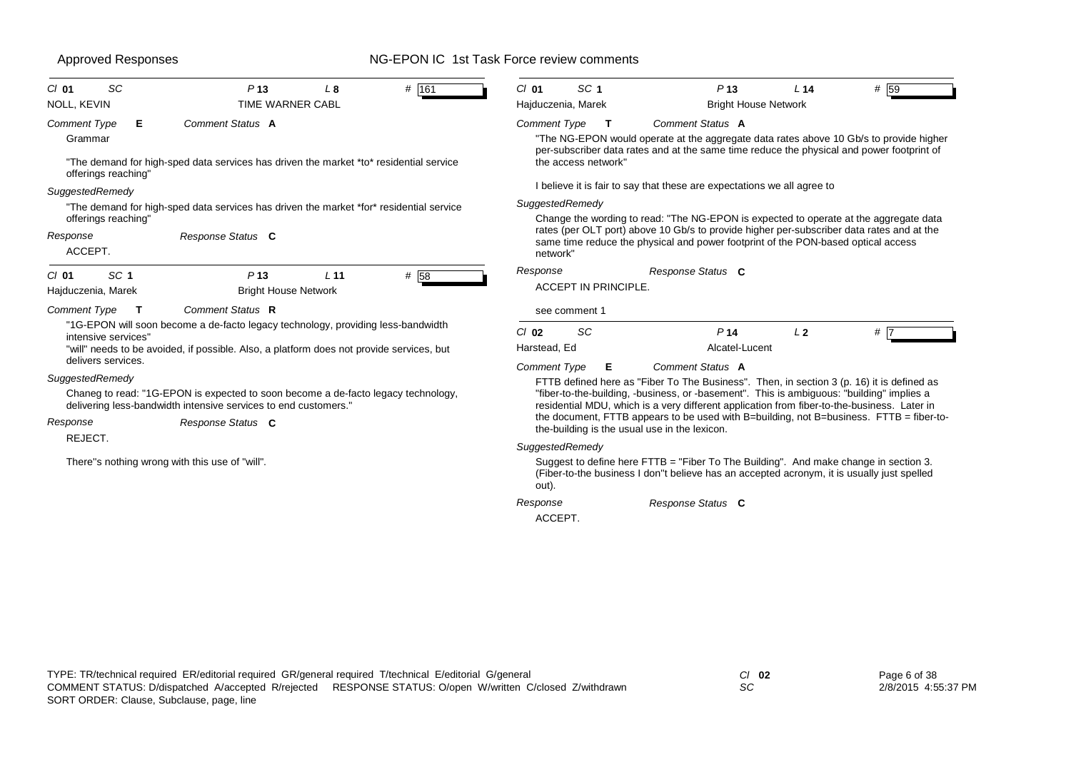Cl **01** SC P **13** L **8** # 161
NOLL, KEVIN TIME WARNER CABL

*Comment Type* **E** *Comment Status* **A**

Grammar

"The demand for high-sped data services has driven the market *to* residential service offerings reaching"

*SuggestedRemedy*

"The demand for high-sped data services has driven the market *for* residential service offerings reaching"

*Response* *Response Status* **C**

ACCEPT.

---

Cl **01** SC **1** P **13** L **11** # 58
Hajduczenia, Marek Bright House Network

*Comment Type* **T** *Comment Status* **R**

"1G-EPON will soon become a de-facto legacy technology, providing less-bandwidth intensive services"
"will" needs to be avoided, if possible. Also, a platform does not provide services, but delivers services.

*SuggestedRemedy*

Chaneg to read: "1G-EPON is expected to soon become a de-facto legacy technology, delivering less-bandwidth intensive services to end customers."

*Response* *Response Status* **C**

REJECT.

There''s nothing wrong with this use of "will".

---

Cl **01** SC **1** P **13** L **14** # 59
Hajduczenia, Marek Bright House Network

*Comment Type* **T** *Comment Status* **A**

"The NG-EPON would operate at the aggregate data rates above 10 Gb/s to provide higher per-subscriber data rates and at the same time reduce the physical and power footprint of the access network"

I believe it is fair to say that these are expectations we all agree to

*SuggestedRemedy*

Change the wording to read: "The NG-EPON is expected to operate at the aggregate data rates (per OLT port) above 10 Gb/s to provide higher per-subscriber data rates and at the same time reduce the physical and power footprint of the PON-based optical access network"

*Response* *Response Status* **C**

ACCEPT IN PRINCIPLE.

see comment 1

---

Cl **02** SC P **14** L **2** # 7
Harstead, Ed Alcatel-Lucent

*Comment Type* **E** *Comment Status* **A**

FTTB defined here as "Fiber To The Business". Then, in section 3 (p. 16) it is defined as "fiber-to-the-building, -business, or -basement". This is ambiguous: "building" implies a residential MDU, which is a very different application from fiber-to-the-business. Later in the document, FTTB appears to be used with B=building, not B=business. FTTB = fiber-to-the-building is the usual use in the lexicon.

*SuggestedRemedy*

Suggest to define here FTTB = "Fiber To The Building". And make change in section 3. (Fiber-to-the business I don''t believe has an accepted acronym, it is usually just spelled out).

*Response* *Response Status* **C**

ACCEPT.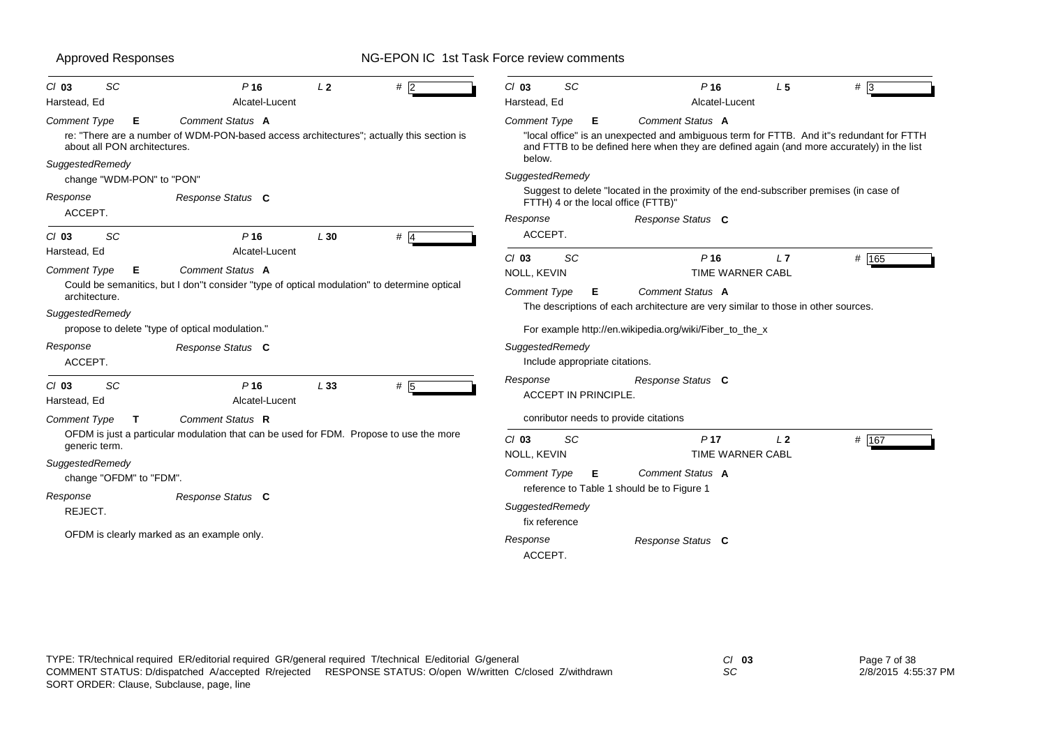Approved Responses — NG-EPON IC 1st Task Force review comments

---

**Cl** 03 **SC** **P** 16 **L** 2 **#** 2

Harstead, Ed — Alcatel-Lucent

*Comment Type* **E** *Comment Status* **A**

re: "There are a number of WDM-PON-based access architectures"; actually this section is about all PON architectures.

*SuggestedRemedy*

change "WDM-PON" to "PON"

*Response* *Response Status* **C**

ACCEPT.

---

**Cl** 03 **SC** **P** 16 **L** 30 **#** 4

Harstead, Ed — Alcatel-Lucent

*Comment Type* **E** *Comment Status* **A**

Could be semanitics, but I don''t consider "type of optical modulation" to determine optical architecture.

*SuggestedRemedy*

propose to delete "type of optical modulation."

*Response* *Response Status* **C**

ACCEPT.

---

**Cl** 03 **SC** **P** 16 **L** 33 **#** 5

Harstead, Ed — Alcatel-Lucent

*Comment Type* **T** *Comment Status* **R**

OFDM is just a particular modulation that can be used for FDM. Propose to use the more generic term.

*SuggestedRemedy*

change "OFDM" to "FDM".

*Response* *Response Status* **C**

REJECT.

OFDM is clearly marked as an example only.

---

**Cl** 03 **SC** **P** 16 **L** 5 **#** 3

Harstead, Ed — Alcatel-Lucent

*Comment Type* **E** *Comment Status* **A**

"local office" is an unexpected and ambiguous term for FTTB. And it''s redundant for FTTH and FTTB to be defined here when they are defined again (and more accurately) in the list below.

*SuggestedRemedy*

Suggest to delete "located in the proximity of the end-subscriber premises (in case of FTTH) 4 or the local office (FTTB)"

*Response* *Response Status* **C**

ACCEPT.

---

**Cl** 03 **SC** **P** 16 **L** 7 **#** 165

NOLL, KEVIN — TIME WARNER CABL

*Comment Type* **E** *Comment Status* **A**

The descriptions of each architecture are very similar to those in other sources.

For example http://en.wikipedia.org/wiki/Fiber_to_the_x

*SuggestedRemedy*

Include appropriate citations.

*Response* *Response Status* **C**

ACCEPT IN PRINCIPLE.

conributor needs to provide citations

---

**Cl** 03 **SC** **P** 17 **L** 2 **#** 167

NOLL, KEVIN — TIME WARNER CABL

*Comment Type* **E** *Comment Status* **A**

reference to Table 1 should be to Figure 1

*SuggestedRemedy*

fix reference

*Response* *Response Status* **C**

ACCEPT.

---

TYPE: TR/technical required ER/editorial required GR/general required T/technical E/editorial G/general
COMMENT STATUS: D/dispatched A/accepted R/rejected RESPONSE STATUS: O/open W/written C/closed Z/withdrawn
SORT ORDER: Clause, Subclause, page, line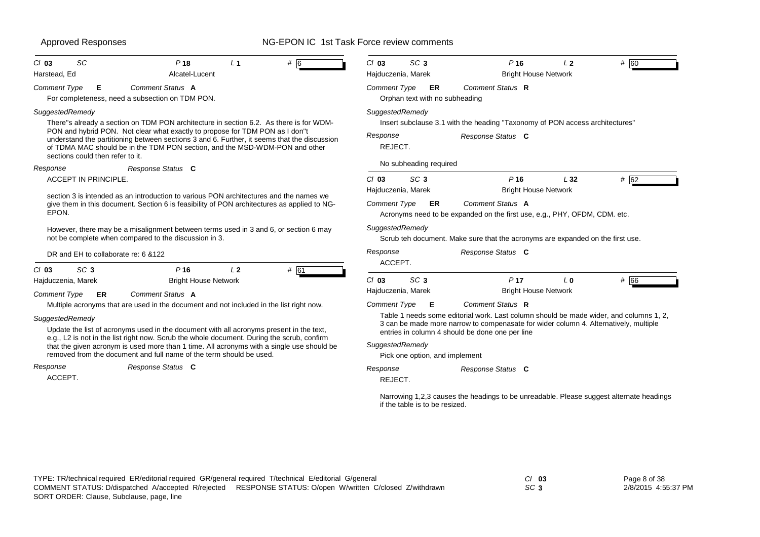**Cl 03 SC P 18 L 1 # 6**
Harstead, Ed — Alcatel-Lucent

*Comment Type* **E** *Comment Status* **A**

For completeness, need a subsection on TDM PON.

*SuggestedRemedy*

There''s already a section on TDM PON architecture in section 6.2. As there is for WDM-PON and hybrid PON. Not clear what exactly to propose for TDM PON as I don''t understand the partitioning between sections 3 and 6. Further, it seems that the discussion of TDMA MAC should be in the TDM PON section, and the MSD-WDM-PON and other sections could then refer to it.

*Response* *Response Status* **C**

ACCEPT IN PRINCIPLE.

section 3 is intended as an introduction to various PON architectures and the names we give them in this document. Section 6 is feasibility of PON architectures as applied to NG-EPON.

However, there may be a misalignment between terms used in 3 and 6, or section 6 may not be complete when compared to the discussion in 3.

DR and EH to collaborate re: 6 &122

---

**Cl 03 SC 3 P 16 L 2 # 61**
Hajduczenia, Marek — Bright House Network

*Comment Type* **ER** *Comment Status* **A**

Multiple acronyms that are used in the document and not included in the list right now.

*SuggestedRemedy*

Update the list of acronyms used in the document with all acronyms present in the text, e.g., L2 is not in the list right now. Scrub the whole document. During the scrub, confirm that the given acronym is used more than 1 time. All acronyms with a single use should be removed from the document and full name of the term should be used.

*Response* *Response Status* **C**

ACCEPT.

---

**Cl 03 SC 3 P 16 L 2 # 60**
Hajduczenia, Marek — Bright House Network

*Comment Type* **ER** *Comment Status* **R**

Orphan text with no subheading

*SuggestedRemedy*

Insert subclause 3.1 with the heading "Taxonomy of PON access architectures"

*Response* *Response Status* **C**

REJECT.

No subheading required

---

**Cl 03 SC 3 P 16 L 32 # 62**
Hajduczenia, Marek — Bright House Network

*Comment Type* **ER** *Comment Status* **A**

Acronyms need to be expanded on the first use, e.g., PHY, OFDM, CDM. etc.

*SuggestedRemedy*

Scrub teh document. Make sure that the acronyms are expanded on the first use.

*Response* *Response Status* **C**

ACCEPT.

---

**Cl 03 SC 3 P 17 L 0 # 66**
Hajduczenia, Marek — Bright House Network

*Comment Type* **E** *Comment Status* **R**

Table 1 needs some editorial work. Last column should be made wider, and columns 1, 2, 3 can be made more narrow to compenasate for wider column 4. Alternatively, multiple entries in column 4 should be done one per line

*SuggestedRemedy*

Pick one option, and implement

*Response* *Response Status* **C**

REJECT.

Narrowing 1,2,3 causes the headings to be unreadable. Please suggest alternate headings if the table is to be resized.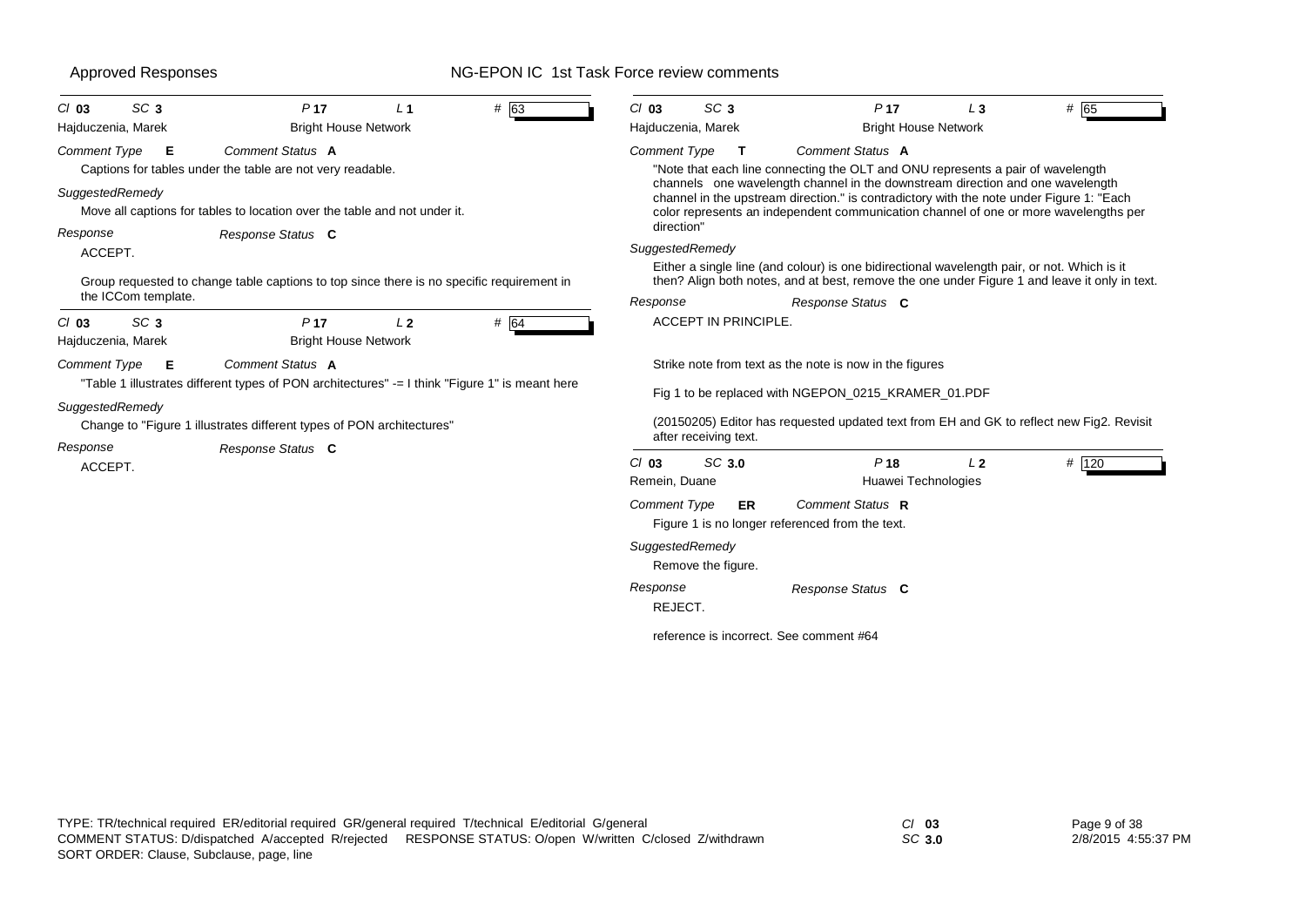**Cl** 03 **SC** 3 **P** 17 **L** 1 **#** 63

Hajduczenia, Marek — Bright House Network

*Comment Type* **E** *Comment Status* **A**

Captions for tables under the table are not very readable.

*SuggestedRemedy*

Move all captions for tables to location over the table and not under it.

*Response* *Response Status* **C**

ACCEPT.

Group requested to change table captions to top since there is no specific requirement in the ICCom template.

---

**Cl** 03 **SC** 3 **P** 17 **L** 2 **#** 64

Hajduczenia, Marek — Bright House Network

*Comment Type* **E** *Comment Status* **A**

"Table 1 illustrates different types of PON architectures" -= I think "Figure 1" is meant here

*SuggestedRemedy*

Change to "Figure 1 illustrates different types of PON architectures"

*Response* *Response Status* **C**

ACCEPT.

---

**Cl** 03 **SC** 3 **P** 17 **L** 3 **#** 65

Hajduczenia, Marek — Bright House Network

*Comment Type* **T** *Comment Status* **A**

"Note that each line connecting the OLT and ONU represents a pair of wavelength channels one wavelength channel in the downstream direction and one wavelength channel in the upstream direction." is contradictory with the note under Figure 1: "Each color represents an independent communication channel of one or more wavelengths per direction"

*SuggestedRemedy*

Either a single line (and colour) is one bidirectional wavelength pair, or not. Which is it then? Align both notes, and at best, remove the one under Figure 1 and leave it only in text.

*Response* *Response Status* **C**

ACCEPT IN PRINCIPLE.

Strike note from text as the note is now in the figures

Fig 1 to be replaced with NGEPON_0215_KRAMER_01.PDF

(20150205) Editor has requested updated text from EH and GK to reflect new Fig2. Revisit after receiving text.

---

**Cl** 03 **SC** 3.0 **P** 18 **L** 2 **#** 120

Remein, Duane — Huawei Technologies

*Comment Type* **ER** *Comment Status* **R**

Figure 1 is no longer referenced from the text.

*SuggestedRemedy*

Remove the figure.

*Response* *Response Status* **C**

REJECT.

reference is incorrect. See comment #64

---

TYPE: TR/technical required ER/editorial required GR/general required T/technical E/editorial G/general
COMMENT STATUS: D/dispatched A/accepted R/rejected RESPONSE STATUS: O/open W/written C/closed Z/withdrawn
SORT ORDER: Clause, Subclause, page, line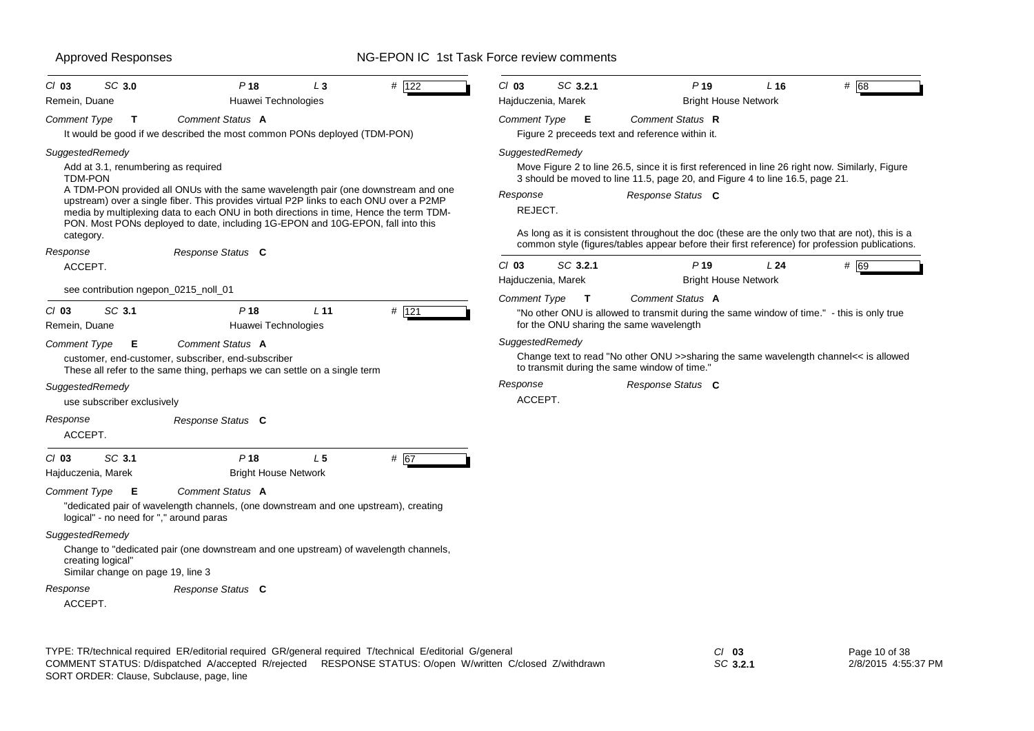**Cl 03 SC 3.0 P 18 L 3 # 122**
Remein, Duane — Huawei Technologies

*Comment Type* **T** *Comment Status* **A**

It would be good if we described the most common PONs deployed (TDM-PON)

*SuggestedRemedy*

Add at 3.1, renumbering as required
TDM-PON
A TDM-PON provided all ONUs with the same wavelength pair (one downstream and one upstream) over a single fiber. This provides virtual P2P links to each ONU over a P2MP media by multiplexing data to each ONU in both directions in time, Hence the term TDM-PON. Most PONs deployed to date, including 1G-EPON and 10G-EPON, fall into this category.

*Response* — *Response Status* **C**

ACCEPT.

see contribution ngepon_0215_noll_01

---

**Cl 03 SC 3.1 P 18 L 11 # 121**
Remein, Duane — Huawei Technologies

*Comment Type* **E** *Comment Status* **A**

customer, end-customer, subscriber, end-subscriber
These all refer to the same thing, perhaps we can settle on a single term

*SuggestedRemedy*

use subscriber exclusively

*Response* — *Response Status* **C**

ACCEPT.

---

**Cl 03 SC 3.1 P 18 L 5 # 67**
Hajduczenia, Marek — Bright House Network

*Comment Type* **E** *Comment Status* **A**

"dedicated pair of wavelength channels, (one downstream and one upstream), creating logical" - no need for "," around paras

*SuggestedRemedy*

Change to "dedicated pair (one downstream and one upstream) of wavelength channels, creating logical"
Similar change on page 19, line 3

*Response* — *Response Status* **C**

ACCEPT.

---

**Cl 03 SC 3.2.1 P 19 L 16 # 68**
Hajduczenia, Marek — Bright House Network

*Comment Type* **E** *Comment Status* **R**

Figure 2 preceeds text and reference within it.

*SuggestedRemedy*

Move Figure 2 to line 26.5, since it is first referenced in line 26 right now. Similarly, Figure 3 should be moved to line 11.5, page 20, and Figure 4 to line 16.5, page 21.

*Response* — *Response Status* **C**

REJECT.

As long as it is consistent throughout the doc (these are the only two that are not), this is a common style (figures/tables appear before their first reference) for profession publications.

---

**Cl 03 SC 3.2.1 P 19 L 24 # 69**
Hajduczenia, Marek — Bright House Network

*Comment Type* **T** *Comment Status* **A**

"No other ONU is allowed to transmit during the same window of time." - this is only true for the ONU sharing the same wavelength

*SuggestedRemedy*

Change text to read "No other ONU >>sharing the same wavelength channel<< is allowed to transmit during the same window of time."

*Response* — *Response Status* **C**

ACCEPT.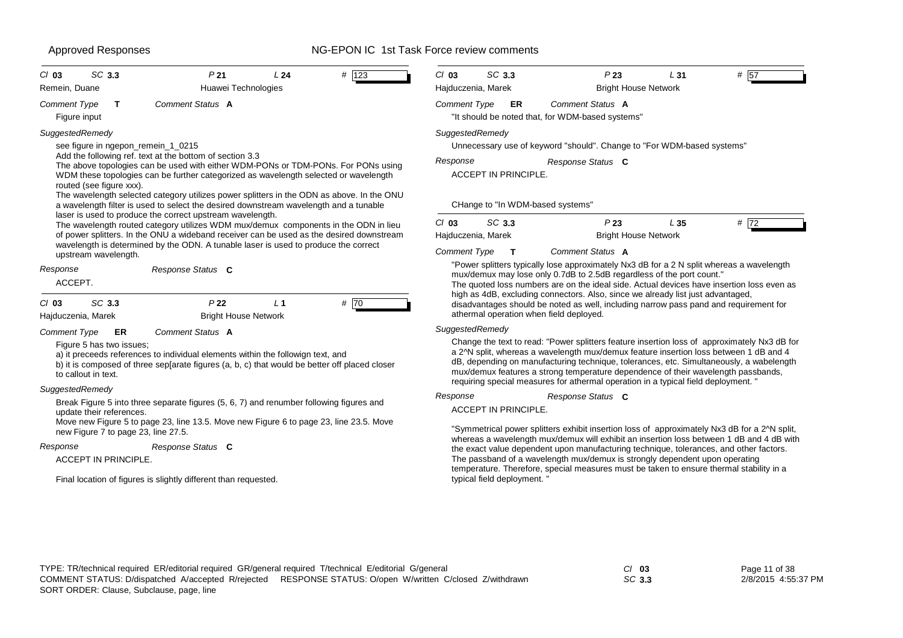Approved Responses NG-EPON IC 1st Task Force review comments

---

*Cl* **03** *SC* **3.3** *P* **21** *L* **24** # 123

Remein, Duane — Huawei Technologies

*Comment Type* **T** *Comment Status* **A**

Figure input

*SuggestedRemedy*

see figure in ngepon_remein_1_0215

Add the following ref. text at the bottom of section 3.3

The above topologies can be used with either WDM-PONs or TDM-PONs. For PONs using WDM these topologies can be further categorized as wavelength selected or wavelength routed (see figure xxx).

The wavelength selected category utilizes power splitters in the ODN as above. In the ONU a wavelength filter is used to select the desired downstream wavelength and a tunable laser is used to produce the correct upstream wavelength.

The wavelength routed category utilizes WDM mux/demux components in the ODN in lieu of power splitters. In the ONU a wideband receiver can be used as the desired downstream wavelength is determined by the ODN. A tunable laser is used to produce the correct upstream wavelength.

*Response* *Response Status* **C**

ACCEPT.

---

*Cl* **03** *SC* **3.3** *P* **22** *L* **1** # 70

Hajduczenia, Marek — Bright House Network

*Comment Type* **ER** *Comment Status* **A**

Figure 5 has two issues;

a) it preceeds references to individual elements within the followign text, and

b) it is composed of three sep[arate figures (a, b, c) that would be better off placed closer to callout in text.

*SuggestedRemedy*

Break Figure 5 into three separate figures (5, 6, 7) and renumber following figures and update their references.

Move new Figure 5 to page 23, line 13.5. Move new Figure 6 to page 23, line 23.5. Move new Figure 7 to page 23, line 27.5.

*Response* *Response Status* **C**

ACCEPT IN PRINCIPLE.

Final location of figures is slightly different than requested.

---

*Cl* **03** *SC* **3.3** *P* **23** *L* **31** # 57

Hajduczenia, Marek — Bright House Network

*Comment Type* **ER** *Comment Status* **A**

"It should be noted that, for WDM-based systems"

*SuggestedRemedy*

Unnecessary use of keyword "should". Change to "For WDM-based systems"

*Response* *Response Status* **C**

ACCEPT IN PRINCIPLE.

CHange to "In WDM-based systems"

---

*Cl* **03** *SC* **3.3** *P* **23** *L* **35** # 72

Hajduczenia, Marek — Bright House Network

*Comment Type* **T** *Comment Status* **A**

"Power splitters typically lose approximately Nx3 dB for a 2 N split whereas a wavelength mux/demux may lose only 0.7dB to 2.5dB regardless of the port count."

The quoted loss numbers are on the ideal side. Actual devices have insertion loss even as high as 4dB, excluding connectors. Also, since we already list just advantaged, disadvantages should be noted as well, including narrow pass pand and requirement for athermal operation when field deployed.

*SuggestedRemedy*

Change the text to read: "Power splitters feature insertion loss of approximately Nx3 dB for a 2^N split, whereas a wavelength mux/demux feature insertion loss between 1 dB and 4 dB, depending on manufacturing technique, tolerances, etc. Simultaneously, a wabelength mux/demux features a strong temperature dependence of their wavelength passbands, requiring special measures for athermal operation in a typical field deployment. "

*Response* *Response Status* **C**

ACCEPT IN PRINCIPLE.

"Symmetrical power splitters exhibit insertion loss of approximately Nx3 dB for a 2^N split, whereas a wavelength mux/demux will exhibit an insertion loss between 1 dB and 4 dB with the exact value dependent upon manufacturing technique, tolerances, and other factors. The passband of a wavelength mux/demux is strongly dependent upon operating temperature. Therefore, special measures must be taken to ensure thermal stability in a typical field deployment. "

---

TYPE: TR/technical required ER/editorial required GR/general required T/technical E/editorial G/general
COMMENT STATUS: D/dispatched A/accepted R/rejected RESPONSE STATUS: O/open W/written C/closed Z/withdrawn
SORT ORDER: Clause, Subclause, page, line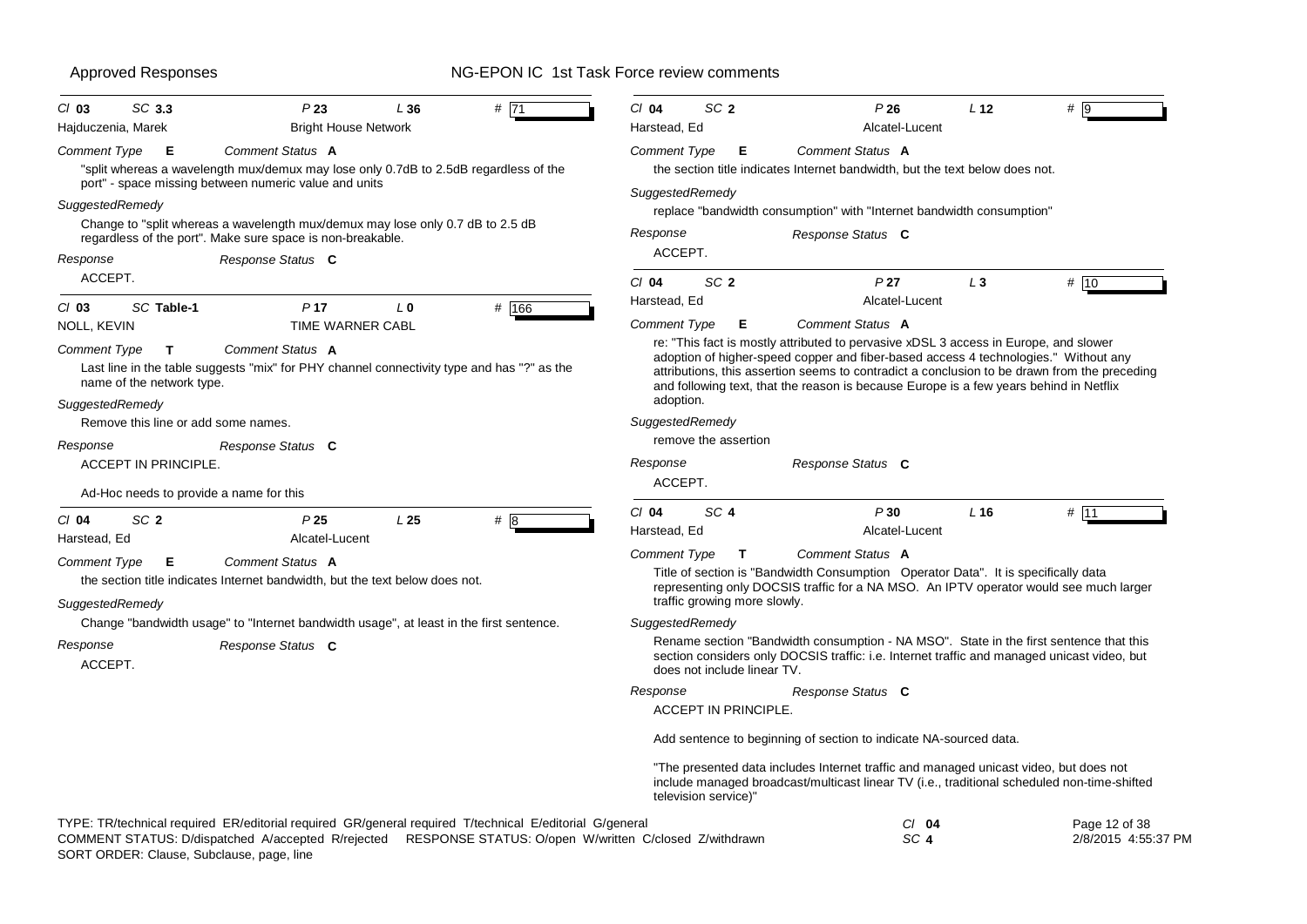| Cl 03 | SC 3.3 | P 23 | L 36 | # 71 |
|---|---|---|---|---|
| Hajduczenia, Marek | | Bright House Network | | |

*Comment Type* **E** *Comment Status* **A**

"split whereas a wavelength mux/demux may lose only 0.7dB to 2.5dB regardless of the port" - space missing between numeric value and units

*SuggestedRemedy*

Change to "split whereas a wavelength mux/demux may lose only 0.7 dB to 2.5 dB regardless of the port". Make sure space is non-breakable.

*Response* *Response Status* **C**

ACCEPT.

---

| Cl 03 | SC Table-1 | P 17 | L 0 | # 166 |
|---|---|---|---|---|
| NOLL, KEVIN | | TIME WARNER CABL | | |

*Comment Type* **T** *Comment Status* **A**

Last line in the table suggests "mix" for PHY channel connectivity type and has "?" as the name of the network type.

*SuggestedRemedy*

Remove this line or add some names.

*Response* *Response Status* **C**

ACCEPT IN PRINCIPLE.

Ad-Hoc needs to provide a name for this

---

| Cl 04 | SC 2 | P 25 | L 25 | # 8 |
|---|---|---|---|---|
| Harstead, Ed | | Alcatel-Lucent | | |

*Comment Type* **E** *Comment Status* **A**

the section title indicates Internet bandwidth, but the text below does not.

*SuggestedRemedy*

Change "bandwidth usage" to "Internet bandwidth usage", at least in the first sentence.

*Response* *Response Status* **C**

ACCEPT.

---

| Cl 04 | SC 2 | P 26 | L 12 | # 9 |
|---|---|---|---|---|
| Harstead, Ed | | Alcatel-Lucent | | |

*Comment Type* **E** *Comment Status* **A**

the section title indicates Internet bandwidth, but the text below does not.

*SuggestedRemedy*

replace "bandwidth consumption" with "Internet bandwidth consumption"

*Response* *Response Status* **C**

ACCEPT.

---

| Cl 04 | SC 2 | P 27 | L 3 | # 10 |
|---|---|---|---|---|
| Harstead, Ed | | Alcatel-Lucent | | |

*Comment Type* **E** *Comment Status* **A**

re: "This fact is mostly attributed to pervasive xDSL 3 access in Europe, and slower adoption of higher-speed copper and fiber-based access 4 technologies." Without any attributions, this assertion seems to contradict a conclusion to be drawn from the preceding and following text, that the reason is because Europe is a few years behind in Netflix adoption.

*SuggestedRemedy*

remove the assertion

*Response* *Response Status* **C**

ACCEPT.

---

| Cl 04 | SC 4 | P 30 | L 16 | # 11 |
|---|---|---|---|---|
| Harstead, Ed | | Alcatel-Lucent | | |

*Comment Type* **T** *Comment Status* **A**

Title of section is "Bandwidth Consumption Operator Data". It is specifically data representing only DOCSIS traffic for a NA MSO. An IPTV operator would see much larger traffic growing more slowly.

*SuggestedRemedy*

Rename section "Bandwidth consumption - NA MSO". State in the first sentence that this section considers only DOCSIS traffic: i.e. Internet traffic and managed unicast video, but does not include linear TV.

*Response* *Response Status* **C**

ACCEPT IN PRINCIPLE.

Add sentence to beginning of section to indicate NA-sourced data.

"The presented data includes Internet traffic and managed unicast video, but does not include managed broadcast/multicast linear TV (i.e., traditional scheduled non-time-shifted television service)"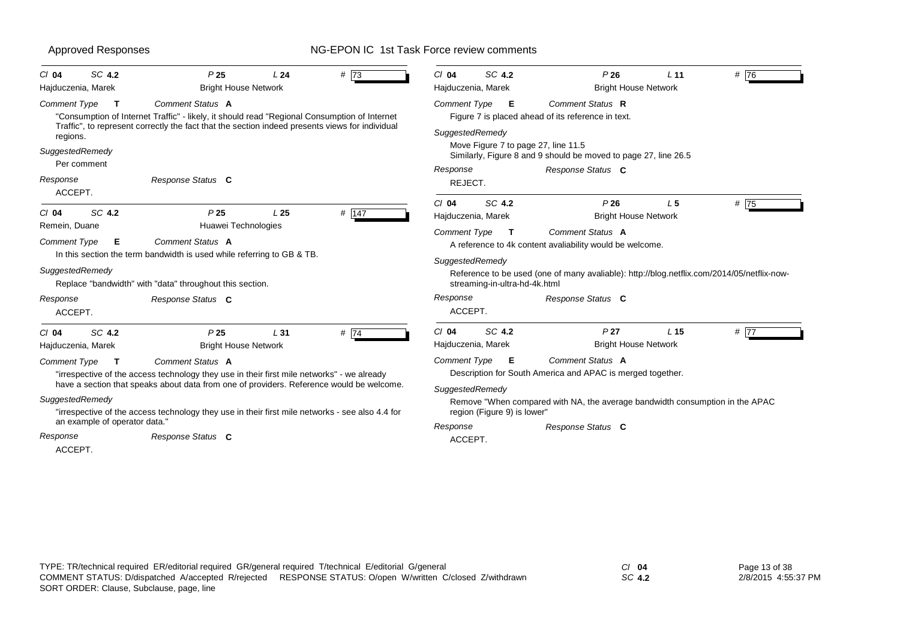**Cl 04 SC 4.2 P 25 L 24 # 73**
Hajduczenia, Marek — Bright House Network

*Comment Type* **T** — *Comment Status* **A**

"Consumption of Internet Traffic" - likely, it should read "Regional Consumption of Internet Traffic", to represent correctly the fact that the section indeed presents views for individual regions.

*SuggestedRemedy*

Per comment

*Response* — *Response Status* **C**

ACCEPT.

---

**Cl 04 SC 4.2 P 25 L 25 # 147**
Remein, Duane — Huawei Technologies

*Comment Type* **E** — *Comment Status* **A**

In this section the term bandwidth is used while referring to GB & TB.

*SuggestedRemedy*

Replace "bandwidth" with "data" throughout this section.

*Response* — *Response Status* **C**

ACCEPT.

---

**Cl 04 SC 4.2 P 25 L 31 # 74**
Hajduczenia, Marek — Bright House Network

*Comment Type* **T** — *Comment Status* **A**

"irrespective of the access technology they use in their first mile networks" - we already have a section that speaks about data from one of providers. Reference would be welcome.

*SuggestedRemedy*

"irrespective of the access technology they use in their first mile networks - see also 4.4 for an example of operator data."

*Response* — *Response Status* **C**

ACCEPT.

---

**Cl 04 SC 4.2 P 26 L 11 # 76**
Hajduczenia, Marek — Bright House Network

*Comment Type* **E** — *Comment Status* **R**

Figure 7 is placed ahead of its reference in text.

*SuggestedRemedy*

Move Figure 7 to page 27, line 11.5
Similarly, Figure 8 and 9 should be moved to page 27, line 26.5

*Response* — *Response Status* **C**

REJECT.

---

**Cl 04 SC 4.2 P 26 L 5 # 75**
Hajduczenia, Marek — Bright House Network

*Comment Type* **T** — *Comment Status* **A**

A reference to 4k content avaliability would be welcome.

*SuggestedRemedy*

Reference to be used (one of many avaliable): http://blog.netflix.com/2014/05/netflix-now-streaming-in-ultra-hd-4k.html

*Response* — *Response Status* **C**

ACCEPT.

---

**Cl 04 SC 4.2 P 27 L 15 # 77**
Hajduczenia, Marek — Bright House Network

*Comment Type* **E** — *Comment Status* **A**

Description for South America and APAC is merged together.

*SuggestedRemedy*

Remove "When compared with NA, the average bandwidth consumption in the APAC region (Figure 9) is lower"

*Response* — *Response Status* **C**

ACCEPT.

---

TYPE: TR/technical required ER/editorial required GR/general required T/technical E/editorial G/general
COMMENT STATUS: D/dispatched A/accepted R/rejected RESPONSE STATUS: O/open W/written C/closed Z/withdrawn
SORT ORDER: Clause, Subclause, page, line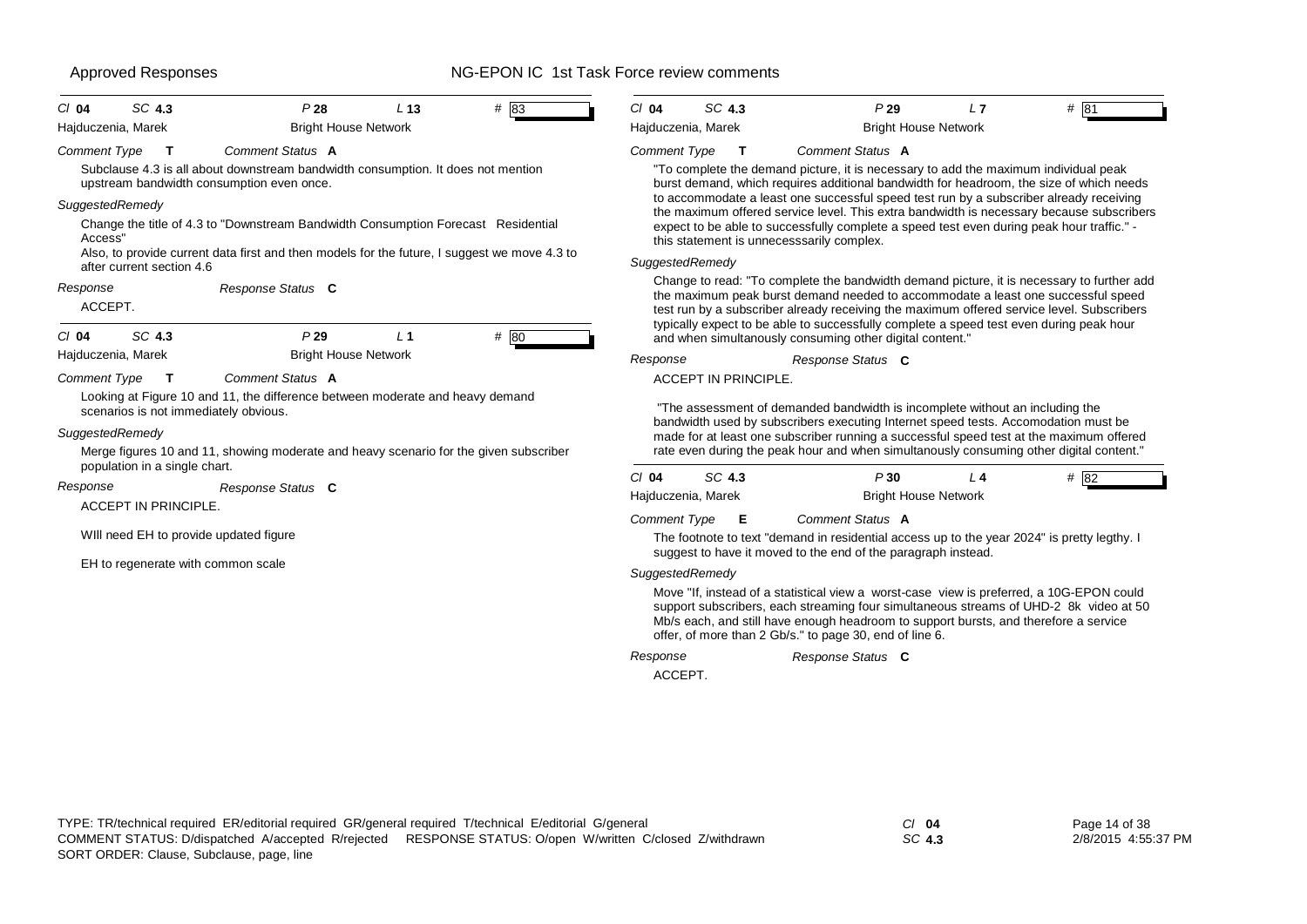Cl **04** SC **4.3** P **28** L **13** # 83

Hajduczenia, Marek — Bright House Network

*Comment Type* **T** *Comment Status* **A**

Subclause 4.3 is all about downstream bandwidth consumption. It does not mention upstream bandwidth consumption even once.

*SuggestedRemedy*

Change the title of 4.3 to "Downstream Bandwidth Consumption Forecast Residential Access"

Also, to provide current data first and then models for the future, I suggest we move 4.3 to after current section 4.6

*Response* *Response Status* **C**

ACCEPT.

---

Cl **04** SC **4.3** P **29** L **1** # 80

Hajduczenia, Marek — Bright House Network

*Comment Type* **T** *Comment Status* **A**

Looking at Figure 10 and 11, the difference between moderate and heavy demand scenarios is not immediately obvious.

*SuggestedRemedy*

Merge figures 10 and 11, showing moderate and heavy scenario for the given subscriber population in a single chart.

*Response* *Response Status* **C**

ACCEPT IN PRINCIPLE.

WIll need EH to provide updated figure

EH to regenerate with common scale

---

Cl **04** SC **4.3** P **29** L **7** # 81

Hajduczenia, Marek — Bright House Network

*Comment Type* **T** *Comment Status* **A**

"To complete the demand picture, it is necessary to add the maximum individual peak burst demand, which requires additional bandwidth for headroom, the size of which needs to accommodate a least one successful speed test run by a subscriber already receiving the maximum offered service level. This extra bandwidth is necessary because subscribers expect to be able to successfully complete a speed test even during peak hour traffic." - this statement is unnecesssarily complex.

*SuggestedRemedy*

Change to read: "To complete the bandwidth demand picture, it is necessary to further add the maximum peak burst demand needed to accommodate a least one successful speed test run by a subscriber already receiving the maximum offered service level. Subscribers typically expect to be able to successfully complete a speed test even during peak hour and when simultanously consuming other digital content."

*Response* *Response Status* **C**

ACCEPT IN PRINCIPLE.

"The assessment of demanded bandwidth is incomplete without an including the bandwidth used by subscribers executing Internet speed tests. Accomodation must be made for at least one subscriber running a successful speed test at the maximum offered rate even during the peak hour and when simultanously consuming other digital content."

---

Cl **04** SC **4.3** P **30** L **4** # 82

Hajduczenia, Marek — Bright House Network

*Comment Type* **E** *Comment Status* **A**

The footnote to text "demand in residential access up to the year 2024" is pretty legthy. I suggest to have it moved to the end of the paragraph instead.

*SuggestedRemedy*

Move "If, instead of a statistical view a worst-case view is preferred, a 10G-EPON could support subscribers, each streaming four simultaneous streams of UHD-2 8k video at 50 Mb/s each, and still have enough headroom to support bursts, and therefore a service offer, of more than 2 Gb/s." to page 30, end of line 6.

*Response* *Response Status* **C**

ACCEPT.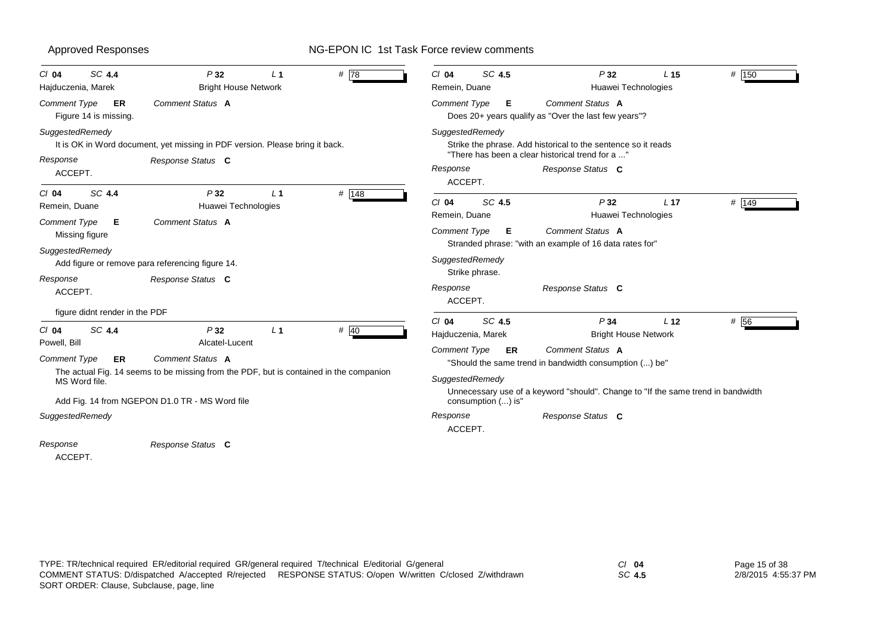**Cl 04 SC 4.4 P 32 L 1 # 78**

Hajduczenia, Marek — Bright House Network

*Comment Type* **ER** — *Comment Status* **A**

Figure 14 is missing.

*SuggestedRemedy*

It is OK in Word document, yet missing in PDF version. Please bring it back.

*Response* — *Response Status* **C**

ACCEPT.

---

**Cl 04 SC 4.4 P 32 L 1 # 148**

Remein, Duane — Huawei Technologies

*Comment Type* **E** — *Comment Status* **A**

Missing figure

*SuggestedRemedy*

Add figure or remove para referencing figure 14.

*Response* — *Response Status* **C**

ACCEPT.

figure didnt render in the PDF

---

**Cl 04 SC 4.4 P 32 L 1 # 40**

Powell, Bill — Alcatel-Lucent

*Comment Type* **ER** — *Comment Status* **A**

The actual Fig. 14 seems to be missing from the PDF, but is contained in the companion MS Word file.

Add Fig. 14 from NGEPON D1.0 TR - MS Word file

*SuggestedRemedy*

*Response* — *Response Status* **C**

ACCEPT.

---

**Cl 04 SC 4.5 P 32 L 15 # 150**

Remein, Duane — Huawei Technologies

*Comment Type* **E** — *Comment Status* **A**

Does 20+ years qualify as "Over the last few years"?

*SuggestedRemedy*

Strike the phrase. Add historical to the sentence so it reads "There has been a clear historical trend for a ..."

*Response* — *Response Status* **C**

ACCEPT.

---

**Cl 04 SC 4.5 P 32 L 17 # 149**

Remein, Duane — Huawei Technologies

*Comment Type* **E** — *Comment Status* **A**

Stranded phrase: "with an example of 16 data rates for"

*SuggestedRemedy*

Strike phrase.

*Response* — *Response Status* **C**

ACCEPT.

---

**Cl 04 SC 4.5 P 34 L 12 # 56**

Hajduczenia, Marek — Bright House Network

*Comment Type* **ER** — *Comment Status* **A**

"Should the same trend in bandwidth consumption (...) be"

*SuggestedRemedy*

Unnecessary use of a keyword "should". Change to "If the same trend in bandwidth consumption (...) is"

*Response* — *Response Status* **C**

ACCEPT.

---

TYPE: TR/technical required ER/editorial required GR/general required T/technical E/editorial G/general
COMMENT STATUS: D/dispatched A/accepted R/rejected RESPONSE STATUS: O/open W/written C/closed Z/withdrawn
SORT ORDER: Clause, Subclause, page, line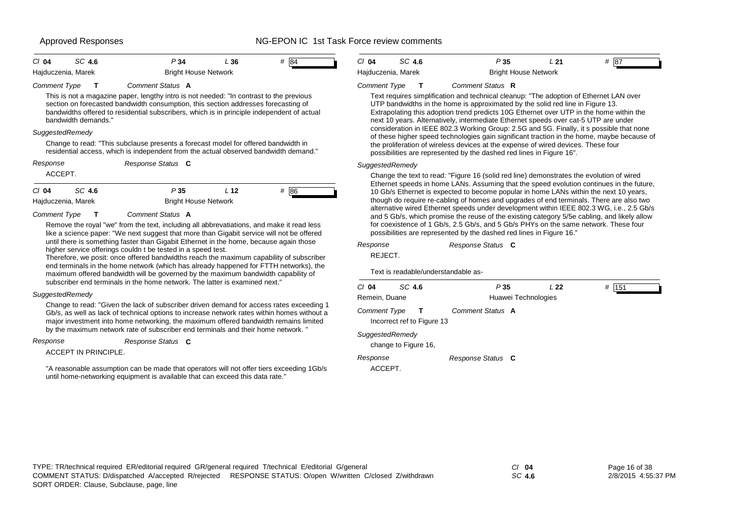| Cl 04 | SC 4.6 | P 34 | L 36 | # 84 |
|---|---|---|---|---|
| Hajduczenia, Marek | | Bright House Network | | |

*Comment Type* **T** *Comment Status* **A**

This is not a magazine paper, lengthy intro is not needed: "In contrast to the previous section on forecasted bandwidth consumption, this section addresses forecasting of bandwidths offered to residential subscribers, which is in principle independent of actual bandwidth demands."

*SuggestedRemedy*

Change to read: "This subclause presents a forecast model for offered bandwidth in residential access, which is independent from the actual observed bandwidth demand."

*Response* *Response Status* **C**

ACCEPT.

| Cl 04 | SC 4.6 | P 35 | L 12 | # 86 |
|---|---|---|---|---|
| Hajduczenia, Marek | | Bright House Network | | |

*Comment Type* **T** *Comment Status* **A**

Remove the royal "we" from the text, including all abbrevatiations, and make it read less like a science paper: "We next suggest that more than Gigabit service will not be offered until there is something faster than Gigabit Ethernet in the home, because again those higher service offerings couldn t be tested in a speed test.
Therefore, we posit: once offered bandwidths reach the maximum capability of subscriber end terminals in the home network (which has already happened for FTTH networks), the maximum offered bandwidth will be governed by the maximum bandwidth capability of subscriber end terminals in the home network. The latter is examined next."

*SuggestedRemedy*

Change to read: "Given the lack of subscriber driven demand for access rates exceeding 1 Gb/s, as well as lack of technical options to increase network rates within homes without a major investment into home networking, the maximum offered bandwidth remains limited by the maximum network rate of subscriber end terminals and their home network. "

*Response* *Response Status* **C**

ACCEPT IN PRINCIPLE.

"A reasonable assumption can be made that operators will not offer tiers exceeding 1Gb/s until home-networking equipment is available that can exceed this data rate."

| Cl 04 | SC 4.6 | P 35 | L 21 | # 87 |
|---|---|---|---|---|
| Hajduczenia, Marek | | Bright House Network | | |

*Comment Type* **T** *Comment Status* **R**

Text requires simplification and technical cleanup: "The adoption of Ethernet LAN over UTP bandwidths in the home is approximated by the solid red line in Figure 13. Extrapolating this adoption trend predicts 10G Ethernet over UTP in the home within the next 10 years. Alternatively, intermediate Ethernet speeds over cat-5 UTP are under consideration in IEEE 802.3 Working Group: 2.5G and 5G. Finally, it s possible that none of these higher speed technologies gain significant traction in the home, maybe because of the proliferation of wireless devices at the expense of wired devices. These four possibilities are represented by the dashed red lines in Figure 16".

*SuggestedRemedy*

Change the text to read: "Figure 16 (solid red line) demonstrates the evolution of wired Ethernet speeds in home LANs. Assuming that the speed evolution continues in the future, 10 Gb/s Ethernet is expected to become popular in home LANs within the next 10 years, though do require re-cabling of homes and upgrades of end terminals. There are also two alternative wired Ethernet speeds under development within IEEE 802.3 WG, i.e., 2.5 Gb/s and 5 Gb/s, which promise the reuse of the existing category 5/5e cabling, and likely allow for coexistence of 1 Gb/s, 2.5 Gb/s, and 5 Gb/s PHYs on the same network. These four possibilities are represented by the dashed red lines in Figure 16."

*Response* *Response Status* **C**

REJECT.

Text is readable/understandable as-

| Cl 04 | SC 4.6 | P 35 | L 22 | # 151 |
|---|---|---|---|---|
| Remein, Duane | | Huawei Technologies | | |

*Comment Type* **T** *Comment Status* **A**

Incorrect ref to Figure 13

*SuggestedRemedy*

change to Figure 16,

*Response* *Response Status* **C**

ACCEPT.

TYPE: TR/technical required ER/editorial required GR/general required T/technical E/editorial G/general
COMMENT STATUS: D/dispatched A/accepted R/rejected RESPONSE STATUS: O/open W/written C/closed Z/withdrawn
SORT ORDER: Clause, Subclause, page, line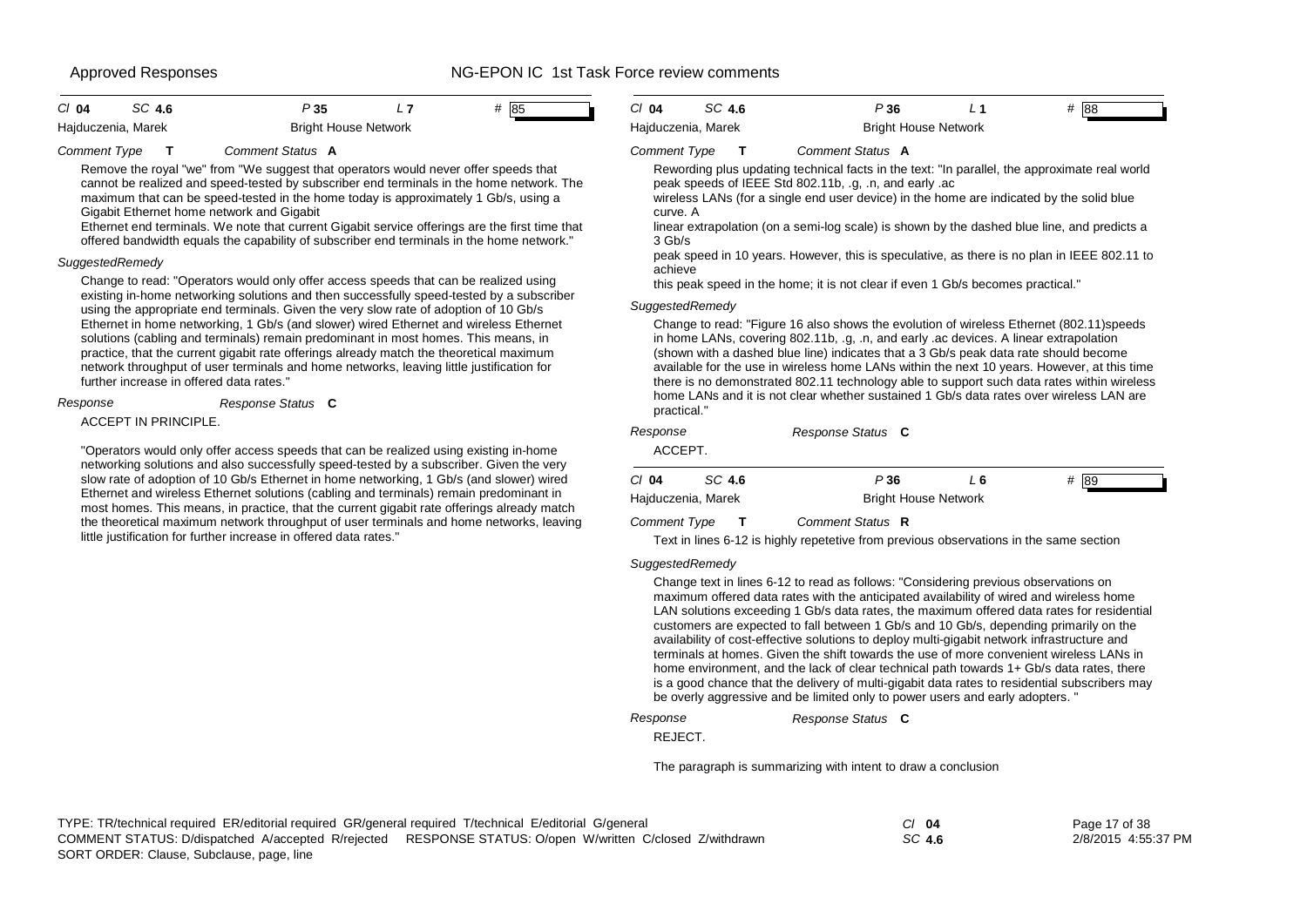| Cl 04 | SC 4.6 | P 35 | L 7 | # 85 |
|---|---|---|---|---|

Hajduczenia, Marek — Bright House Network

*Comment Type* **T** — *Comment Status* **A**

Remove the royal "we" from "We suggest that operators would never offer speeds that cannot be realized and speed-tested by subscriber end terminals in the home network. The maximum that can be speed-tested in the home today is approximately 1 Gb/s, using a Gigabit Ethernet home network and Gigabit
Ethernet end terminals. We note that current Gigabit service offerings are the first time that offered bandwidth equals the capability of subscriber end terminals in the home network."

*SuggestedRemedy*

Change to read: "Operators would only offer access speeds that can be realized using existing in-home networking solutions and then successfully speed-tested by a subscriber using the appropriate end terminals. Given the very slow rate of adoption of 10 Gb/s Ethernet in home networking, 1 Gb/s (and slower) wired Ethernet and wireless Ethernet solutions (cabling and terminals) remain predominant in most homes. This means, in practice, that the current gigabit rate offerings already match the theoretical maximum network throughput of user terminals and home networks, leaving little justification for further increase in offered data rates."

*Response* — *Response Status* **C**

ACCEPT IN PRINCIPLE.

"Operators would only offer access speeds that can be realized using existing in-home networking solutions and also successfully speed-tested by a subscriber. Given the very slow rate of adoption of 10 Gb/s Ethernet in home networking, 1 Gb/s (and slower) wired Ethernet and wireless Ethernet solutions (cabling and terminals) remain predominant in most homes. This means, in practice, that the current gigabit rate offerings already match the theoretical maximum network throughput of user terminals and home networks, leaving little justification for further increase in offered data rates."

| Cl 04 | SC 4.6 | P 36 | L 1 | # 88 |
|---|---|---|---|---|

Hajduczenia, Marek — Bright House Network

*Comment Type* **T** — *Comment Status* **A**

Rewording plus updating technical facts in the text: "In parallel, the approximate real world peak speeds of IEEE Std 802.11b, .g, .n, and early .ac
wireless LANs (for a single end user device) in the home are indicated by the solid blue curve. A
linear extrapolation (on a semi-log scale) is shown by the dashed blue line, and predicts a 3 Gb/s
peak speed in 10 years. However, this is speculative, as there is no plan in IEEE 802.11 to achieve
this peak speed in the home; it is not clear if even 1 Gb/s becomes practical."

*SuggestedRemedy*

Change to read: "Figure 16 also shows the evolution of wireless Ethernet (802.11)speeds in home LANs, covering 802.11b, .g, .n, and early .ac devices. A linear extrapolation (shown with a dashed blue line) indicates that a 3 Gb/s peak data rate should become available for the use in wireless home LANs within the next 10 years. However, at this time there is no demonstrated 802.11 technology able to support such data rates within wireless home LANs and it is not clear whether sustained 1 Gb/s data rates over wireless LAN are practical."

*Response* — *Response Status* **C**

ACCEPT.

| Cl 04 | SC 4.6 | P 36 | L 6 | # 89 |
|---|---|---|---|---|

Hajduczenia, Marek — Bright House Network

*Comment Type* **T** — *Comment Status* **R**

Text in lines 6-12 is highly repetetive from previous observations in the same section

*SuggestedRemedy*

Change text in lines 6-12 to read as follows: "Considering previous observations on maximum offered data rates with the anticipated availability of wired and wireless home LAN solutions exceeding 1 Gb/s data rates, the maximum offered data rates for residential customers are expected to fall between 1 Gb/s and 10 Gb/s, depending primarily on the availability of cost-effective solutions to deploy multi-gigabit network infrastructure and terminals at homes. Given the shift towards the use of more convenient wireless LANs in home environment, and the lack of clear technical path towards 1+ Gb/s data rates, there is a good chance that the delivery of multi-gigabit data rates to residential subscribers may be overly aggressive and be limited only to power users and early adopters. "

*Response* — *Response Status* **C**

REJECT.

The paragraph is summarizing with intent to draw a conclusion

TYPE: TR/technical required ER/editorial required GR/general required T/technical E/editorial G/general
COMMENT STATUS: D/dispatched A/accepted R/rejected RESPONSE STATUS: O/open W/written C/closed Z/withdrawn
SORT ORDER: Clause, Subclause, page, line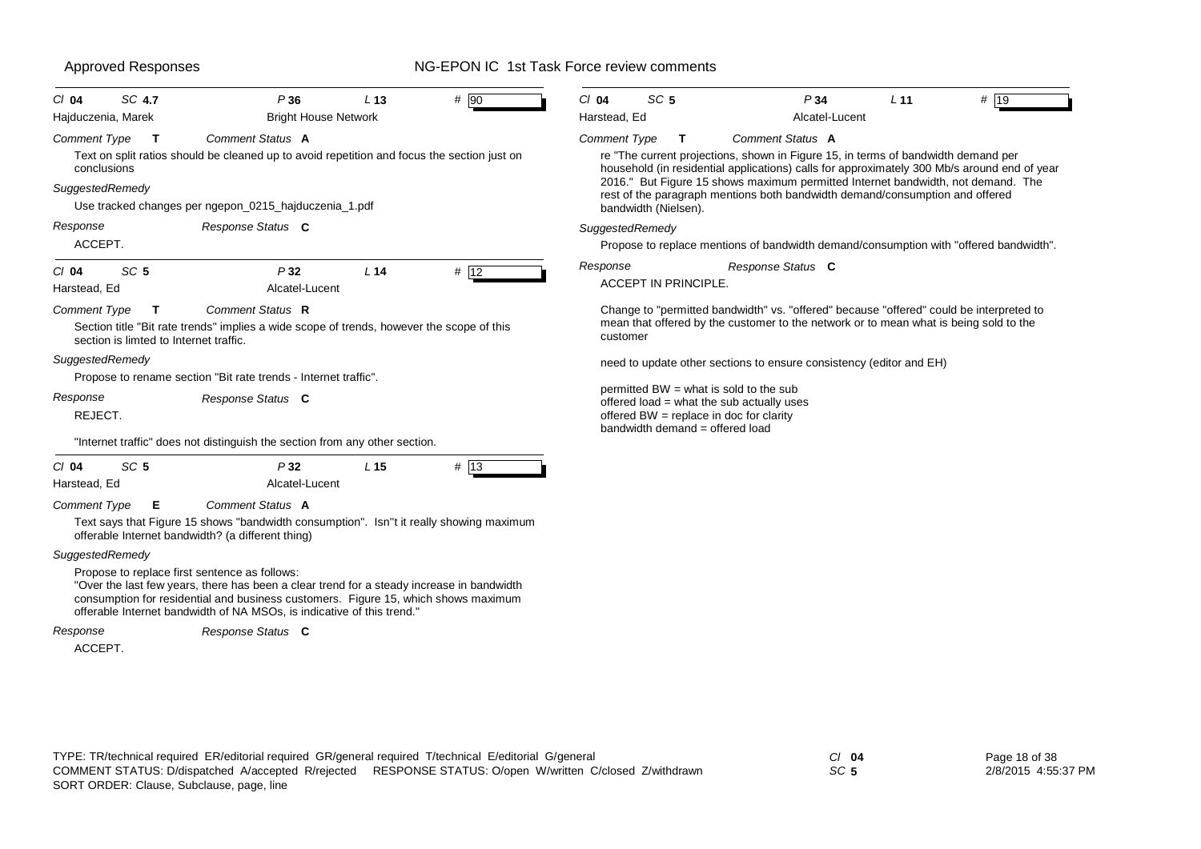Cl **04** SC **4.7** P **36** L **13** # **90**

Hajduczenia, Marek — Bright House Network

*Comment Type* **T** *Comment Status* **A**

Text on split ratios should be cleaned up to avoid repetition and focus the section just on conclusions

*SuggestedRemedy*

Use tracked changes per ngepon_0215_hajduczenia_1.pdf

*Response* *Response Status* **C**

ACCEPT.

---

Cl **04** SC **5** P **32** L **14** # **12**

Harstead, Ed — Alcatel-Lucent

*Comment Type* **T** *Comment Status* **R**

Section title "Bit rate trends" implies a wide scope of trends, however the scope of this section is limted to Internet traffic.

*SuggestedRemedy*

Propose to rename section "Bit rate trends - Internet traffic".

*Response* *Response Status* **C**

REJECT.

"Internet traffic" does not distinguish the section from any other section.

---

Cl **04** SC **5** P **32** L **15** # **13**

Harstead, Ed — Alcatel-Lucent

*Comment Type* **E** *Comment Status* **A**

Text says that Figure 15 shows "bandwidth consumption". Isn''t it really showing maximum offerable Internet bandwidth? (a different thing)

*SuggestedRemedy*

Propose to replace first sentence as follows:
"Over the last few years, there has been a clear trend for a steady increase in bandwidth consumption for residential and business customers. Figure 15, which shows maximum offerable Internet bandwidth of NA MSOs, is indicative of this trend."

*Response* *Response Status* **C**

ACCEPT.

---

Cl **04** SC **5** P **34** L **11** # **19**

Harstead, Ed — Alcatel-Lucent

*Comment Type* **T** *Comment Status* **A**

re "The current projections, shown in Figure 15, in terms of bandwidth demand per household (in residential applications) calls for approximately 300 Mb/s around end of year 2016." But Figure 15 shows maximum permitted Internet bandwidth, not demand. The rest of the paragraph mentions both bandwidth demand/consumption and offered bandwidth (Nielsen).

*SuggestedRemedy*

Propose to replace mentions of bandwidth demand/consumption with "offered bandwidth".

*Response* *Response Status* **C**

ACCEPT IN PRINCIPLE.

Change to "permitted bandwidth" vs. "offered" because "offered" could be interpreted to mean that offered by the customer to the network or to mean what is being sold to the customer

need to update other sections to ensure consistency (editor and EH)

permitted BW = what is sold to the sub
offered load = what the sub actually uses
offered BW = replace in doc for clarity
bandwidth demand = offered load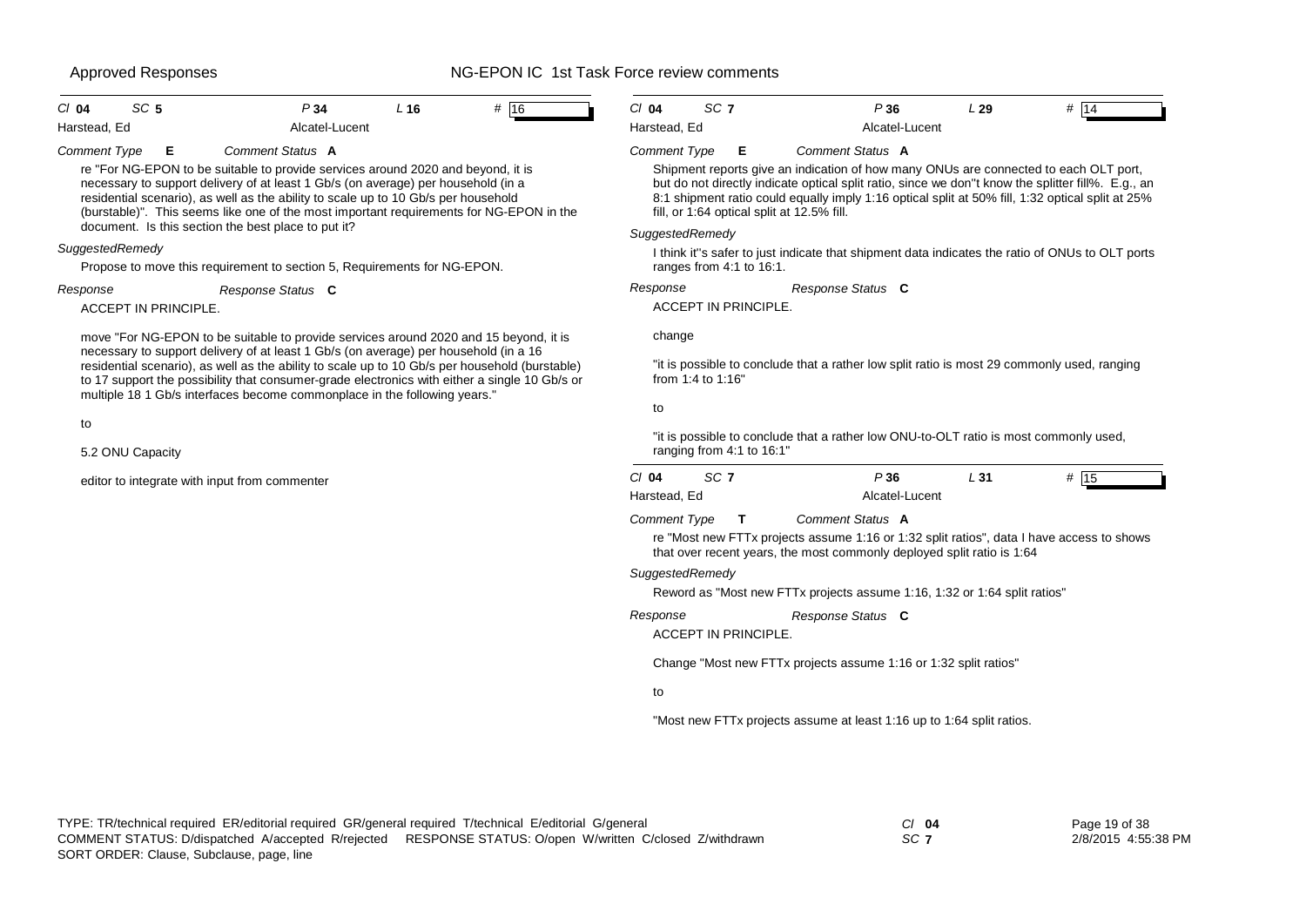**Cl** 04 **SC** 5 **P** 34 **L** 16 **#** 16

Harstead, Ed — Alcatel-Lucent

*Comment Type* **E** *Comment Status* **A**

re "For NG-EPON to be suitable to provide services around 2020 and beyond, it is necessary to support delivery of at least 1 Gb/s (on average) per household (in a residential scenario), as well as the ability to scale up to 10 Gb/s per household (burstable)". This seems like one of the most important requirements for NG-EPON in the document. Is this section the best place to put it?

*SuggestedRemedy*

Propose to move this requirement to section 5, Requirements for NG-EPON.

*Response* *Response Status* **C**

ACCEPT IN PRINCIPLE.

move "For NG-EPON to be suitable to provide services around 2020 and 15 beyond, it is necessary to support delivery of at least 1 Gb/s (on average) per household (in a 16 residential scenario), as well as the ability to scale up to 10 Gb/s per household (burstable) to 17 support the possibility that consumer-grade electronics with either a single 10 Gb/s or multiple 18 1 Gb/s interfaces become commonplace in the following years."

to

5.2 ONU Capacity

editor to integrate with input from commenter

---

**Cl** 04 **SC** 7 **P** 36 **L** 29 **#** 14

Harstead, Ed — Alcatel-Lucent

*Comment Type* **E** *Comment Status* **A**

Shipment reports give an indication of how many ONUs are connected to each OLT port, but do not directly indicate optical split ratio, since we don''t know the splitter fill%. E.g., an 8:1 shipment ratio could equally imply 1:16 optical split at 50% fill, 1:32 optical split at 25% fill, or 1:64 optical split at 12.5% fill.

*SuggestedRemedy*

I think it''s safer to just indicate that shipment data indicates the ratio of ONUs to OLT ports ranges from 4:1 to 16:1.

*Response* *Response Status* **C**

ACCEPT IN PRINCIPLE.

change

"it is possible to conclude that a rather low split ratio is most 29 commonly used, ranging from 1:4 to 1:16"

to

"it is possible to conclude that a rather low ONU-to-OLT ratio is most commonly used, ranging from 4:1 to 16:1"

---

**Cl** 04 **SC** 7 **P** 36 **L** 31 **#** 15

Harstead, Ed — Alcatel-Lucent

*Comment Type* **T** *Comment Status* **A**

re "Most new FTTx projects assume 1:16 or 1:32 split ratios", data I have access to shows that over recent years, the most commonly deployed split ratio is 1:64

*SuggestedRemedy*

Reword as "Most new FTTx projects assume 1:16, 1:32 or 1:64 split ratios"

*Response* *Response Status* **C**

ACCEPT IN PRINCIPLE.

Change "Most new FTTx projects assume 1:16 or 1:32 split ratios"

to

"Most new FTTx projects assume at least 1:16 up to 1:64 split ratios.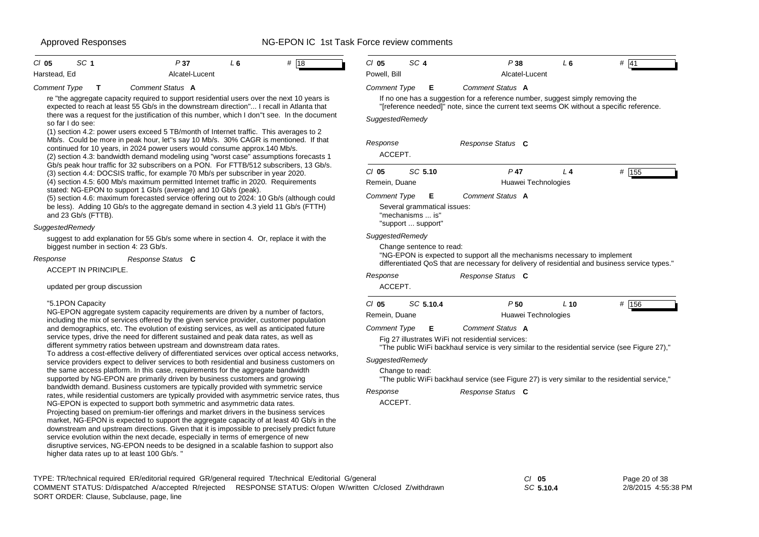Approved Responses

NG-EPON IC 1st Task Force review comments

| Cl 05 | SC 1 | P 37 | L 6 | # 18 |
|---|---|---|---|---|
| Harstead, Ed | | Alcatel-Lucent | | |

*Comment Type* **T** *Comment Status* **A**

re "the aggregate capacity required to support residential users over the next 10 years is expected to reach at least 55 Gb/s in the downstream direction"... I recall in Atlanta that there was a request for the justification of this number, which I don''t see. In the document so far I do see:

(1) section 4.2: power users exceed 5 TB/month of Internet traffic. This averages to 2 Mb/s. Could be more in peak hour, let''s say 10 Mb/s. 30% CAGR is mentioned. If that continued for 10 years, in 2024 power users would consume approx.140 Mb/s.

(2) section 4.3: bandwidth demand modeling using "worst case" assumptions forecasts 1 Gb/s peak hour traffic for 32 subscribers on a PON. For FTTB/512 subscribers, 13 Gb/s.

(3) section 4.4: DOCSIS traffic, for example 70 Mb/s per subscriber in year 2020.

(4) section 4.5: 600 Mb/s maximum permitted Internet traffic in 2020. Requirements stated: NG-EPON to support 1 Gb/s (average) and 10 Gb/s (peak).

(5) section 4.6: maximum forecasted service offering out to 2024: 10 Gb/s (although could be less). Adding 10 Gb/s to the aggregate demand in section 4.3 yield 11 Gb/s (FTTH) and 23 Gb/s (FTTB).

*SuggestedRemedy*

suggest to add explanation for 55 Gb/s some where in section 4. Or, replace it with the biggest number in section 4: 23 Gb/s.

*Response* *Response Status* **C**

ACCEPT IN PRINCIPLE.

updated per group discussion

"5.1PON Capacity

NG-EPON aggregate system capacity requirements are driven by a number of factors, including the mix of services offered by the given service provider, customer population and demographics, etc. The evolution of existing services, as well as anticipated future service types, drive the need for different sustained and peak data rates, as well as different symmetry ratios between upstream and downstream data rates.

To address a cost-effective delivery of differentiated services over optical access networks, service providers expect to deliver services to both residential and business customers on the same access platform. In this case, requirements for the aggregate bandwidth supported by NG-EPON are primarily driven by business customers and growing bandwidth demand. Business customers are typically provided with symmetric service rates, while residential customers are typically provided with asymmetric service rates, thus NG-EPON is expected to support both symmetric and asymmetric data rates.

Projecting based on premium-tier offerings and market drivers in the business services market, NG-EPON is expected to support the aggregate capacity of at least 40 Gb/s in the downstream and upstream directions. Given that it is impossible to precisely predict future service evolution within the next decade, especially in terms of emergence of new disruptive services, NG-EPON needs to be designed in a scalable fashion to support also higher data rates up to at least 100 Gb/s. "

| Cl 05 | SC 4 | P 38 | L 6 | # 41 |
|---|---|---|---|---|
| Powell, Bill | | Alcatel-Lucent | | |

*Comment Type* **E** *Comment Status* **A**

If no one has a suggestion for a reference number, suggest simply removing the "[reference needed]" note, since the current text seems OK without a specific reference.

*SuggestedRemedy*

*Response* *Response Status* **C**

ACCEPT.

| Cl 05 | SC 5.10 | P 47 | L 4 | # 155 |
|---|---|---|---|---|
| Remein, Duane | | Huawei Technologies | | |

*Comment Type* **E** *Comment Status* **A**

Several grammatical issues:
"mechanisms ... is"
"support ... support"

*SuggestedRemedy*

Change sentence to read:
"NG-EPON is expected to support all the mechanisms necessary to implement differentiated QoS that are necessary for delivery of residential and business service types."

*Response* *Response Status* **C**

ACCEPT.

| Cl 05 | SC 5.10.4 | P 50 | L 10 | # 156 |
|---|---|---|---|---|
| Remein, Duane | | Huawei Technologies | | |

*Comment Type* **E** *Comment Status* **A**

Fig 27 illustrates WiFi not residential services:
"The public WiFi backhaul service is very similar to the residential service (see Figure 27),"

*SuggestedRemedy*

Change to read:
"The public WiFi backhaul service (see Figure 27) is very similar to the residential service,"

*Response* *Response Status* **C**

ACCEPT.

TYPE: TR/technical required ER/editorial required GR/general required T/technical E/editorial G/general
COMMENT STATUS: D/dispatched A/accepted R/rejected RESPONSE STATUS: O/open W/written C/closed Z/withdrawn
SORT ORDER: Clause, Subclause, page, line

Cl 05 SC 5.10.4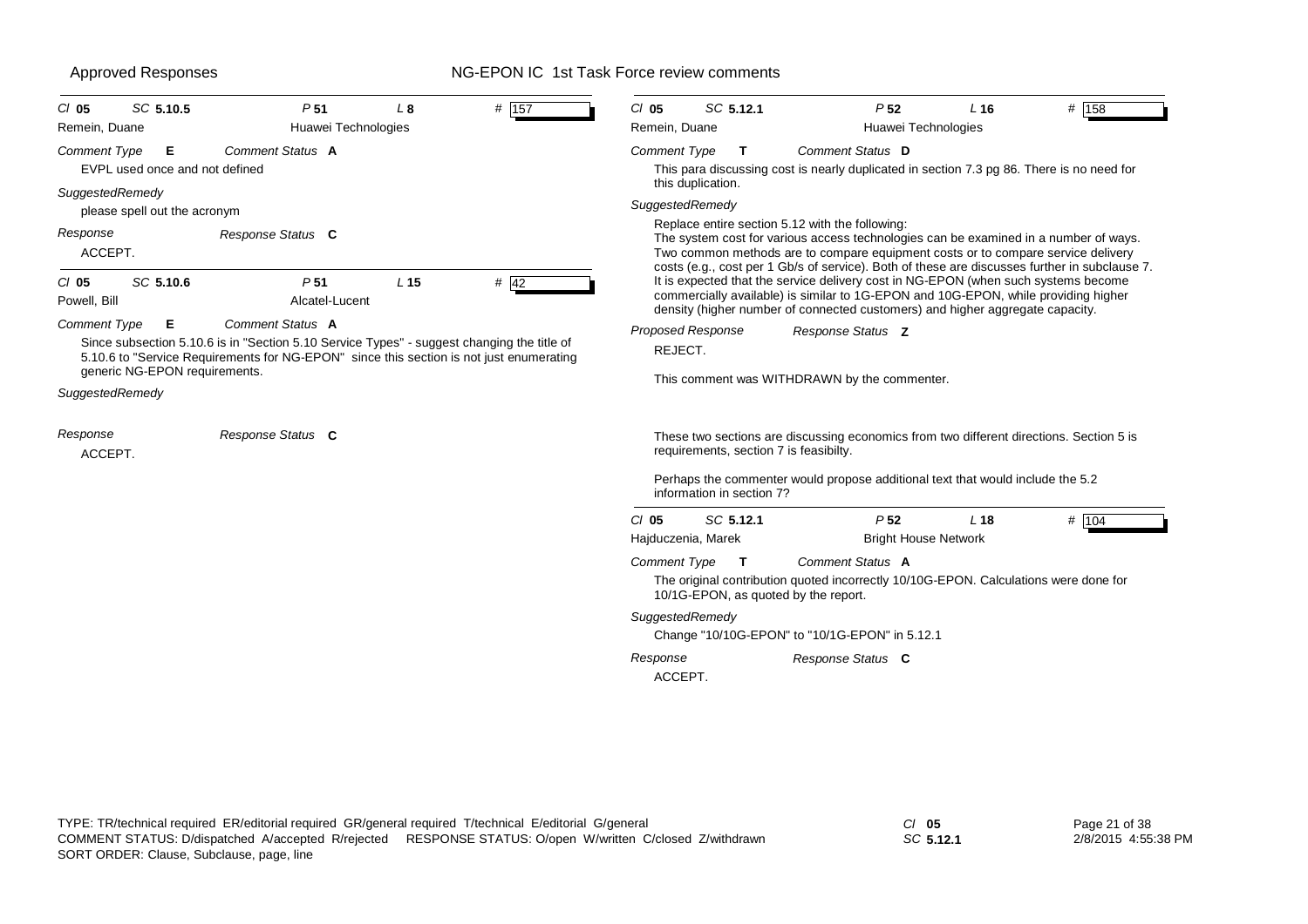**Cl 05 SC 5.10.5 P 51 L 8 # 157**
Remein, Duane — Huawei Technologies

*Comment Type* **E** *Comment Status* **A**

EVPL used once and not defined

*SuggestedRemedy*

please spell out the acronym

*Response* *Response Status* **C**

ACCEPT.

---

**Cl 05 SC 5.10.6 P 51 L 15 # 42**
Powell, Bill — Alcatel-Lucent

*Comment Type* **E** *Comment Status* **A**

Since subsection 5.10.6 is in "Section 5.10 Service Types" - suggest changing the title of 5.10.6 to "Service Requirements for NG-EPON" since this section is not just enumerating generic NG-EPON requirements.

*SuggestedRemedy*

*Response* *Response Status* **C**

ACCEPT.

---

**Cl 05 SC 5.12.1 P 52 L 16 # 158**
Remein, Duane — Huawei Technologies

*Comment Type* **T** *Comment Status* **D**

This para discussing cost is nearly duplicated in section 7.3 pg 86. There is no need for this duplication.

*SuggestedRemedy*

Replace entire section 5.12 with the following:
The system cost for various access technologies can be examined in a number of ways. Two common methods are to compare equipment costs or to compare service delivery costs (e.g., cost per 1 Gb/s of service). Both of these are discusses further in subclause 7. It is expected that the service delivery cost in NG-EPON (when such systems become commercially available) is similar to 1G-EPON and 10G-EPON, while providing higher density (higher number of connected customers) and higher aggregate capacity.

*Proposed Response* *Response Status* **Z**

REJECT.

This comment was WITHDRAWN by the commenter.

These two sections are discussing economics from two different directions. Section 5 is requirements, section 7 is feasibilty.

Perhaps the commenter would propose additional text that would include the 5.2 information in section 7?

---

**Cl 05 SC 5.12.1 P 52 L 18 # 104**
Hajduczenia, Marek — Bright House Network

*Comment Type* **T** *Comment Status* **A**

The original contribution quoted incorrectly 10/10G-EPON. Calculations were done for 10/1G-EPON, as quoted by the report.

*SuggestedRemedy*

Change "10/10G-EPON" to "10/1G-EPON" in 5.12.1

*Response* *Response Status* **C**

ACCEPT.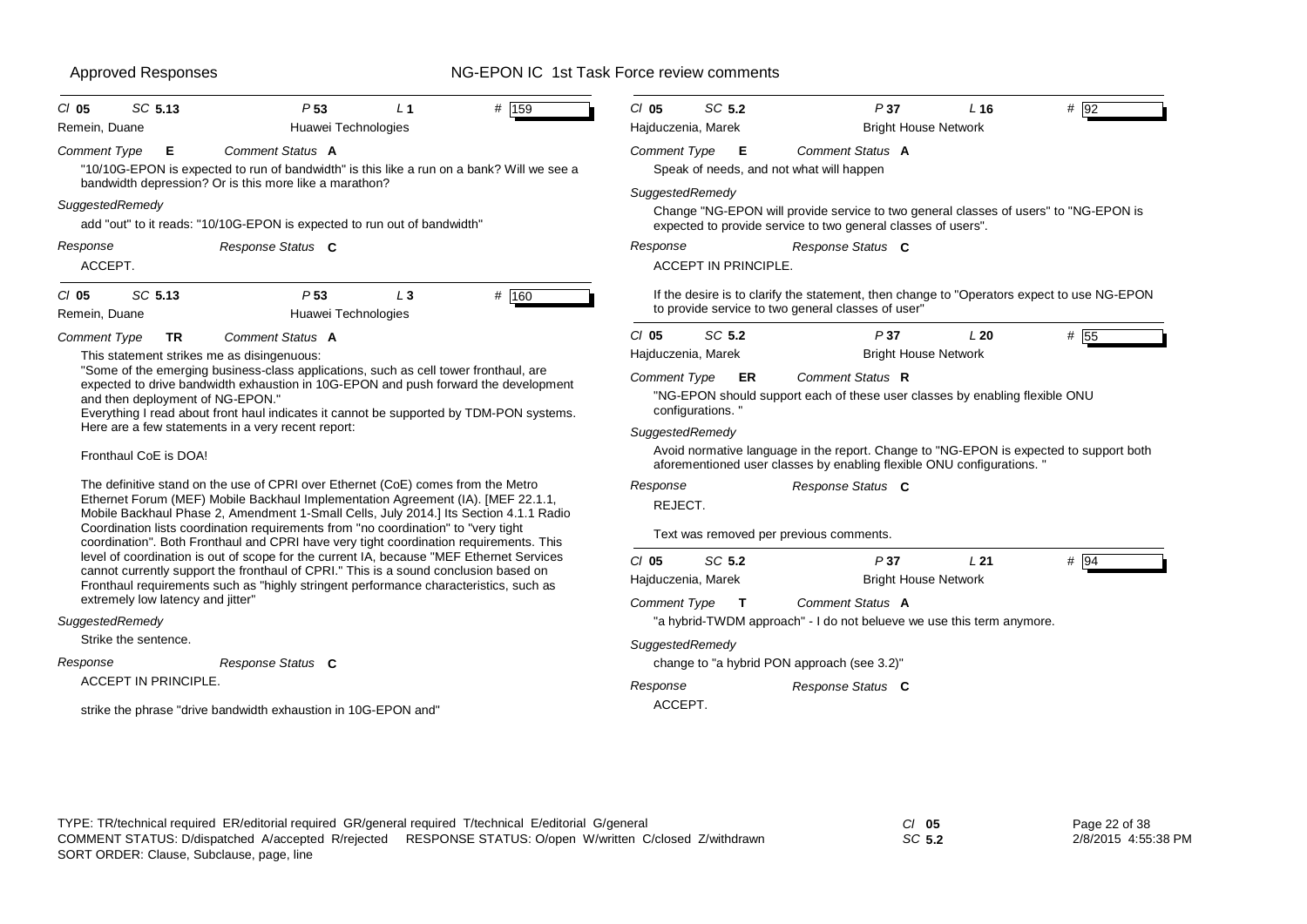| Cl 05 | SC 5.13 | P 53 | L 1 | # 159 |
|---|---|---|---|---|
| Remein, Duane | | Huawei Technologies | | |

Comment Type **E** Comment Status **A**

"10/10G-EPON is expected to run of bandwidth" is this like a run on a bank? Will we see a bandwidth depression? Or is this more like a marathon?

*SuggestedRemedy*

add "out" to it reads: "10/10G-EPON is expected to run out of bandwidth"

Response Response Status **C**

ACCEPT.

---

| Cl 05 | SC 5.13 | P 53 | L 3 | # 160 |
|---|---|---|---|---|
| Remein, Duane | | Huawei Technologies | | |

Comment Type **TR** Comment Status **A**

This statement strikes me as disingenuous:

"Some of the emerging business-class applications, such as cell tower fronthaul, are expected to drive bandwidth exhaustion in 10G-EPON and push forward the development and then deployment of NG-EPON."

Everything I read about front haul indicates it cannot be supported by TDM-PON systems. Here are a few statements in a very recent report:

Fronthaul CoE is DOA!

The definitive stand on the use of CPRI over Ethernet (CoE) comes from the Metro Ethernet Forum (MEF) Mobile Backhaul Implementation Agreement (IA). [MEF 22.1.1, Mobile Backhaul Phase 2, Amendment 1-Small Cells, July 2014.] Its Section 4.1.1 Radio Coordination lists coordination requirements from "no coordination" to "very tight coordination". Both Fronthaul and CPRI have very tight coordination requirements. This level of coordination is out of scope for the current IA, because "MEF Ethernet Services cannot currently support the fronthaul of CPRI." This is a sound conclusion based on Fronthaul requirements such as "highly stringent performance characteristics, such as extremely low latency and jitter"

*SuggestedRemedy*

Strike the sentence.

Response Response Status **C**

ACCEPT IN PRINCIPLE.

strike the phrase "drive bandwidth exhaustion in 10G-EPON and"

---

| Cl 05 | SC 5.2 | P 37 | L 16 | # 92 |
|---|---|---|---|---|
| Hajduczenia, Marek | | Bright House Network | | |

Comment Type **E** Comment Status **A**

Speak of needs, and not what will happen

*SuggestedRemedy*

Change "NG-EPON will provide service to two general classes of users" to "NG-EPON is expected to provide service to two general classes of users".

Response Response Status **C**

ACCEPT IN PRINCIPLE.

If the desire is to clarify the statement, then change to "Operators expect to use NG-EPON to provide service to two general classes of user"

---

| Cl 05 | SC 5.2 | P 37 | L 20 | # 55 |
|---|---|---|---|---|
| Hajduczenia, Marek | | Bright House Network | | |

Comment Type **ER** Comment Status **R**

"NG-EPON should support each of these user classes by enabling flexible ONU configurations. "

*SuggestedRemedy*

Avoid normative language in the report. Change to "NG-EPON is expected to support both aforementioned user classes by enabling flexible ONU configurations. "

Response Response Status **C**

REJECT.

Text was removed per previous comments.

---

| Cl 05 | SC 5.2 | P 37 | L 21 | # 94 |
|---|---|---|---|---|
| Hajduczenia, Marek | | Bright House Network | | |

Comment Type **T** Comment Status **A**

"a hybrid-TWDM approach" - I do not belueve we use this term anymore.

*SuggestedRemedy*

change to "a hybrid PON approach (see 3.2)"

Response Response Status **C**

ACCEPT.

---

TYPE: TR/technical required ER/editorial required GR/general required T/technical E/editorial G/general
COMMENT STATUS: D/dispatched A/accepted R/rejected RESPONSE STATUS: O/open W/written C/closed Z/withdrawn
SORT ORDER: Clause, Subclause, page, line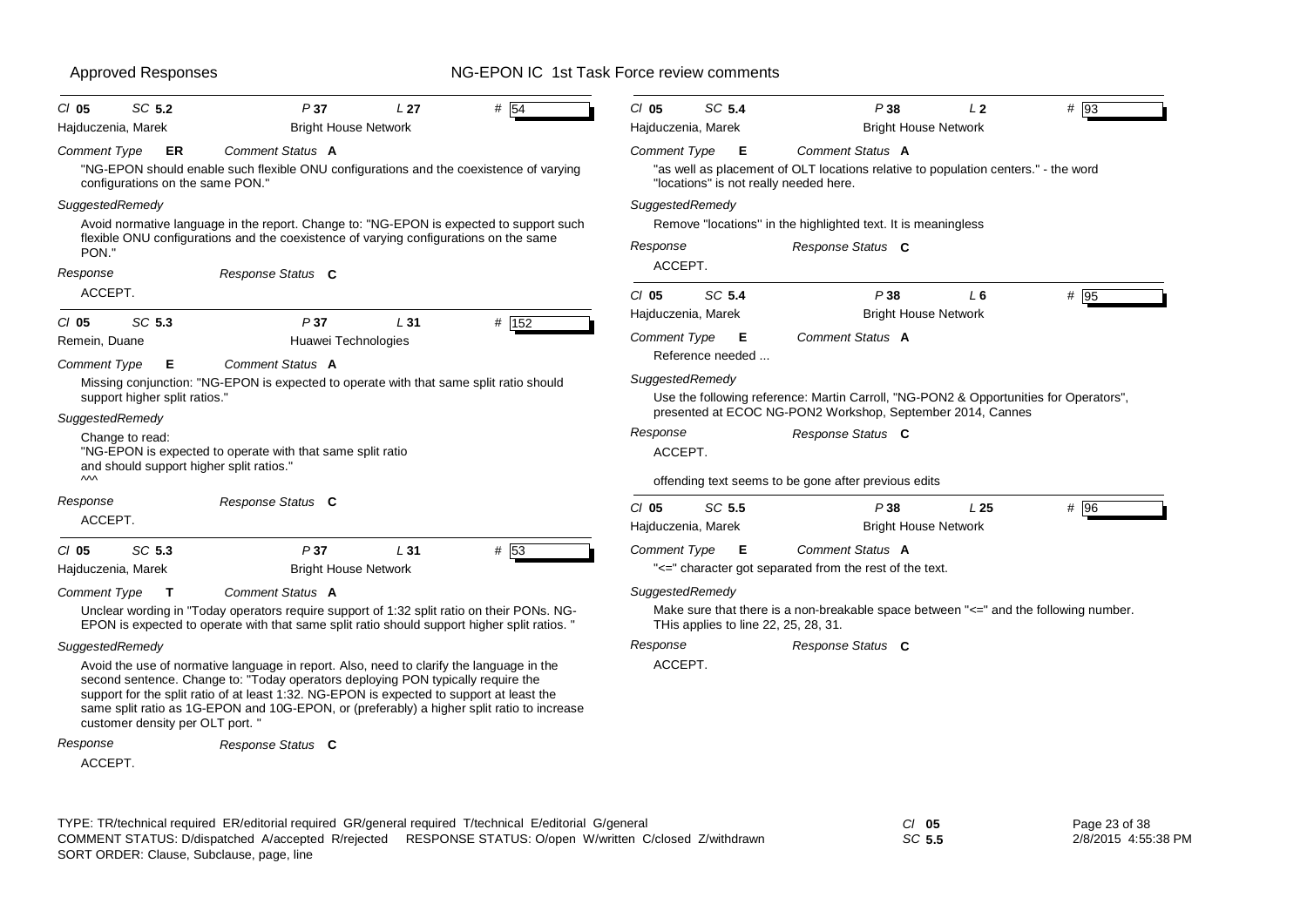**Cl 05 SC 5.2 P 37 L 27 # 54**
Hajduczenia, Marek — Bright House Network

*Comment Type* **ER** *Comment Status* **A**

"NG-EPON should enable such flexible ONU configurations and the coexistence of varying configurations on the same PON."

*SuggestedRemedy*

Avoid normative language in the report. Change to: "NG-EPON is expected to support such flexible ONU configurations and the coexistence of varying configurations on the same PON."

*Response* *Response Status* **C**

ACCEPT.

---

**Cl 05 SC 5.3 P 37 L 31 # 152**
Remein, Duane — Huawei Technologies

*Comment Type* **E** *Comment Status* **A**

Missing conjunction: "NG-EPON is expected to operate with that same split ratio should support higher split ratios."

*SuggestedRemedy*

Change to read:
"NG-EPON is expected to operate with that same split ratio
and should support higher split ratios."
^^^

*Response* *Response Status* **C**

ACCEPT.

---

**Cl 05 SC 5.3 P 37 L 31 # 53**
Hajduczenia, Marek — Bright House Network

*Comment Type* **T** *Comment Status* **A**

Unclear wording in "Today operators require support of 1:32 split ratio on their PONs. NG-EPON is expected to operate with that same split ratio should support higher split ratios. "

*SuggestedRemedy*

Avoid the use of normative language in report. Also, need to clarify the language in the second sentence. Change to: "Today operators deploying PON typically require the support for the split ratio of at least 1:32. NG-EPON is expected to support at least the same split ratio as 1G-EPON and 10G-EPON, or (preferably) a higher split ratio to increase customer density per OLT port. "

*Response* *Response Status* **C**

ACCEPT.

---

**Cl 05 SC 5.4 P 38 L 2 # 93**
Hajduczenia, Marek — Bright House Network

*Comment Type* **E** *Comment Status* **A**

"as well as placement of OLT locations relative to population centers." - the word "locations" is not really needed here.

*SuggestedRemedy*

Remove "locations" in the highlighted text. It is meaningless

*Response* *Response Status* **C**

ACCEPT.

---

**Cl 05 SC 5.4 P 38 L 6 # 95**
Hajduczenia, Marek — Bright House Network

*Comment Type* **E** *Comment Status* **A**

Reference needed ...

*SuggestedRemedy*

Use the following reference: Martin Carroll, "NG-PON2 & Opportunities for Operators", presented at ECOC NG-PON2 Workshop, September 2014, Cannes

*Response* *Response Status* **C**

ACCEPT.

offending text seems to be gone after previous edits

---

**Cl 05 SC 5.5 P 38 L 25 # 96**
Hajduczenia, Marek — Bright House Network

*Comment Type* **E** *Comment Status* **A**

"<=" character got separated from the rest of the text.

*SuggestedRemedy*

Make sure that there is a non-breakable space between "<=" and the following number. THis applies to line 22, 25, 28, 31.

*Response* *Response Status* **C**

ACCEPT.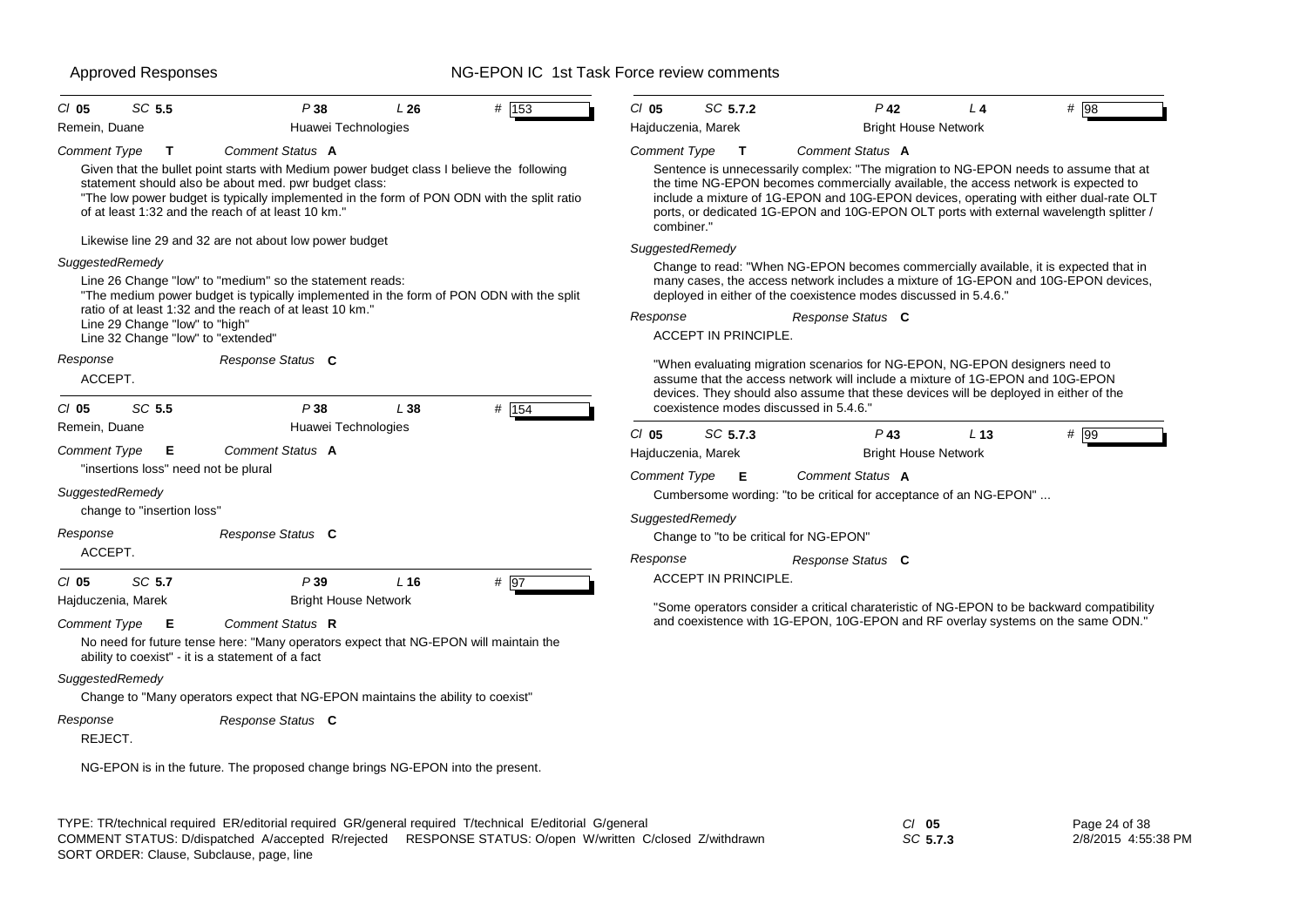**Cl** 05 **SC** 5.5 **P** 38 **L** 26 **#** 153

Remein, Duane — Huawei Technologies

*Comment Type* **T** *Comment Status* **A**

Given that the bullet point starts with Medium power budget class I believe the following statement should also be about med. pwr budget class:
"The low power budget is typically implemented in the form of PON ODN with the split ratio of at least 1:32 and the reach of at least 10 km."

Likewise line 29 and 32 are not about low power budget

*SuggestedRemedy*

Line 26 Change "low" to "medium" so the statement reads:
"The medium power budget is typically implemented in the form of PON ODN with the split ratio of at least 1:32 and the reach of at least 10 km."
Line 29 Change "low" to "high"
Line 32 Change "low" to "extended"

*Response* *Response Status* **C**

ACCEPT.

---

**Cl** 05 **SC** 5.5 **P** 38 **L** 38 **#** 154

Remein, Duane — Huawei Technologies

*Comment Type* **E** *Comment Status* **A**

"insertions loss" need not be plural

*SuggestedRemedy*

change to "insertion loss"

*Response* *Response Status* **C**

ACCEPT.

---

**Cl** 05 **SC** 5.7 **P** 39 **L** 16 **#** 97

Hajduczenia, Marek — Bright House Network

*Comment Type* **E** *Comment Status* **R**

No need for future tense here: "Many operators expect that NG-EPON will maintain the ability to coexist" - it is a statement of a fact

*SuggestedRemedy*

Change to "Many operators expect that NG-EPON maintains the ability to coexist"

*Response* *Response Status* **C**

REJECT.

NG-EPON is in the future. The proposed change brings NG-EPON into the present.

---

**Cl** 05 **SC** 5.7.2 **P** 42 **L** 4 **#** 98

Hajduczenia, Marek — Bright House Network

*Comment Type* **T** *Comment Status* **A**

Sentence is unnecessarily complex: "The migration to NG-EPON needs to assume that at the time NG-EPON becomes commercially available, the access network is expected to include a mixture of 1G-EPON and 10G-EPON devices, operating with either dual-rate OLT ports, or dedicated 1G-EPON and 10G-EPON OLT ports with external wavelength splitter / combiner."

*SuggestedRemedy*

Change to read: "When NG-EPON becomes commercially available, it is expected that in many cases, the access network includes a mixture of 1G-EPON and 10G-EPON devices, deployed in either of the coexistence modes discussed in 5.4.6."

*Response* *Response Status* **C**

ACCEPT IN PRINCIPLE.

"When evaluating migration scenarios for NG-EPON, NG-EPON designers need to assume that the access network will include a mixture of 1G-EPON and 10G-EPON devices. They should also assume that these devices will be deployed in either of the coexistence modes discussed in 5.4.6."

---

**Cl** 05 **SC** 5.7.3 **P** 43 **L** 13 **#** 99

Hajduczenia, Marek — Bright House Network

*Comment Type* **E** *Comment Status* **A**

Cumbersome wording: "to be critical for acceptance of an NG-EPON" ...

*SuggestedRemedy*

Change to "to be critical for NG-EPON"

*Response* *Response Status* **C**

ACCEPT IN PRINCIPLE.

"Some operators consider a critical charateristic of NG-EPON to be backward compatibility and coexistence with 1G-EPON, 10G-EPON and RF overlay systems on the same ODN."

---

TYPE: TR/technical required ER/editorial required GR/general required T/technical E/editorial G/general
COMMENT STATUS: D/dispatched A/accepted R/rejected RESPONSE STATUS: O/open W/written C/closed Z/withdrawn
SORT ORDER: Clause, Subclause, page, line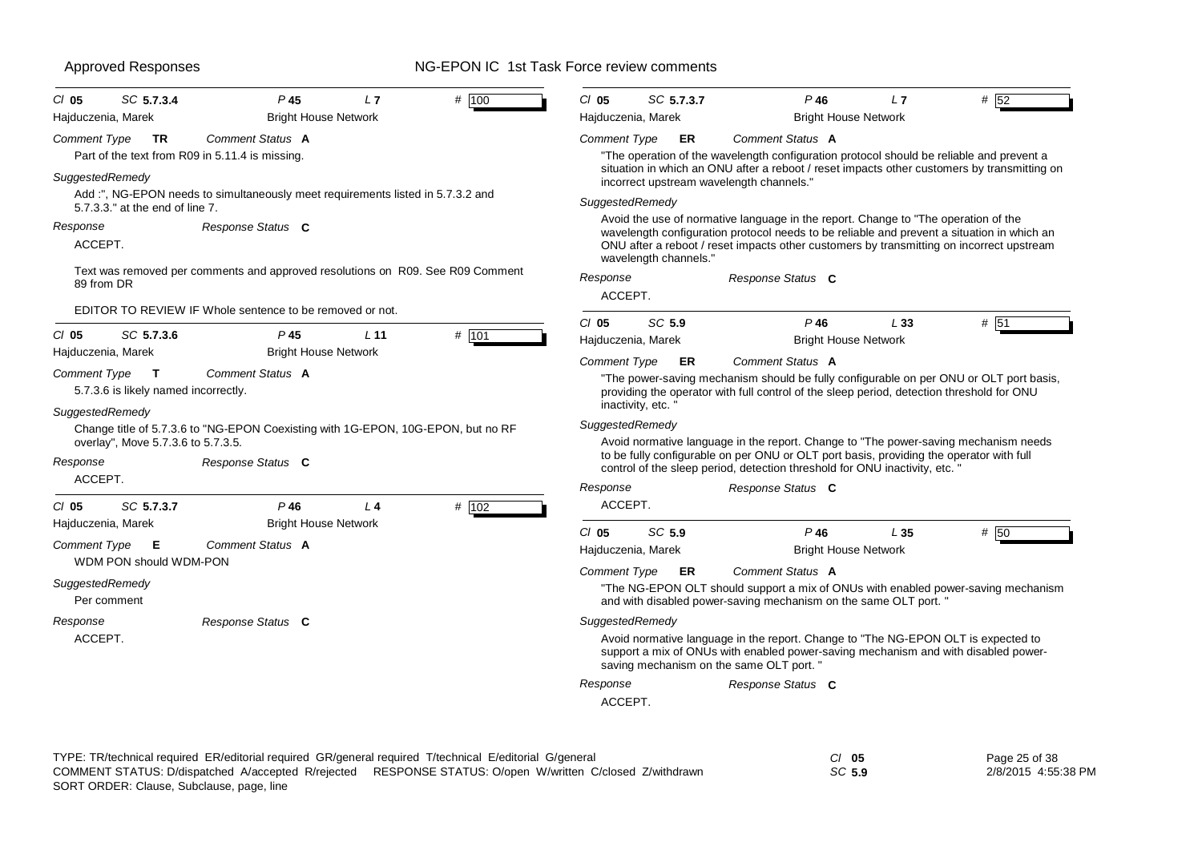Cl 05 SC 5.7.3.4 P 45 L 7 # 100

Hajduczenia, Marek — Bright House Network

Comment Type TR — Comment Status A

Part of the text from R09 in 5.11.4 is missing.

SuggestedRemedy

Add :", NG-EPON needs to simultaneously meet requirements listed in 5.7.3.2 and 5.7.3.3." at the end of line 7.

Response — Response Status C

ACCEPT.

Text was removed per comments and approved resolutions on R09. See R09 Comment 89 from DR

EDITOR TO REVIEW IF Whole sentence to be removed or not.

---

Cl 05 SC 5.7.3.6 P 45 L 11 # 101

Hajduczenia, Marek — Bright House Network

Comment Type T — Comment Status A

5.7.3.6 is likely named incorrectly.

SuggestedRemedy

Change title of 5.7.3.6 to "NG-EPON Coexisting with 1G-EPON, 10G-EPON, but no RF overlay", Move 5.7.3.6 to 5.7.3.5.

Response — Response Status C

ACCEPT.

---

Cl 05 SC 5.7.3.7 P 46 L 4 # 102

Hajduczenia, Marek — Bright House Network

Comment Type E — Comment Status A

WDM PON should WDM-PON

SuggestedRemedy

Per comment

Response — Response Status C

ACCEPT.

---

Cl 05 SC 5.7.3.7 P 46 L 7 # 52

Hajduczenia, Marek — Bright House Network

Comment Type ER — Comment Status A

"The operation of the wavelength configuration protocol should be reliable and prevent a situation in which an ONU after a reboot / reset impacts other customers by transmitting on incorrect upstream wavelength channels."

SuggestedRemedy

Avoid the use of normative language in the report. Change to "The operation of the wavelength configuration protocol needs to be reliable and prevent a situation in which an ONU after a reboot / reset impacts other customers by transmitting on incorrect upstream wavelength channels."

Response — Response Status C

ACCEPT.

---

Cl 05 SC 5.9 P 46 L 33 # 51

Hajduczenia, Marek — Bright House Network

Comment Type ER — Comment Status A

"The power-saving mechanism should be fully configurable on per ONU or OLT port basis, providing the operator with full control of the sleep period, detection threshold for ONU inactivity, etc. "

SuggestedRemedy

Avoid normative language in the report. Change to "The power-saving mechanism needs to be fully configurable on per ONU or OLT port basis, providing the operator with full control of the sleep period, detection threshold for ONU inactivity, etc. "

Response — Response Status C

ACCEPT.

---

Cl 05 SC 5.9 P 46 L 35 # 50

Hajduczenia, Marek — Bright House Network

Comment Type ER — Comment Status A

"The NG-EPON OLT should support a mix of ONUs with enabled power-saving mechanism and with disabled power-saving mechanism on the same OLT port. "

SuggestedRemedy

Avoid normative language in the report. Change to "The NG-EPON OLT is expected to support a mix of ONUs with enabled power-saving mechanism and with disabled power-saving mechanism on the same OLT port. "

Response — Response Status C

ACCEPT.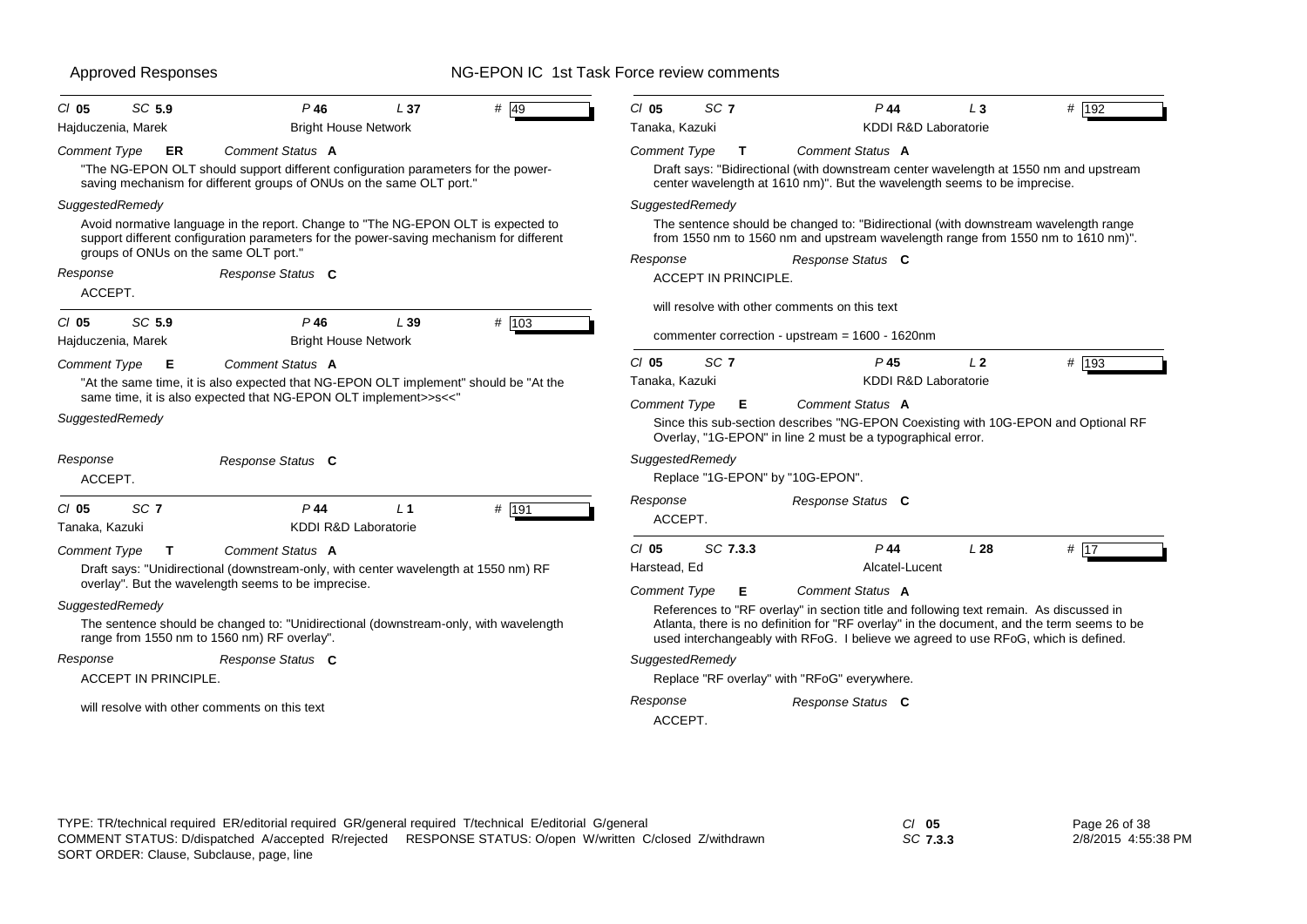**Cl 05 SC 5.9 P 46 L 37 # 49**
Hajduczenia, Marek — Bright House Network

*Comment Type* **ER** *Comment Status* **A**

"The NG-EPON OLT should support different configuration parameters for the power-saving mechanism for different groups of ONUs on the same OLT port."

*SuggestedRemedy*

Avoid normative language in the report. Change to "The NG-EPON OLT is expected to support different configuration parameters for the power-saving mechanism for different groups of ONUs on the same OLT port."

*Response* *Response Status* **C**

ACCEPT.

---

**Cl 05 SC 5.9 P 46 L 39 # 103**
Hajduczenia, Marek — Bright House Network

*Comment Type* **E** *Comment Status* **A**

"At the same time, it is also expected that NG-EPON OLT implement" should be "At the same time, it is also expected that NG-EPON OLT implement>>s<<"

*SuggestedRemedy*

*Response* *Response Status* **C**

ACCEPT.

---

**Cl 05 SC 7 P 44 L 1 # 191**
Tanaka, Kazuki — KDDI R&D Laboratorie

*Comment Type* **T** *Comment Status* **A**

Draft says: "Unidirectional (downstream-only, with center wavelength at 1550 nm) RF overlay". But the wavelength seems to be imprecise.

*SuggestedRemedy*

The sentence should be changed to: "Unidirectional (downstream-only, with wavelength range from 1550 nm to 1560 nm) RF overlay".

*Response* *Response Status* **C**

ACCEPT IN PRINCIPLE.

will resolve with other comments on this text

---

**Cl 05 SC 7 P 44 L 3 # 192**
Tanaka, Kazuki — KDDI R&D Laboratorie

*Comment Type* **T** *Comment Status* **A**

Draft says: "Bidirectional (with downstream center wavelength at 1550 nm and upstream center wavelength at 1610 nm)". But the wavelength seems to be imprecise.

*SuggestedRemedy*

The sentence should be changed to: "Bidirectional (with downstream wavelength range from 1550 nm to 1560 nm and upstream wavelength range from 1550 nm to 1610 nm)".

*Response* *Response Status* **C**

ACCEPT IN PRINCIPLE.

will resolve with other comments on this text

commenter correction - upstream = 1600 - 1620nm

---

**Cl 05 SC 7 P 45 L 2 # 193**
Tanaka, Kazuki — KDDI R&D Laboratorie

*Comment Type* **E** *Comment Status* **A**

Since this sub-section describes "NG-EPON Coexisting with 10G-EPON and Optional RF Overlay, "1G-EPON" in line 2 must be a typographical error.

*SuggestedRemedy*

Replace "1G-EPON" by "10G-EPON".

*Response* *Response Status* **C**

ACCEPT.

---

**Cl 05 SC 7.3.3 P 44 L 28 # 17**
Harstead, Ed — Alcatel-Lucent

*Comment Type* **E** *Comment Status* **A**

References to "RF overlay" in section title and following text remain. As discussed in Atlanta, there is no definition for "RF overlay" in the document, and the term seems to be used interchangeably with RFoG. I believe we agreed to use RFoG, which is defined.

*SuggestedRemedy*

Replace "RF overlay" with "RFoG" everywhere.

*Response* *Response Status* **C**

ACCEPT.

---

TYPE: TR/technical required ER/editorial required GR/general required T/technical E/editorial G/general
COMMENT STATUS: D/dispatched A/accepted R/rejected RESPONSE STATUS: O/open W/written C/closed Z/withdrawn
SORT ORDER: Clause, Subclause, page, line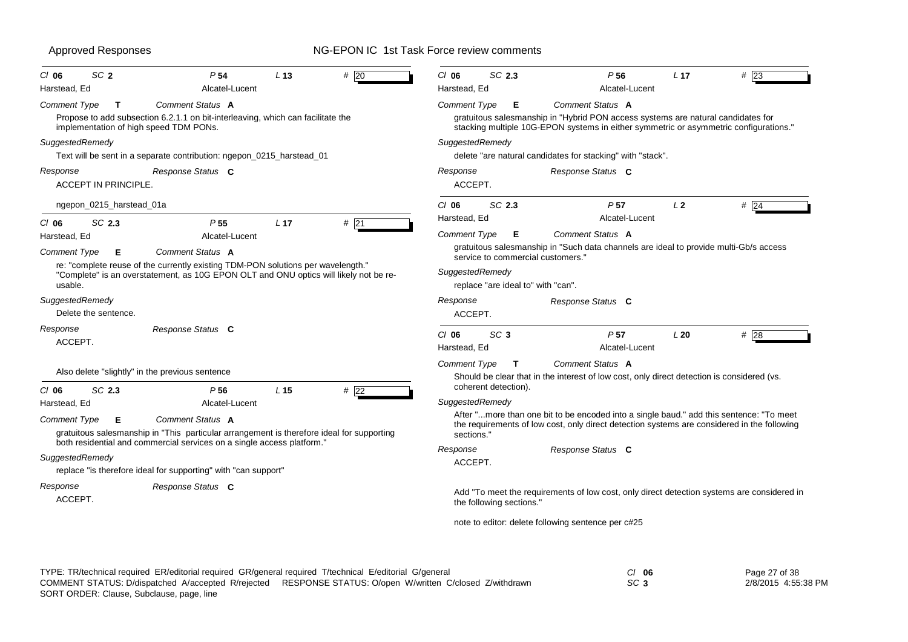Approved Responses — NG-EPON IC 1st Task Force review comments

---

**Cl** 06 **SC** 2 **P** 54 **L** 13 **#** 20

Harstead, Ed — Alcatel-Lucent

*Comment Type* T *Comment Status* A

Propose to add subsection 6.2.1.1 on bit-interleaving, which can facilitate the implementation of high speed TDM PONs.

*SuggestedRemedy*

Text will be sent in a separate contribution: ngepon_0215_harstead_01

*Response* *Response Status* C

ACCEPT IN PRINCIPLE.

ngepon_0215_harstead_01a

---

**Cl** 06 **SC** 2.3 **P** 55 **L** 17 **#** 21

Harstead, Ed — Alcatel-Lucent

*Comment Type* E *Comment Status* A

re: "complete reuse of the currently existing TDM-PON solutions per wavelength." "Complete" is an overstatement, as 10G EPON OLT and ONU optics will likely not be re-usable.

*SuggestedRemedy*

Delete the sentence.

*Response* *Response Status* C

ACCEPT.

Also delete "slightly" in the previous sentence

---

**Cl** 06 **SC** 2.3 **P** 56 **L** 15 **#** 22

Harstead, Ed — Alcatel-Lucent

*Comment Type* E *Comment Status* A

gratuitous salesmanship in "This particular arrangement is therefore ideal for supporting both residential and commercial services on a single access platform."

*SuggestedRemedy*

replace "is therefore ideal for supporting" with "can support"

*Response* *Response Status* C

ACCEPT.

---

**Cl** 06 **SC** 2.3 **P** 56 **L** 17 **#** 23

Harstead, Ed — Alcatel-Lucent

*Comment Type* E *Comment Status* A

gratuitous salesmanship in "Hybrid PON access systems are natural candidates for stacking multiple 10G-EPON systems in either symmetric or asymmetric configurations."

*SuggestedRemedy*

delete "are natural candidates for stacking" with "stack".

*Response* *Response Status* C

ACCEPT.

---

**Cl** 06 **SC** 2.3 **P** 57 **L** 2 **#** 24

Harstead, Ed — Alcatel-Lucent

*Comment Type* E *Comment Status* A

gratuitous salesmanship in "Such data channels are ideal to provide multi-Gb/s access service to commercial customers."

*SuggestedRemedy*

replace "are ideal to" with "can".

*Response* *Response Status* C

ACCEPT.

---

**Cl** 06 **SC** 3 **P** 57 **L** 20 **#** 28

Harstead, Ed — Alcatel-Lucent

*Comment Type* T *Comment Status* A

Should be clear that in the interest of low cost, only direct detection is considered (vs. coherent detection).

*SuggestedRemedy*

After "...more than one bit to be encoded into a single baud." add this sentence: "To meet the requirements of low cost, only direct detection systems are considered in the following sections."

*Response* *Response Status* C

ACCEPT.

Add "To meet the requirements of low cost, only direct detection systems are considered in the following sections."

note to editor: delete following sentence per c#25

---

TYPE: TR/technical required ER/editorial required GR/general required T/technical E/editorial G/general
COMMENT STATUS: D/dispatched A/accepted R/rejected RESPONSE STATUS: O/open W/written C/closed Z/withdrawn
SORT ORDER: Clause, Subclause, page, line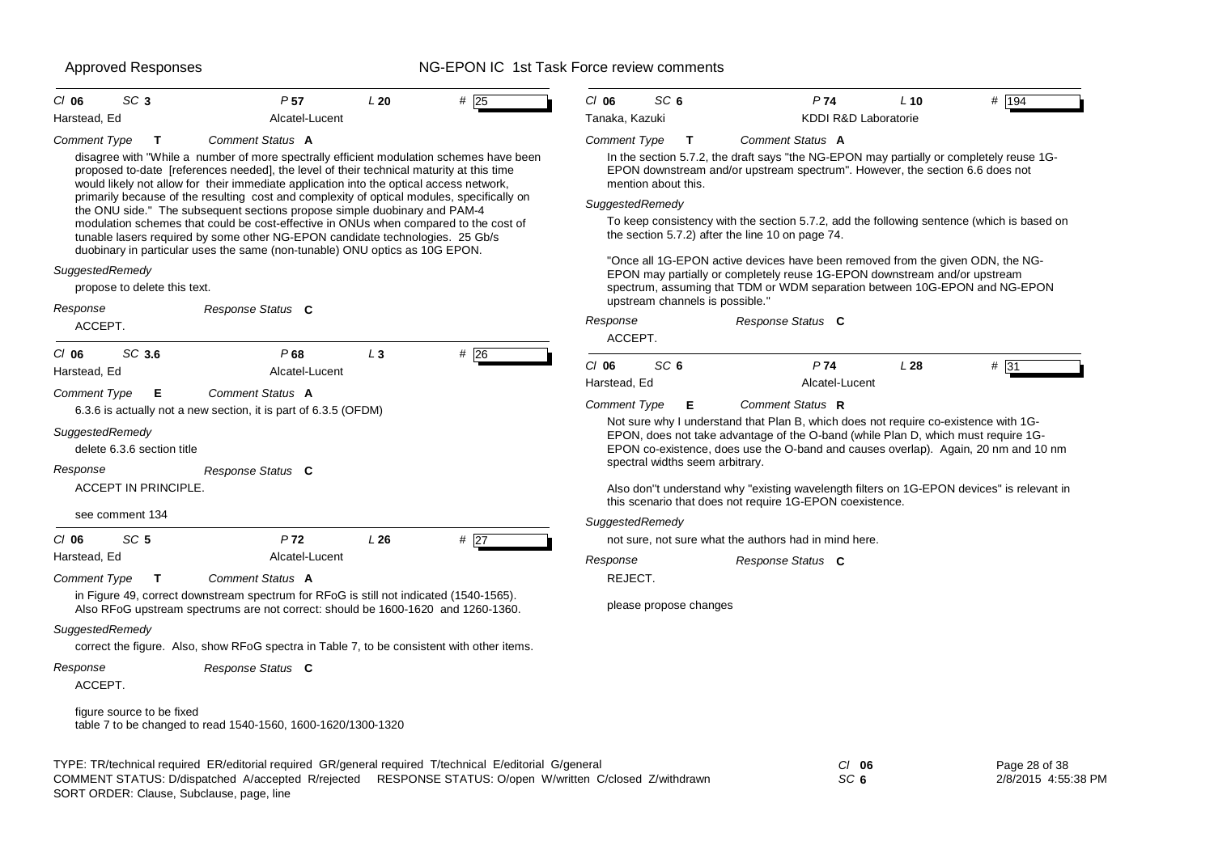**Cl 06 SC 3 P 57 L 20 # 25**
Harstead, Ed — Alcatel-Lucent

*Comment Type* **T** *Comment Status* **A**

disagree with "While a number of more spectrally efficient modulation schemes have been proposed to-date [references needed], the level of their technical maturity at this time would likely not allow for their immediate application into the optical access network, primarily because of the resulting cost and complexity of optical modules, specifically on the ONU side." The subsequent sections propose simple duobinary and PAM-4 modulation schemes that could be cost-effective in ONUs when compared to the cost of tunable lasers required by some other NG-EPON candidate technologies. 25 Gb/s duobinary in particular uses the same (non-tunable) ONU optics as 10G EPON.

*SuggestedRemedy*

propose to delete this text.

*Response* *Response Status* **C**

ACCEPT.

---

**Cl 06 SC 3.6 P 68 L 3 # 26**
Harstead, Ed — Alcatel-Lucent

*Comment Type* **E** *Comment Status* **A**

6.3.6 is actually not a new section, it is part of 6.3.5 (OFDM)

*SuggestedRemedy*

delete 6.3.6 section title

*Response* *Response Status* **C**

ACCEPT IN PRINCIPLE.

see comment 134

---

**Cl 06 SC 5 P 72 L 26 # 27**
Harstead, Ed — Alcatel-Lucent

*Comment Type* **T** *Comment Status* **A**

in Figure 49, correct downstream spectrum for RFoG is still not indicated (1540-1565). Also RFoG upstream spectrums are not correct: should be 1600-1620 and 1260-1360.

*SuggestedRemedy*

correct the figure. Also, show RFoG spectra in Table 7, to be consistent with other items.

*Response* *Response Status* **C**

ACCEPT.

figure source to be fixed
table 7 to be changed to read 1540-1560, 1600-1620/1300-1320

---

**Cl 06 SC 6 P 74 L 10 # 194**
Tanaka, Kazuki — KDDI R&D Laboratorie

*Comment Type* **T** *Comment Status* **A**

In the section 5.7.2, the draft says "the NG-EPON may partially or completely reuse 1G-EPON downstream and/or upstream spectrum". However, the section 6.6 does not mention about this.

*SuggestedRemedy*

To keep consistency with the section 5.7.2, add the following sentence (which is based on the section 5.7.2) after the line 10 on page 74.

"Once all 1G-EPON active devices have been removed from the given ODN, the NG-EPON may partially or completely reuse 1G-EPON downstream and/or upstream spectrum, assuming that TDM or WDM separation between 10G-EPON and NG-EPON upstream channels is possible."

*Response* *Response Status* **C**

ACCEPT.

---

**Cl 06 SC 6 P 74 L 28 # 31**
Harstead, Ed — Alcatel-Lucent

*Comment Type* **E** *Comment Status* **R**

Not sure why I understand that Plan B, which does not require co-existence with 1G-EPON, does not take advantage of the O-band (while Plan D, which must require 1G-EPON co-existence, does use the O-band and causes overlap). Again, 20 nm and 10 nm spectral widths seem arbitrary.

Also don''t understand why "existing wavelength filters on 1G-EPON devices" is relevant in this scenario that does not require 1G-EPON coexistence.

*SuggestedRemedy*

not sure, not sure what the authors had in mind here.

*Response* *Response Status* **C**

REJECT.

please propose changes

---

TYPE: TR/technical required ER/editorial required GR/general required T/technical E/editorial G/general
COMMENT STATUS: D/dispatched A/accepted R/rejected RESPONSE STATUS: O/open W/written C/closed Z/withdrawn
SORT ORDER: Clause, Subclause, page, line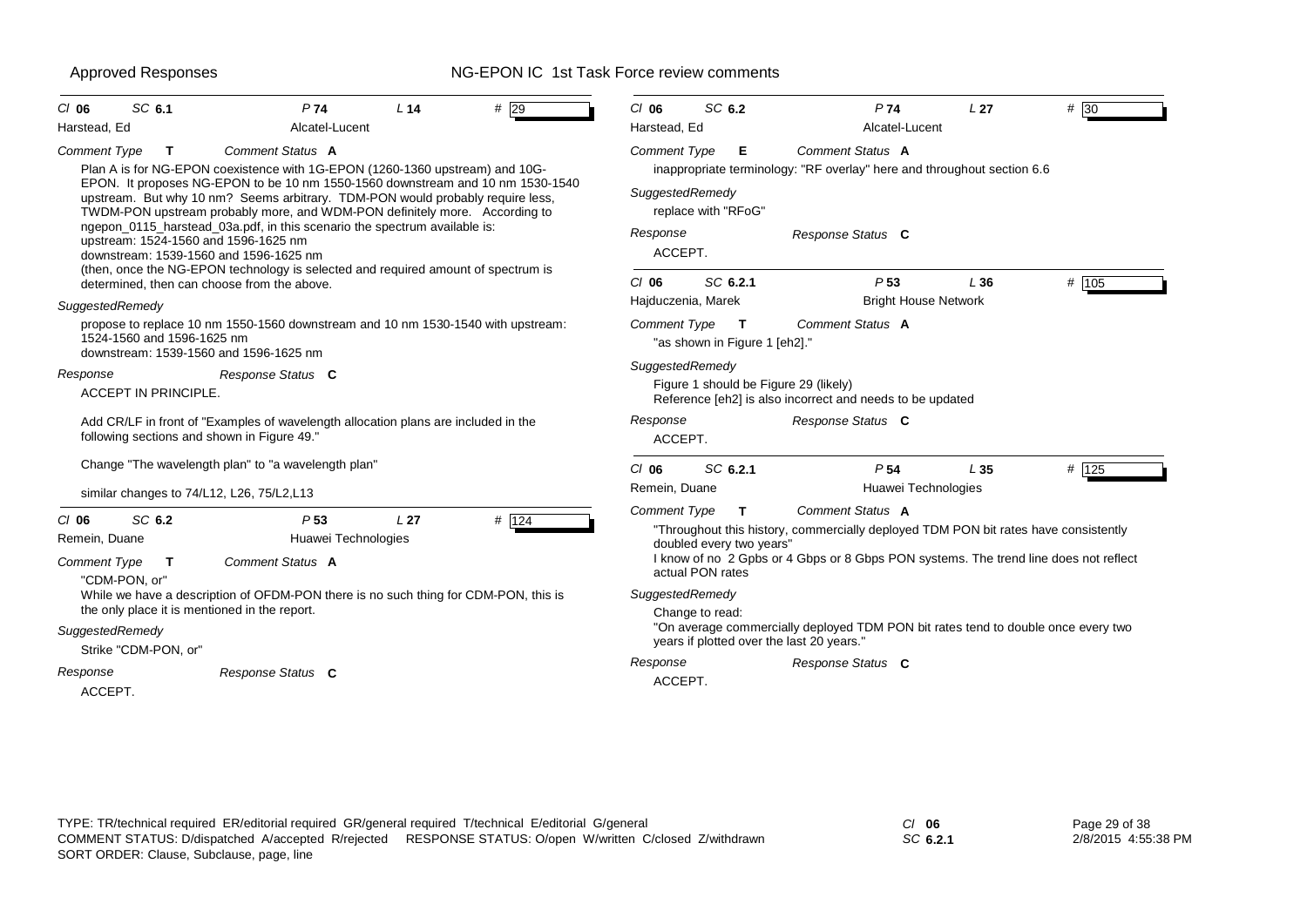Cl **06** SC **6.1** P **74** L **14** # 29

Harstead, Ed — Alcatel-Lucent

*Comment Type* **T** *Comment Status* **A**

Plan A is for NG-EPON coexistence with 1G-EPON (1260-1360 upstream) and 10G-EPON. It proposes NG-EPON to be 10 nm 1550-1560 downstream and 10 nm 1530-1540 upstream. But why 10 nm? Seems arbitrary. TDM-PON would probably require less, TWDM-PON upstream probably more, and WDM-PON definitely more. According to ngepon_0115_harstead_03a.pdf, in this scenario the spectrum available is:
upstream: 1524-1560 and 1596-1625 nm
downstream: 1539-1560 and 1596-1625 nm
(then, once the NG-EPON technology is selected and required amount of spectrum is determined, then can choose from the above.

*SuggestedRemedy*

propose to replace 10 nm 1550-1560 downstream and 10 nm 1530-1540 with upstream:
1524-1560 and 1596-1625 nm
downstream: 1539-1560 and 1596-1625 nm

*Response* *Response Status* **C**

ACCEPT IN PRINCIPLE.

Add CR/LF in front of "Examples of wavelength allocation plans are included in the following sections and shown in Figure 49."

Change "The wavelength plan" to "a wavelength plan"

similar changes to 74/L12, L26, 75/L2,L13

---

Cl **06** SC **6.2** P **53** L **27** # 124

Remein, Duane — Huawei Technologies

*Comment Type* **T** *Comment Status* **A**

"CDM-PON, or"
While we have a description of OFDM-PON there is no such thing for CDM-PON, this is the only place it is mentioned in the report.

*SuggestedRemedy*

Strike "CDM-PON, or"

*Response* *Response Status* **C**

ACCEPT.

---

Cl **06** SC **6.2** P **74** L **27** # 30

Harstead, Ed — Alcatel-Lucent

*Comment Type* **E** *Comment Status* **A**

inappropriate terminology: "RF overlay" here and throughout section 6.6

*SuggestedRemedy*

replace with "RFoG"

*Response* *Response Status* **C**

ACCEPT.

---

Cl **06** SC **6.2.1** P **53** L **36** # 105

Hajduczenia, Marek — Bright House Network

*Comment Type* **T** *Comment Status* **A**

"as shown in Figure 1 [eh2]."

*SuggestedRemedy*

Figure 1 should be Figure 29 (likely)
Reference [eh2] is also incorrect and needs to be updated

*Response* *Response Status* **C**

ACCEPT.

---

Cl **06** SC **6.2.1** P **54** L **35** # 125

Remein, Duane — Huawei Technologies

*Comment Type* **T** *Comment Status* **A**

"Throughout this history, commercially deployed TDM PON bit rates have consistently doubled every two years"
I know of no 2 Gpbs or 4 Gbps or 8 Gbps PON systems. The trend line does not reflect actual PON rates

*SuggestedRemedy*

Change to read:
"On average commercially deployed TDM PON bit rates tend to double once every two years if plotted over the last 20 years."

*Response* *Response Status* **C**

ACCEPT.

---

TYPE: TR/technical required ER/editorial required GR/general required T/technical E/editorial G/general
COMMENT STATUS: D/dispatched A/accepted R/rejected RESPONSE STATUS: O/open W/written C/closed Z/withdrawn
SORT ORDER: Clause, Subclause, page, line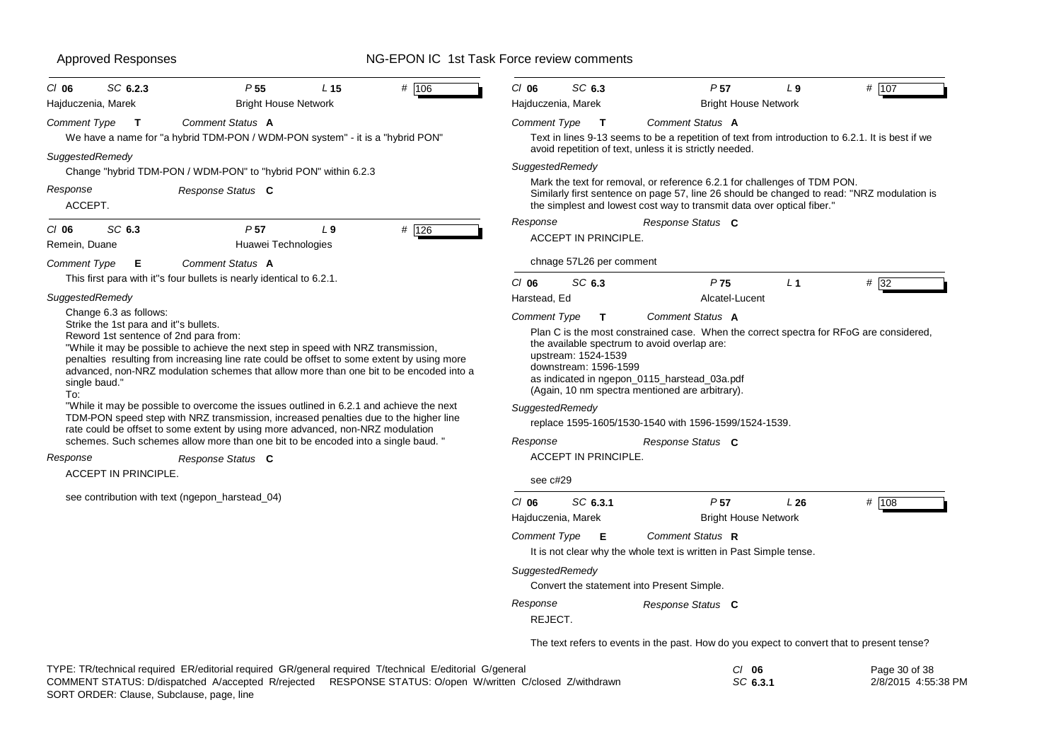**Cl** 06 **SC** 6.2.3 **P** 55 **L** 15 **#** 106

Hajduczenia, Marek — Bright House Network

*Comment Type* **T** *Comment Status* **A**

We have a name for "a hybrid TDM-PON / WDM-PON system" - it is a "hybrid PON"

*SuggestedRemedy*

Change "hybrid TDM-PON / WDM-PON" to "hybrid PON" within 6.2.3

*Response* *Response Status* **C**

ACCEPT.

---

**Cl** 06 **SC** 6.3 **P** 57 **L** 9 **#** 126

Remein, Duane — Huawei Technologies

*Comment Type* **E** *Comment Status* **A**

This first para with it''s four bullets is nearly identical to 6.2.1.

*SuggestedRemedy*

Change 6.3 as follows:
Strike the 1st para and it''s bullets.
Reword 1st sentence of 2nd para from:
"While it may be possible to achieve the next step in speed with NRZ transmission, penalties resulting from increasing line rate could be offset to some extent by using more advanced, non-NRZ modulation schemes that allow more than one bit to be encoded into a single baud."
To:
"While it may be possible to overcome the issues outlined in 6.2.1 and achieve the next TDM-PON speed step with NRZ transmission, increased penalties due to the higher line rate could be offset to some extent by using more advanced, non-NRZ modulation schemes. Such schemes allow more than one bit to be encoded into a single baud. "

*Response* *Response Status* **C**

ACCEPT IN PRINCIPLE.

see contribution with text (ngepon_harstead_04)

---

**Cl** 06 **SC** 6.3 **P** 57 **L** 9 **#** 107

Hajduczenia, Marek — Bright House Network

*Comment Type* **T** *Comment Status* **A**

Text in lines 9-13 seems to be a repetition of text from introduction to 6.2.1. It is best if we avoid repetition of text, unless it is strictly needed.

*SuggestedRemedy*

Mark the text for removal, or reference 6.2.1 for challenges of TDM PON.
Similarly first sentence on page 57, line 26 should be changed to read: "NRZ modulation is the simplest and lowest cost way to transmit data over optical fiber."

*Response* *Response Status* **C**

ACCEPT IN PRINCIPLE.

chnage 57L26 per comment

---

**Cl** 06 **SC** 6.3 **P** 75 **L** 1 **#** 32

Harstead, Ed — Alcatel-Lucent

*Comment Type* **T** *Comment Status* **A**

Plan C is the most constrained case. When the correct spectra for RFoG are considered, the available spectrum to avoid overlap are:
upstream: 1524-1539
downstream: 1596-1599
as indicated in ngepon_0115_harstead_03a.pdf
(Again, 10 nm spectra mentioned are arbitrary).

*SuggestedRemedy*

replace 1595-1605/1530-1540 with 1596-1599/1524-1539.

*Response* *Response Status* **C**

ACCEPT IN PRINCIPLE.

see c#29

---

**Cl** 06 **SC** 6.3.1 **P** 57 **L** 26 **#** 108

Hajduczenia, Marek — Bright House Network

*Comment Type* **E** *Comment Status* **R**

It is not clear why the whole text is written in Past Simple tense.

*SuggestedRemedy*

Convert the statement into Present Simple.

*Response* *Response Status* **C**

REJECT.

The text refers to events in the past. How do you expect to convert that to present tense?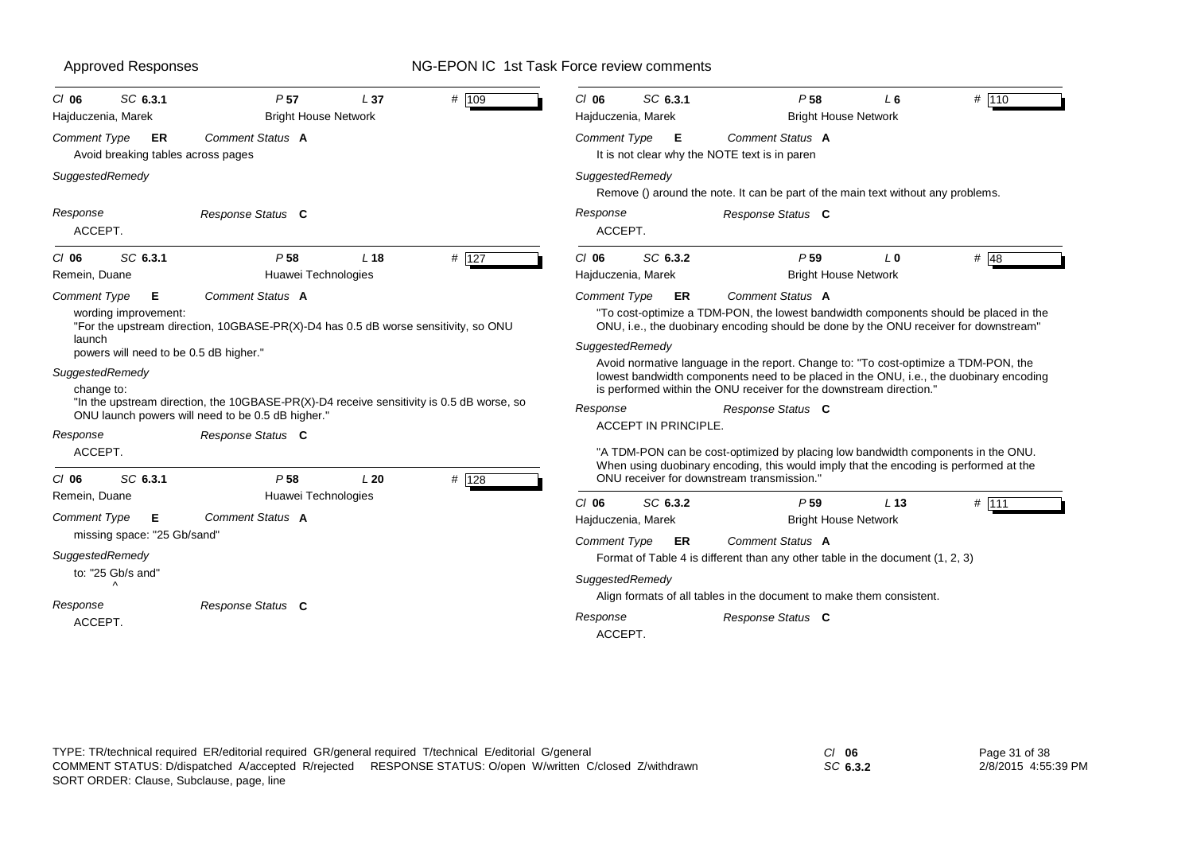Cl **06** SC **6.3.1** P **57** L **37** # 109

Hajduczenia, Marek — Bright House Network

*Comment Type* **ER** *Comment Status* **A**

Avoid breaking tables across pages

*SuggestedRemedy*

*Response* *Response Status* **C**

ACCEPT.

---

Cl **06** SC **6.3.1** P **58** L **18** # 127

Remein, Duane — Huawei Technologies

*Comment Type* **E** *Comment Status* **A**

wording improvement:
"For the upstream direction, 10GBASE-PR(X)-D4 has 0.5 dB worse sensitivity, so ONU launch
powers will need to be 0.5 dB higher."

*SuggestedRemedy*

change to:
"In the upstream direction, the 10GBASE-PR(X)-D4 receive sensitivity is 0.5 dB worse, so ONU launch powers will need to be 0.5 dB higher."

*Response* *Response Status* **C**

ACCEPT.

---

Cl **06** SC **6.3.1** P **58** L **20** # 128

Remein, Duane — Huawei Technologies

*Comment Type* **E** *Comment Status* **A**

missing space: "25 Gb/sand"

*SuggestedRemedy*

to: "25 Gb/s and"
^

*Response* *Response Status* **C**

ACCEPT.

---

Cl **06** SC **6.3.1** P **58** L **6** # 110

Hajduczenia, Marek — Bright House Network

*Comment Type* **E** *Comment Status* **A**

It is not clear why the NOTE text is in paren

*SuggestedRemedy*

Remove () around the note. It can be part of the main text without any problems.

*Response* *Response Status* **C**

ACCEPT.

---

Cl **06** SC **6.3.2** P **59** L **0** # 48

Hajduczenia, Marek — Bright House Network

*Comment Type* **ER** *Comment Status* **A**

"To cost-optimize a TDM-PON, the lowest bandwidth components should be placed in the ONU, i.e., the duobinary encoding should be done by the ONU receiver for downstream"

*SuggestedRemedy*

Avoid normative language in the report. Change to: "To cost-optimize a TDM-PON, the lowest bandwidth components need to be placed in the ONU, i.e., the duobinary encoding is performed within the ONU receiver for the downstream direction."

*Response* *Response Status* **C**

ACCEPT IN PRINCIPLE.

"A TDM-PON can be cost-optimized by placing low bandwidth components in the ONU. When using duobinary encoding, this would imply that the encoding is performed at the ONU receiver for downstream transmission."

---

Cl **06** SC **6.3.2** P **59** L **13** # 111

Hajduczenia, Marek — Bright House Network

*Comment Type* **ER** *Comment Status* **A**

Format of Table 4 is different than any other table in the document (1, 2, 3)

*SuggestedRemedy*

Align formats of all tables in the document to make them consistent.

*Response* *Response Status* **C**

ACCEPT.

---

TYPE: TR/technical required ER/editorial required GR/general required T/technical E/editorial G/general
COMMENT STATUS: D/dispatched A/accepted R/rejected RESPONSE STATUS: O/open W/written C/closed Z/withdrawn
SORT ORDER: Clause, Subclause, page, line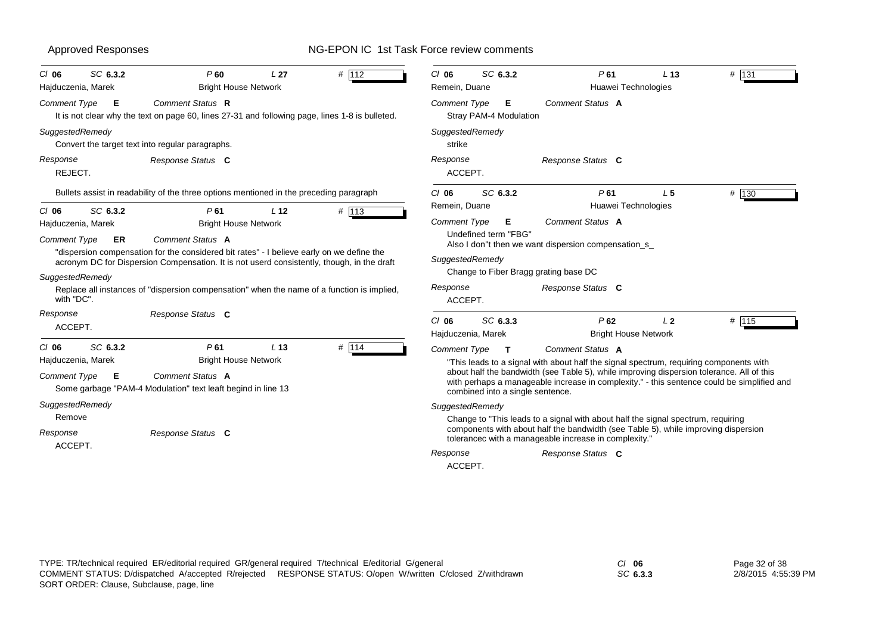Approved Responses — NG-EPON IC 1st Task Force review comments

---

**Cl 06 SC 6.3.2 P 60 L 27 # 112**
Hajduczenia, Marek — Bright House Network

*Comment Type* **E** *Comment Status* **R**

It is not clear why the text on page 60, lines 27-31 and following page, lines 1-8 is bulleted.

*SuggestedRemedy*

Convert the target text into regular paragraphs.

*Response* *Response Status* **C**

REJECT.

Bullets assist in readability of the three options mentioned in the preceding paragraph

---

**Cl 06 SC 6.3.2 P 61 L 12 # 113**
Hajduczenia, Marek — Bright House Network

*Comment Type* **ER** *Comment Status* **A**

"dispersion compensation for the considered bit rates" - I believe early on we define the acronym DC for Dispersion Compensation. It is not userd consistently, though, in the draft

*SuggestedRemedy*

Replace all instances of "dispersion compensation" when the name of a function is implied, with "DC".

*Response* *Response Status* **C**

ACCEPT.

---

**Cl 06 SC 6.3.2 P 61 L 13 # 114**
Hajduczenia, Marek — Bright House Network

*Comment Type* **E** *Comment Status* **A**

Some garbage "PAM-4 Modulation" text leaft begind in line 13

*SuggestedRemedy*

Remove

*Response* *Response Status* **C**

ACCEPT.

---

**Cl 06 SC 6.3.2 P 61 L 13 # 131**
Remein, Duane — Huawei Technologies

*Comment Type* **E** *Comment Status* **A**

Stray PAM-4 Modulation

*SuggestedRemedy*

strike

*Response* *Response Status* **C**

ACCEPT.

---

**Cl 06 SC 6.3.2 P 61 L 5 # 130**
Remein, Duane — Huawei Technologies

*Comment Type* **E** *Comment Status* **A**

Undefined term "FBG"
Also I don"t then we want dispersion compensation_s_

*SuggestedRemedy*

Change to Fiber Bragg grating base DC

*Response* *Response Status* **C**

ACCEPT.

---

**Cl 06 SC 6.3.3 P 62 L 2 # 115**
Hajduczenia, Marek — Bright House Network

*Comment Type* **T** *Comment Status* **A**

"This leads to a signal with about half the signal spectrum, requiring components with about half the bandwidth (see Table 5), while improving dispersion tolerance. All of this with perhaps a manageable increase in complexity." - this sentence could be simplified and combined into a single sentence.

*SuggestedRemedy*

Change to "This leads to a signal with about half the signal spectrum, requiring components with about half the bandwidth (see Table 5), while improving dispersion tolerancec with a manageable increase in complexity."

*Response* *Response Status* **C**

ACCEPT.

---

TYPE: TR/technical required ER/editorial required GR/general required T/technical E/editorial G/general
COMMENT STATUS: D/dispatched A/accepted R/rejected RESPONSE STATUS: O/open W/written C/closed Z/withdrawn
SORT ORDER: Clause, Subclause, page, line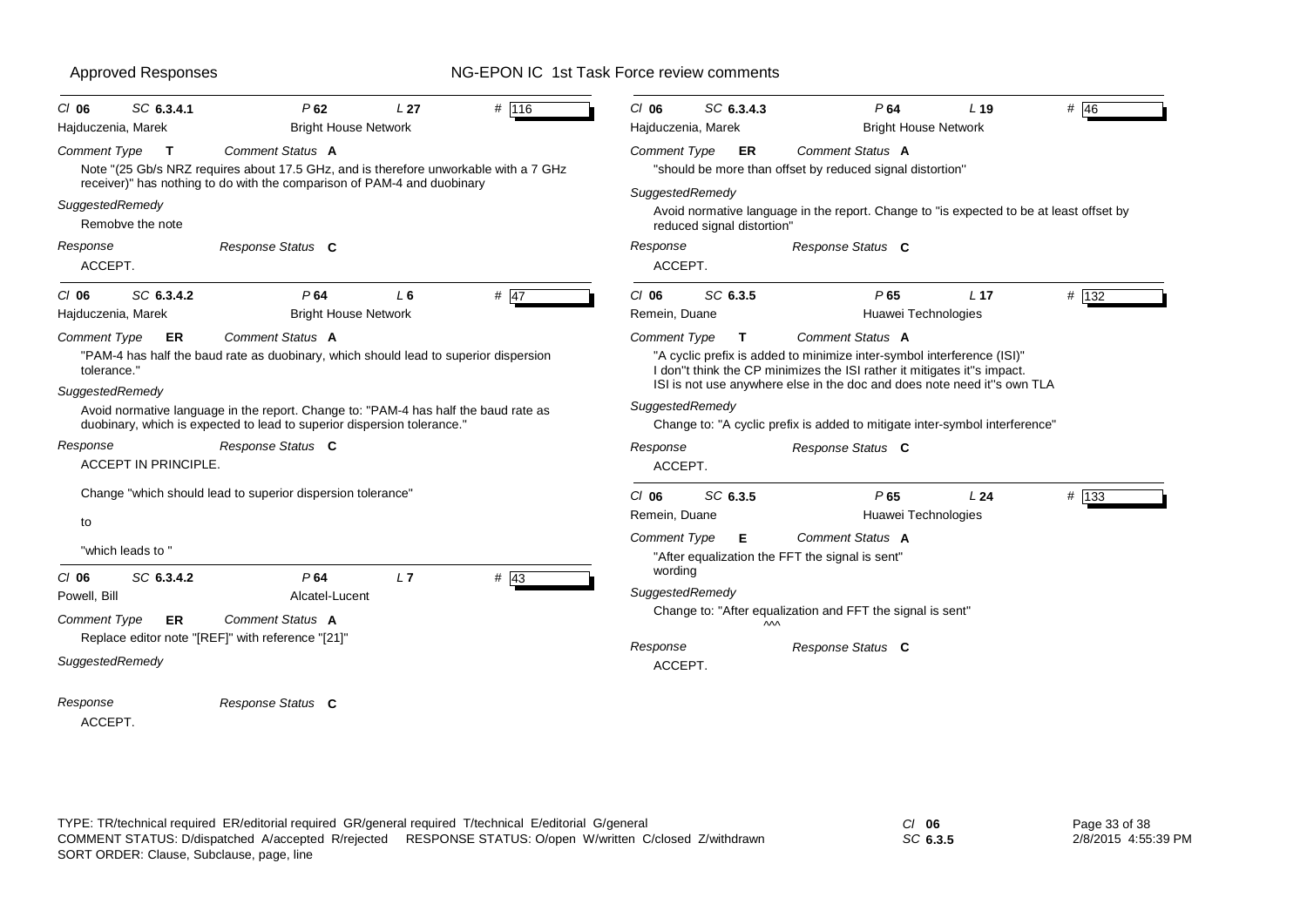Cl **06** SC **6.3.4.1** P **62** L **27** # 116

Hajduczenia, Marek — Bright House Network

*Comment Type* **T** *Comment Status* **A**

Note "(25 Gb/s NRZ requires about 17.5 GHz, and is therefore unworkable with a 7 GHz receiver)" has nothing to do with the comparison of PAM-4 and duobinary

*SuggestedRemedy*

Remobve the note

*Response* — *Response Status* **C**

ACCEPT.

---

Cl **06** SC **6.3.4.2** P **64** L **6** # 47

Hajduczenia, Marek — Bright House Network

*Comment Type* **ER** *Comment Status* **A**

"PAM-4 has half the baud rate as duobinary, which should lead to superior dispersion tolerance."

*SuggestedRemedy*

Avoid normative language in the report. Change to: "PAM-4 has half the baud rate as duobinary, which is expected to lead to superior dispersion tolerance."

*Response* — *Response Status* **C**

ACCEPT IN PRINCIPLE.

Change "which should lead to superior dispersion tolerance"

to

"which leads to "

---

Cl **06** SC **6.3.4.2** P **64** L **7** # 43

Powell, Bill — Alcatel-Lucent

*Comment Type* **ER** *Comment Status* **A**

Replace editor note "[REF]" with reference "[21]"

*SuggestedRemedy*

*Response* — *Response Status* **C**

ACCEPT.

---

Cl **06** SC **6.3.4.3** P **64** L **19** # 46

Hajduczenia, Marek — Bright House Network

*Comment Type* **ER** *Comment Status* **A**

"should be more than offset by reduced signal distortion"

*SuggestedRemedy*

Avoid normative language in the report. Change to "is expected to be at least offset by reduced signal distortion"

*Response* — *Response Status* **C**

ACCEPT.

---

Cl **06** SC **6.3.5** P **65** L **17** # 132

Remein, Duane — Huawei Technologies

*Comment Type* **T** *Comment Status* **A**

"A cyclic prefix is added to minimize inter-symbol interference (ISI)"
I don''t think the CP minimizes the ISI rather it mitigates it''s impact.
ISI is not use anywhere else in the doc and does note need it''s own TLA

*SuggestedRemedy*

Change to: "A cyclic prefix is added to mitigate inter-symbol interference"

*Response* — *Response Status* **C**

ACCEPT.

---

Cl **06** SC **6.3.5** P **65** L **24** # 133

Remein, Duane — Huawei Technologies

*Comment Type* **E** *Comment Status* **A**

"After equalization the FFT the signal is sent"
wording

*SuggestedRemedy*

Change to: "After equalization and FFT the signal is sent"
^^^

*Response* — *Response Status* **C**

ACCEPT.

---

TYPE: TR/technical required ER/editorial required GR/general required T/technical E/editorial G/general
COMMENT STATUS: D/dispatched A/accepted R/rejected RESPONSE STATUS: O/open W/written C/closed Z/withdrawn
SORT ORDER: Clause, Subclause, page, line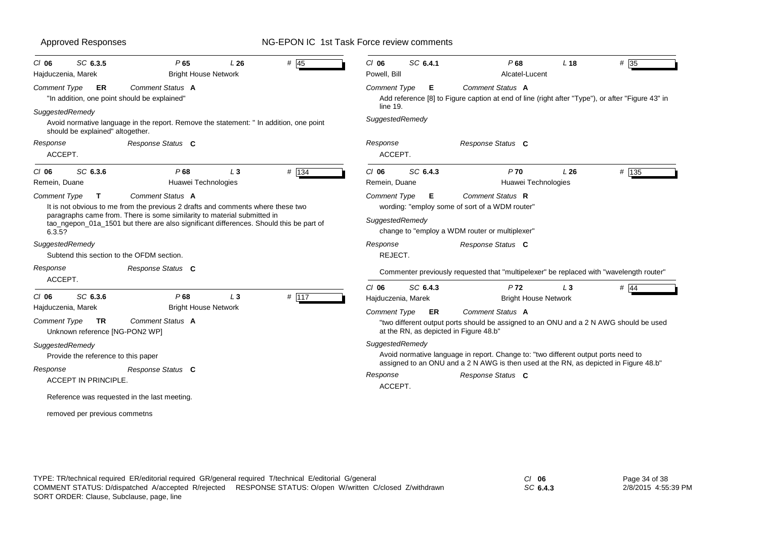| Cl 06 | SC 6.3.5 | P 65 | L 26 | # 45 |
|---|---|---|---|---|
| Hajduczenia, Marek | | Bright House Network | | |

*Comment Type* **ER** *Comment Status* **A**

"In addition, one point should be explained"

*SuggestedRemedy*

Avoid normative language in the report. Remove the statement: " In addition, one point should be explained" altogether.

*Response* *Response Status* **C**

ACCEPT.

| Cl 06 | SC 6.3.6 | P 68 | L 3 | # 134 |
|---|---|---|---|---|
| Remein, Duane | | Huawei Technologies | | |

*Comment Type* **T** *Comment Status* **A**

It is not obvious to me from the previous 2 drafts and comments where these two paragraphs came from. There is some similarity to material submitted in tao_ngepon_01a_1501 but there are also significant differences. Should this be part of 6.3.5?

*SuggestedRemedy*

Subtend this section to the OFDM section.

*Response* *Response Status* **C**

ACCEPT.

| Cl 06 | SC 6.3.6 | P 68 | L 3 | # 117 |
|---|---|---|---|---|
| Hajduczenia, Marek | | Bright House Network | | |

*Comment Type* **TR** *Comment Status* **A**

Unknown reference [NG-PON2 WP]

*SuggestedRemedy*

Provide the reference to this paper

*Response* *Response Status* **C**

ACCEPT IN PRINCIPLE.

Reference was requested in the last meeting.

removed per previous commetns

| Cl 06 | SC 6.4.1 | P 68 | L 18 | # 35 |
|---|---|---|---|---|
| Powell, Bill | | Alcatel-Lucent | | |

*Comment Type* **E** *Comment Status* **A**

Add reference [8] to Figure caption at end of line (right after "Type"), or after "Figure 43" in line 19.

*SuggestedRemedy*

*Response* *Response Status* **C**

ACCEPT.

| Cl 06 | SC 6.4.3 | P 70 | L 26 | # 135 |
|---|---|---|---|---|
| Remein, Duane | | Huawei Technologies | | |

*Comment Type* **E** *Comment Status* **R**

wording: "employ some of sort of a WDM router"

*SuggestedRemedy*

change to "employ a WDM router or multiplexer"

*Response* *Response Status* **C**

REJECT.

Commenter previously requested that "multipelexer" be replaced with "wavelength router"

| Cl 06 | SC 6.4.3 | P 72 | L 3 | # 44 |
|---|---|---|---|---|
| Hajduczenia, Marek | | Bright House Network | | |

*Comment Type* **ER** *Comment Status* **A**

"two different output ports should be assigned to an ONU and a 2 N AWG should be used at the RN, as depicted in Figure 48.b"

*SuggestedRemedy*

Avoid normative language in report. Change to: "two different output ports need to assigned to an ONU and a 2 N AWG is then used at the RN, as depicted in Figure 48.b"

*Response* *Response Status* **C**

ACCEPT.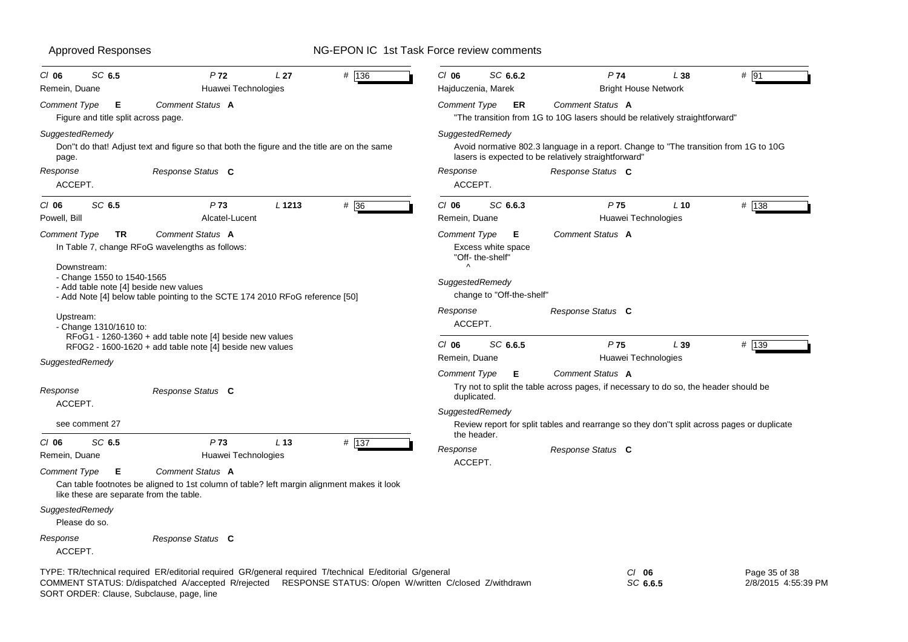**Cl 06 SC 6.5 P 72 L 27 # 136**
Remein, Duane — Huawei Technologies

*Comment Type* **E** — *Comment Status* **A**

Figure and title split across page.

*SuggestedRemedy*

Don''t do that! Adjust text and figure so that both the figure and the title are on the same page.

*Response* — *Response Status* **C**

ACCEPT.

---

**Cl 06 SC 6.5 P 73 L 1213 # 36**
Powell, Bill — Alcatel-Lucent

*Comment Type* **TR** — *Comment Status* **A**

In Table 7, change RFoG wavelengths as follows:

Downstream:
- Change 1550 to 1540-1565
- Add table note [4] beside new values
- Add Note [4] below table pointing to the SCTE 174 2010 RFoG reference [50]

Upstream:
- Change 1310/1610 to:
  RFoG1 - 1260-1360 + add table note [4] beside new values
  RF0G2 - 1600-1620 + add table note [4] beside new values

*SuggestedRemedy*

*Response* — *Response Status* **C**

ACCEPT.

see comment 27

---

**Cl 06 SC 6.5 P 73 L 13 # 137**
Remein, Duane — Huawei Technologies

*Comment Type* **E** — *Comment Status* **A**

Can table footnotes be aligned to 1st column of table? left margin alignment makes it look like these are separate from the table.

*SuggestedRemedy*

Please do so.

*Response* — *Response Status* **C**

ACCEPT.

---

**Cl 06 SC 6.6.2 P 74 L 38 # 91**
Hajduczenia, Marek — Bright House Network

*Comment Type* **ER** — *Comment Status* **A**

"The transition from 1G to 10G lasers should be relatively straightforward"

*SuggestedRemedy*

Avoid normative 802.3 language in a report. Change to "The transition from 1G to 10G lasers is expected to be relatively straightforward"

*Response* — *Response Status* **C**

ACCEPT.

---

**Cl 06 SC 6.6.3 P 75 L 10 # 138**
Remein, Duane — Huawei Technologies

*Comment Type* **E** — *Comment Status* **A**

Excess white space
"Off- the-shelf"
^

*SuggestedRemedy*

change to "Off-the-shelf"

*Response* — *Response Status* **C**

ACCEPT.

---

**Cl 06 SC 6.6.5 P 75 L 39 # 139**
Remein, Duane — Huawei Technologies

*Comment Type* **E** — *Comment Status* **A**

Try not to split the table across pages, if necessary to do so, the header should be duplicated.

*SuggestedRemedy*

Review report for split tables and rearrange so they don''t split across pages or duplicate the header.

*Response* — *Response Status* **C**

ACCEPT.

---

TYPE: TR/technical required ER/editorial required GR/general required T/technical E/editorial G/general
COMMENT STATUS: D/dispatched A/accepted R/rejected RESPONSE STATUS: O/open W/written C/closed Z/withdrawn
SORT ORDER: Clause, Subclause, page, line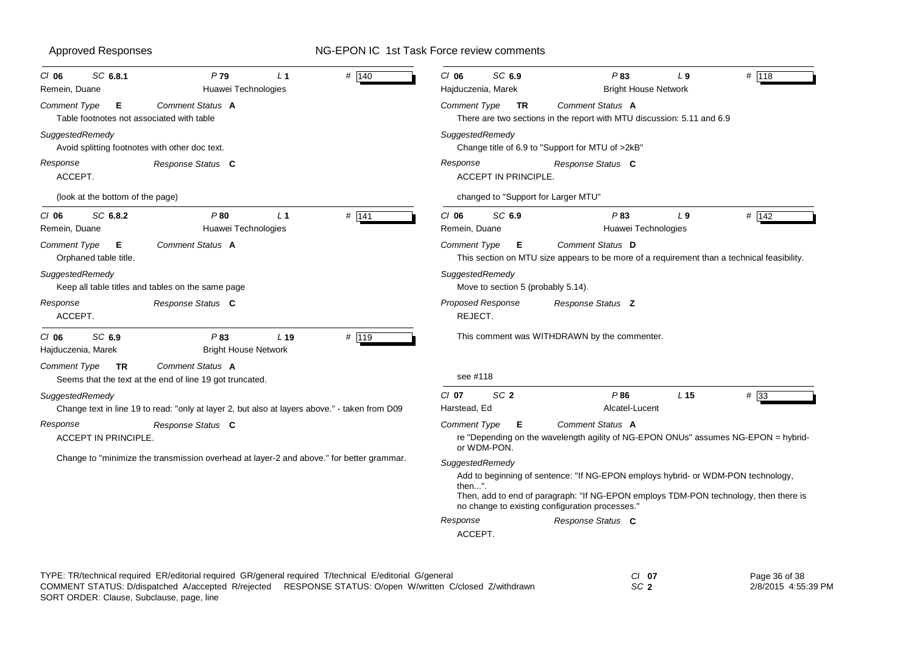**Cl 06** **SC 6.8.1** **P 79** **L 1** **# 140**
Remein, Duane — Huawei Technologies

*Comment Type* **E** *Comment Status* **A**
Table footnotes not associated with table

*SuggestedRemedy*
Avoid splitting footnotes with other doc text.

*Response* *Response Status* **C**
ACCEPT.

(look at the bottom of the page)

---

**Cl 06** **SC 6.8.2** **P 80** **L 1** **# 141**
Remein, Duane — Huawei Technologies

*Comment Type* **E** *Comment Status* **A**
Orphaned table title.

*SuggestedRemedy*
Keep all table titles and tables on the same page

*Response* *Response Status* **C**
ACCEPT.

---

**Cl 06** **SC 6.9** **P 83** **L 19** **# 119**
Hajduczenia, Marek — Bright House Network

*Comment Type* **TR** *Comment Status* **A**
Seems that the text at the end of line 19 got truncated.

*SuggestedRemedy*
Change text in line 19 to read: "only at layer 2, but also at layers above." - taken from D09

*Response* *Response Status* **C**
ACCEPT IN PRINCIPLE.

Change to "minimize the transmission overhead at layer-2 and above." for better grammar.

---

**Cl 06** **SC 6.9** **P 83** **L 9** **# 118**
Hajduczenia, Marek — Bright House Network

*Comment Type* **TR** *Comment Status* **A**
There are two sections in the report with MTU discussion: 5.11 and 6.9

*SuggestedRemedy*
Change title of 6.9 to "Support for MTU of >2kB"

*Response* *Response Status* **C**
ACCEPT IN PRINCIPLE.

changed to "Support for Larger MTU"

---

**Cl 06** **SC 6.9** **P 83** **L 9** **# 142**
Remein, Duane — Huawei Technologies

*Comment Type* **E** *Comment Status* **D**
This section on MTU size appears to be more of a requirement than a technical feasibility.

*SuggestedRemedy*
Move to section 5 (probably 5.14).

*Proposed Response* *Response Status* **Z**
REJECT.

This comment was WITHDRAWN by the commenter.

see #118

---

**Cl 07** **SC 2** **P 86** **L 15** **# 33**
Harstead, Ed — Alcatel-Lucent

*Comment Type* **E** *Comment Status* **A**
re "Depending on the wavelength agility of NG-EPON ONUs" assumes NG-EPON = hybrid- or WDM-PON.

*SuggestedRemedy*
Add to beginning of sentence: "If NG-EPON employs hybrid- or WDM-PON technology, then...".
Then, add to end of paragraph: "If NG-EPON employs TDM-PON technology, then there is no change to existing configuration processes."

*Response* *Response Status* **C**
ACCEPT.

---

TYPE: TR/technical required ER/editorial required GR/general required T/technical E/editorial G/general
COMMENT STATUS: D/dispatched A/accepted R/rejected RESPONSE STATUS: O/open W/written C/closed Z/withdrawn
SORT ORDER: Clause, Subclause, page, line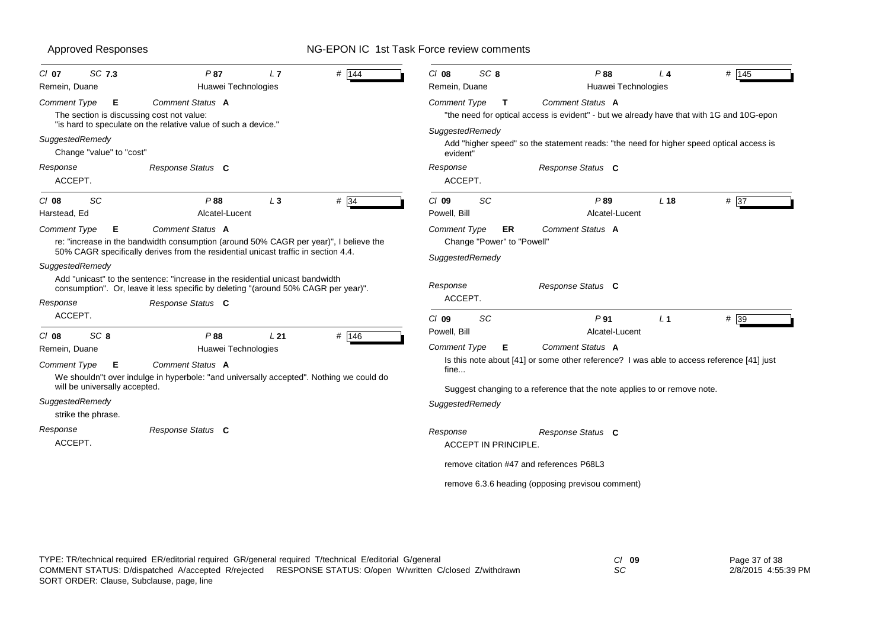Approved Responses — NG-EPON IC 1st Task Force review comments

---

Cl **07** SC **7.3** P **87** L **7** # 144

Remein, Duane — Huawei Technologies

Comment Type **E** Comment Status **A**

The section is discussing cost not value:
"is hard to speculate on the relative value of such a device."

SuggestedRemedy

Change "value" to "cost"

Response — Response Status **C**

ACCEPT.

---

Cl **08** SC P **88** L **3** # 34

Harstead, Ed — Alcatel-Lucent

Comment Type **E** Comment Status **A**

re: "increase in the bandwidth consumption (around 50% CAGR per year)", I believe the 50% CAGR specifically derives from the residential unicast traffic in section 4.4.

SuggestedRemedy

Add "unicast" to the sentence: "increase in the residential unicast bandwidth consumption". Or, leave it less specific by deleting "(around 50% CAGR per year)".

Response — Response Status **C**

ACCEPT.

---

Cl **08** SC **8** P **88** L **21** # 146

Remein, Duane — Huawei Technologies

Comment Type **E** Comment Status **A**

We shouldn"t over indulge in hyperbole: "and universally accepted". Nothing we could do will be universally accepted.

SuggestedRemedy

strike the phrase.

Response — Response Status **C**

ACCEPT.

---

Cl **08** SC **8** P **88** L **4** # 145

Remein, Duane — Huawei Technologies

Comment Type **T** Comment Status **A**

"the need for optical access is evident" - but we already have that with 1G and 10G-epon

SuggestedRemedy

Add "higher speed" so the statement reads: "the need for higher speed optical access is evident"

Response — Response Status **C**

ACCEPT.

---

Cl **09** SC P **89** L **18** # 37

Powell, Bill — Alcatel-Lucent

Comment Type **ER** Comment Status **A**

Change "Power" to "Powell"

SuggestedRemedy

Response — Response Status **C**

ACCEPT.

---

Cl **09** SC P **91** L **1** # 39

Powell, Bill — Alcatel-Lucent

Comment Type **E** Comment Status **A**

Is this note about [41] or some other reference? I was able to access reference [41] just fine...

Suggest changing to a reference that the note applies to or remove note.

SuggestedRemedy

Response — Response Status **C**

ACCEPT IN PRINCIPLE.

remove citation #47 and references P68L3

remove 6.3.6 heading (opposing previsou comment)

---

TYPE: TR/technical required ER/editorial required GR/general required T/technical E/editorial G/general
COMMENT STATUS: D/dispatched A/accepted R/rejected RESPONSE STATUS: O/open W/written C/closed Z/withdrawn
SORT ORDER: Clause, Subclause, page, line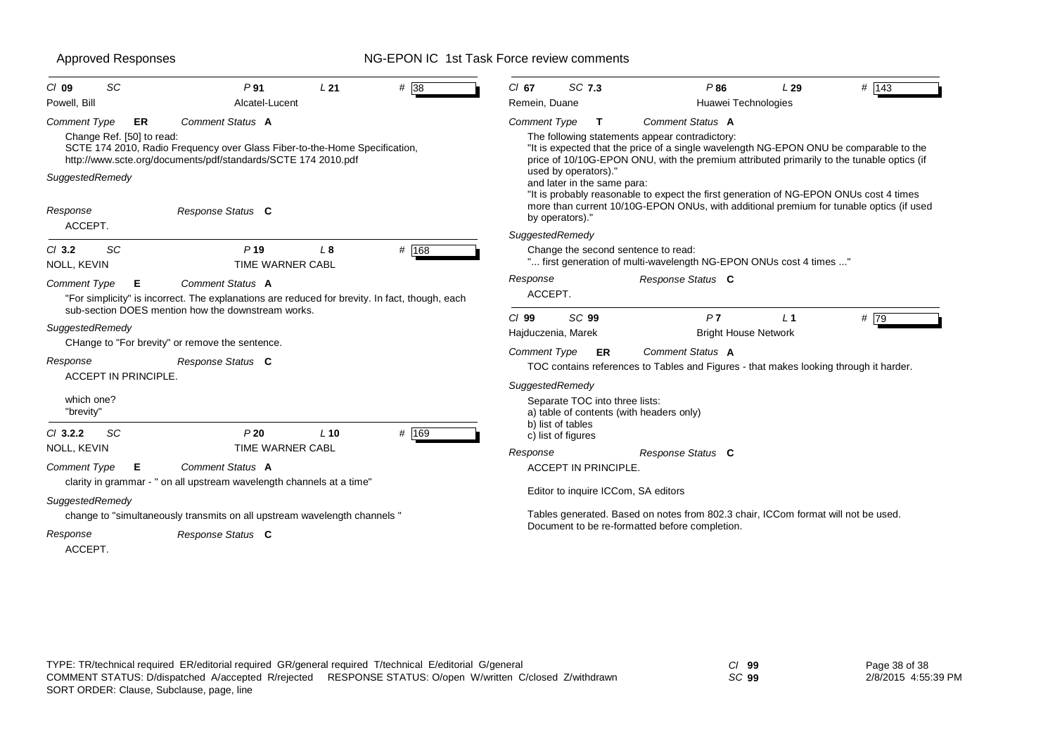Cl **09** SC  P **91** L **21** # 38
Powell, Bill — Alcatel-Lucent

*Comment Type* **ER** *Comment Status* **A**

Change Ref. [50] to read:
SCTE 174 2010, Radio Frequency over Glass Fiber-to-the-Home Specification, http://www.scte.org/documents/pdf/standards/SCTE 174 2010.pdf

*SuggestedRemedy*

*Response* *Response Status* **C**

ACCEPT.

---

Cl **3.2** SC  P **19** L **8** # 168
NOLL, KEVIN — TIME WARNER CABL

*Comment Type* **E** *Comment Status* **A**

"For simplicity" is incorrect. The explanations are reduced for brevity. In fact, though, each sub-section DOES mention how the downstream works.

*SuggestedRemedy*

CHange to "For brevity" or remove the sentence.

*Response* *Response Status* **C**

ACCEPT IN PRINCIPLE.

which one?
"brevity"

---

Cl **3.2.2** SC  P **20** L **10** # 169
NOLL, KEVIN — TIME WARNER CABL

*Comment Type* **E** *Comment Status* **A**

clarity in grammar - " on all upstream wavelength channels at a time"

*SuggestedRemedy*

change to "simultaneously transmits on all upstream wavelength channels "

*Response* *Response Status* **C**

ACCEPT.

---

Cl **67** SC **7.3** P **86** L **29** # 143
Remein, Duane — Huawei Technologies

*Comment Type* **T** *Comment Status* **A**

The following statements appear contradictory:
"It is expected that the price of a single wavelength NG-EPON ONU be comparable to the price of 10/10G-EPON ONU, with the premium attributed primarily to the tunable optics (if used by operators)."
and later in the same para:
"It is probably reasonable to expect the first generation of NG-EPON ONUs cost 4 times more than current 10/10G-EPON ONUs, with additional premium for tunable optics (if used by operators)."

*SuggestedRemedy*

Change the second sentence to read:
"... first generation of multi-wavelength NG-EPON ONUs cost 4 times ..."

*Response* *Response Status* **C**

ACCEPT.

---

Cl **99** SC **99** P **7** L **1** # 79
Hajduczenia, Marek — Bright House Network

*Comment Type* **ER** *Comment Status* **A**

TOC contains references to Tables and Figures - that makes looking through it harder.

*SuggestedRemedy*

Separate TOC into three lists:
a) table of contents (with headers only)
b) list of tables
c) list of figures

*Response* *Response Status* **C**

ACCEPT IN PRINCIPLE.

Editor to inquire ICCom, SA editors

Tables generated. Based on notes from 802.3 chair, ICCom format will not be used. Document to be re-formatted before completion.

---

TYPE: TR/technical required ER/editorial required GR/general required T/technical E/editorial G/general
COMMENT STATUS: D/dispatched A/accepted R/rejected RESPONSE STATUS: O/open W/written C/closed Z/withdrawn
SORT ORDER: Clause, Subclause, page, line